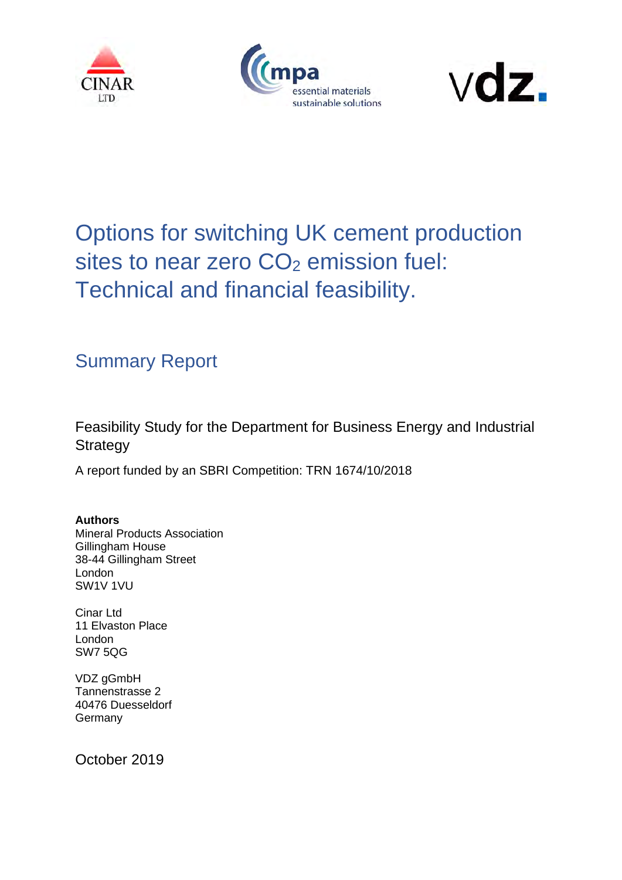# Options for switching UK cement production sites to near zero $CO_2$ emission fuel: Technical and financial feasibility.

## Summary Report

Feasibility Study for the Department for Business Energy and Industrial Strategy

A report funded by an SBRI Competition: TRN 1674/10/2018

**Authors**

Mineral Products Association
Gillingham House
38-44 Gillingham Street
London
SW1V 1VU

Cinar Ltd
11 Elvaston Place
London
SW7 5QG

VDZ gGmbH
Tannenstrasse 2
40476 Duesseldorf
Germany

October 2019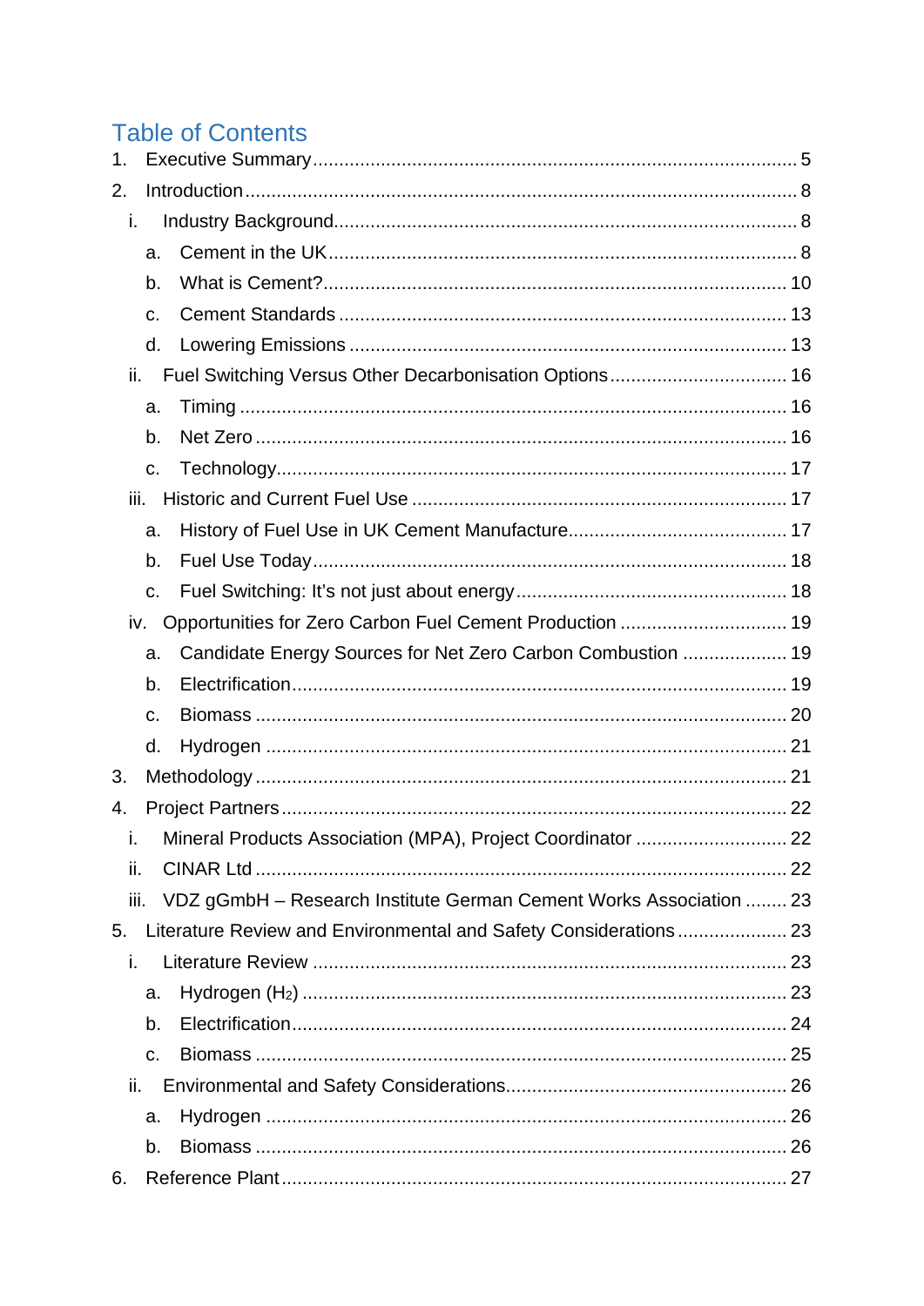# Table of Contents

1. Executive Summary ........................................................................................ 5
2. Introduction ...................................................................................................... 8
   - i. Industry Background ................................................................................... 8
     - a. Cement in the UK ..................................................................................... 8
     - b. What is Cement? ..................................................................................... 10
     - c. Cement Standards ................................................................................... 13
     - d. Lowering Emissions ................................................................................ 13
   - ii. Fuel Switching Versus Other Decarbonisation Options ............................... 16
     - a. Timing ..................................................................................................... 16
     - b. Net Zero .................................................................................................. 16
     - c. Technology ............................................................................................... 17
   - iii. Historic and Current Fuel Use ..................................................................... 17
     - a. History of Fuel Use in UK Cement Manufacture ........................................ 17
     - b. Fuel Use Today ........................................................................................ 18
     - c. Fuel Switching: It's not just about energy .................................................. 18
   - iv. Opportunities for Zero Carbon Fuel Cement Production .............................. 19
     - a. Candidate Energy Sources for Net Zero Carbon Combustion ..................... 19
     - b. Electrification ........................................................................................... 19
     - c. Biomass ................................................................................................... 20
     - d. Hydrogen ................................................................................................. 21
3. Methodology ..................................................................................................... 21
4. Project Partners ................................................................................................ 22
   - i. Mineral Products Association (MPA), Project Coordinator ............................ 22
   - ii. CINAR Ltd .................................................................................................... 22
   - iii. VDZ gGmbH – Research Institute German Cement Works Association ........ 23
5. Literature Review and Environmental and Safety Considerations ..................... 23
   - i. Literature Review .......................................................................................... 23
     - a. Hydrogen ($H_2$) ....................................................................................... 23
     - b. Electrification ........................................................................................... 24
     - c. Biomass ................................................................................................... 25
   - ii. Environmental and Safety Considerations ................................................... 26
     - a. Hydrogen ................................................................................................. 26
     - b. Biomass ................................................................................................... 26
6. Reference Plant ................................................................................................ 27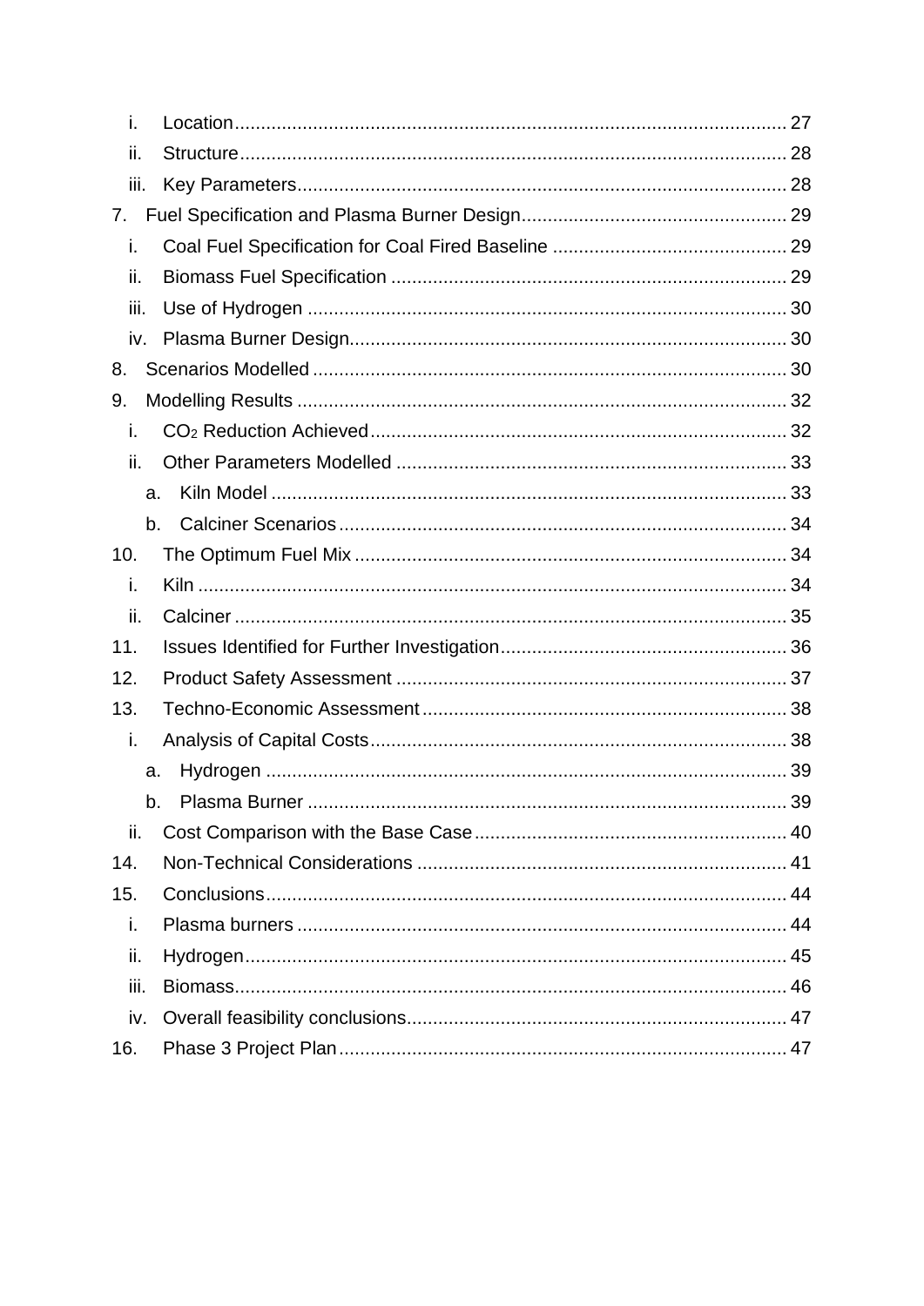- i. Location ........................................................................................................ 27
- ii. Structure ........................................................................................................ 28
- iii. Key Parameters ............................................................................................. 28

7. Fuel Specification and Plasma Burner Design ................................................... 29
   - i. Coal Fuel Specification for Coal Fired Baseline ............................................. 29
   - ii. Biomass Fuel Specification ........................................................................... 29
   - iii. Use of Hydrogen ........................................................................................... 30
   - iv. Plasma Burner Design ................................................................................... 30
8. Scenarios Modelled .......................................................................................... 30
9. Modelling Results ............................................................................................. 32
   - i. $CO_2$ Reduction Achieved ............................................................................... 32
   - ii. Other Parameters Modelled ........................................................................... 33
     - a. Kiln Model .................................................................................................. 33
     - b. Calciner Scenarios ..................................................................................... 34
10. The Optimum Fuel Mix .................................................................................. 34
    - i. Kiln ................................................................................................................ 34
    - ii. Calciner ......................................................................................................... 35
11. Issues Identified for Further Investigation ...................................................... 36
12. Product Safety Assessment ........................................................................... 37
13. Techno-Economic Assessment ..................................................................... 38
    - i. Analysis of Capital Costs ............................................................................... 38
      - a. Hydrogen .................................................................................................... 39
      - b. Plasma Burner ........................................................................................... 39
    - ii. Cost Comparison with the Base Case ............................................................ 40
14. Non-Technical Considerations ...................................................................... 41
15. Conclusions ................................................................................................... 44
    - i. Plasma burners ............................................................................................. 44
    - ii. Hydrogen ....................................................................................................... 45
    - iii. Biomass ........................................................................................................ 46
    - iv. Overall feasibility conclusions ........................................................................ 47
16. Phase 3 Project Plan ...................................................................................... 47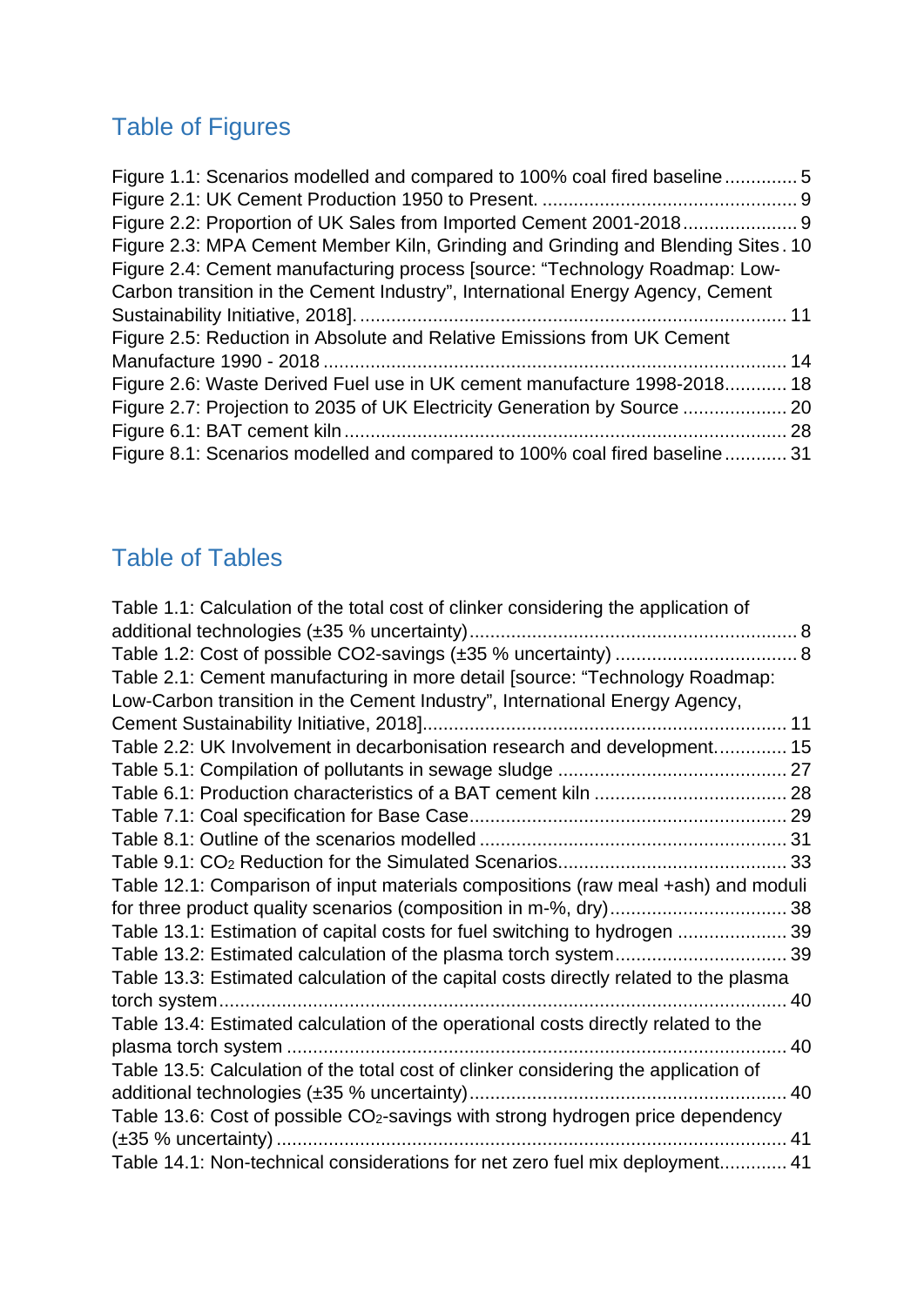## Table of Figures

Figure 1.1: Scenarios modelled and compared to 100% coal fired baseline .............. 5
Figure 2.1: UK Cement Production 1950 to Present. ................................................ 9
Figure 2.2: Proportion of UK Sales from Imported Cement 2001-2018 ...................... 9
Figure 2.3: MPA Cement Member Kiln, Grinding and Grinding and Blending Sites . 10
Figure 2.4: Cement manufacturing process [source: "Technology Roadmap: Low-Carbon transition in the Cement Industry", International Energy Agency, Cement Sustainability Initiative, 2018]. ................................................................................ 11
Figure 2.5: Reduction in Absolute and Relative Emissions from UK Cement Manufacture 1990 - 2018 ........................................................................................ 14
Figure 2.6: Waste Derived Fuel use in UK cement manufacture 1998-2018............ 18
Figure 2.7: Projection to 2035 of UK Electricity Generation by Source .................... 20
Figure 6.1: BAT cement kiln ..................................................................................... 28
Figure 8.1: Scenarios modelled and compared to 100% coal fired baseline ............ 31

## Table of Tables

Table 1.1: Calculation of the total cost of clinker considering the application of additional technologies (±35 % uncertainty).............................................................. 8
Table 1.2: Cost of possible CO2-savings (±35 % uncertainty) .................................. 8
Table 2.1: Cement manufacturing in more detail [source: "Technology Roadmap: Low-Carbon transition in the Cement Industry", International Energy Agency, Cement Sustainability Initiative, 2018].................................................................... 11
Table 2.2: UK Involvement in decarbonisation research and development.............. 15
Table 5.1: Compilation of pollutants in sewage sludge ............................................ 27
Table 6.1: Production characteristics of a BAT cement kiln ..................................... 28
Table 7.1: Coal specification for Base Case............................................................. 29
Table 8.1: Outline of the scenarios modelled ........................................................... 31
Table 9.1: $CO_2$ Reduction for the Simulated Scenarios............................................ 33
Table 12.1: Comparison of input materials compositions (raw meal +ash) and moduli for three product quality scenarios (composition in m-%, dry).................................. 38
Table 13.1: Estimation of capital costs for fuel switching to hydrogen ..................... 39
Table 13.2: Estimated calculation of the plasma torch system................................. 39
Table 13.3: Estimated calculation of the capital costs directly related to the plasma torch system............................................................................................................ 40
Table 13.4: Estimated calculation of the operational costs directly related to the plasma torch system ................................................................................................ 40
Table 13.5: Calculation of the total cost of clinker considering the application of additional technologies (±35 % uncertainty)............................................................. 40
Table 13.6: Cost of possible $CO_2$-savings with strong hydrogen price dependency (±35 % uncertainty) .................................................................................................. 41
Table 14.1: Non-technical considerations for net zero fuel mix deployment............. 41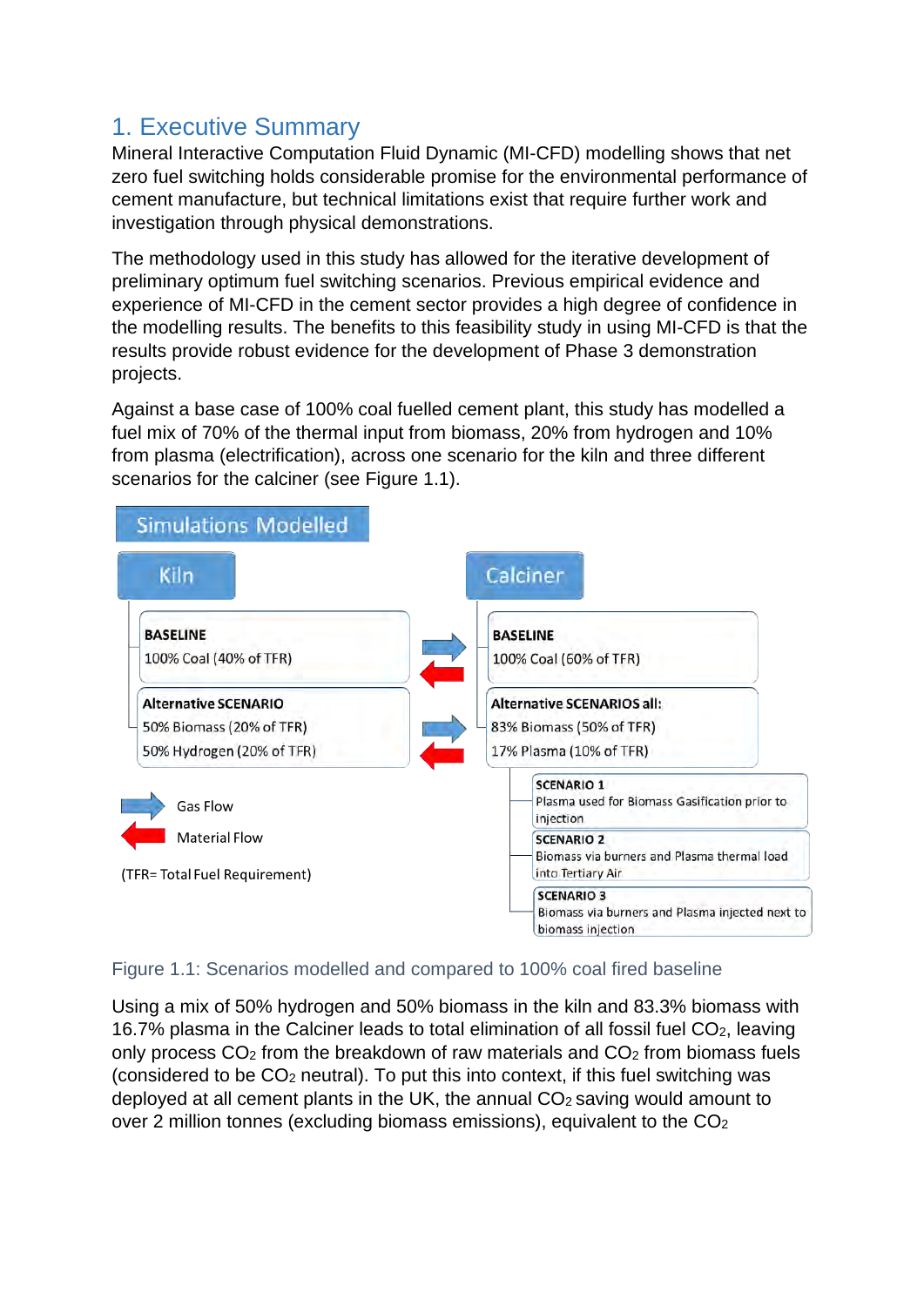# 1. Executive Summary

Mineral Interactive Computation Fluid Dynamic (MI-CFD) modelling shows that net zero fuel switching holds considerable promise for the environmental performance of cement manufacture, but technical limitations exist that require further work and investigation through physical demonstrations.

The methodology used in this study has allowed for the iterative development of preliminary optimum fuel switching scenarios. Previous empirical evidence and experience of MI-CFD in the cement sector provides a high degree of confidence in the modelling results. The benefits to this feasibility study in using MI-CFD is that the results provide robust evidence for the development of Phase 3 demonstration projects.

Against a base case of 100% coal fuelled cement plant, this study has modelled a fuel mix of 70% of the thermal input from biomass, 20% from hydrogen and 10% from plasma (electrification), across one scenario for the kiln and three different scenarios for the calciner (see Figure 1.1).

**Simulations Modelled**

**Kiln**

- **BASELINE**
  100% Coal (40% of TFR)
- **Alternative SCENARIO**
  50% Biomass (20% of TFR)
  50% Hydrogen (20% of TFR)

**Calciner**

- **BASELINE**
  100% Coal (60% of TFR)
- **Alternative SCENARIOS all:**
  83% Biomass (50% of TFR)
  17% Plasma (10% of TFR)
  - **SCENARIO 1**
    Plasma used for Biomass Gasification prior to injection
  - **SCENARIO 2**
    Biomass via burners and Plasma thermal load into Tertiary Air
  - **SCENARIO 3**
    Biomass via burners and Plasma injected next to biomass injection

Gas Flow

Material Flow

(TFR= Total Fuel Requirement)

Figure 1.1: Scenarios modelled and compared to 100% coal fired baseline

Using a mix of 50% hydrogen and 50% biomass in the kiln and 83.3% biomass with 16.7% plasma in the Calciner leads to total elimination of all fossil fuel $CO_2$, leaving only process $CO_2$ from the breakdown of raw materials and $CO_2$ from biomass fuels (considered to be $CO_2$ neutral). To put this into context, if this fuel switching was deployed at all cement plants in the UK, the annual $CO_2$ saving would amount to over 2 million tonnes (excluding biomass emissions), equivalent to the $CO_2$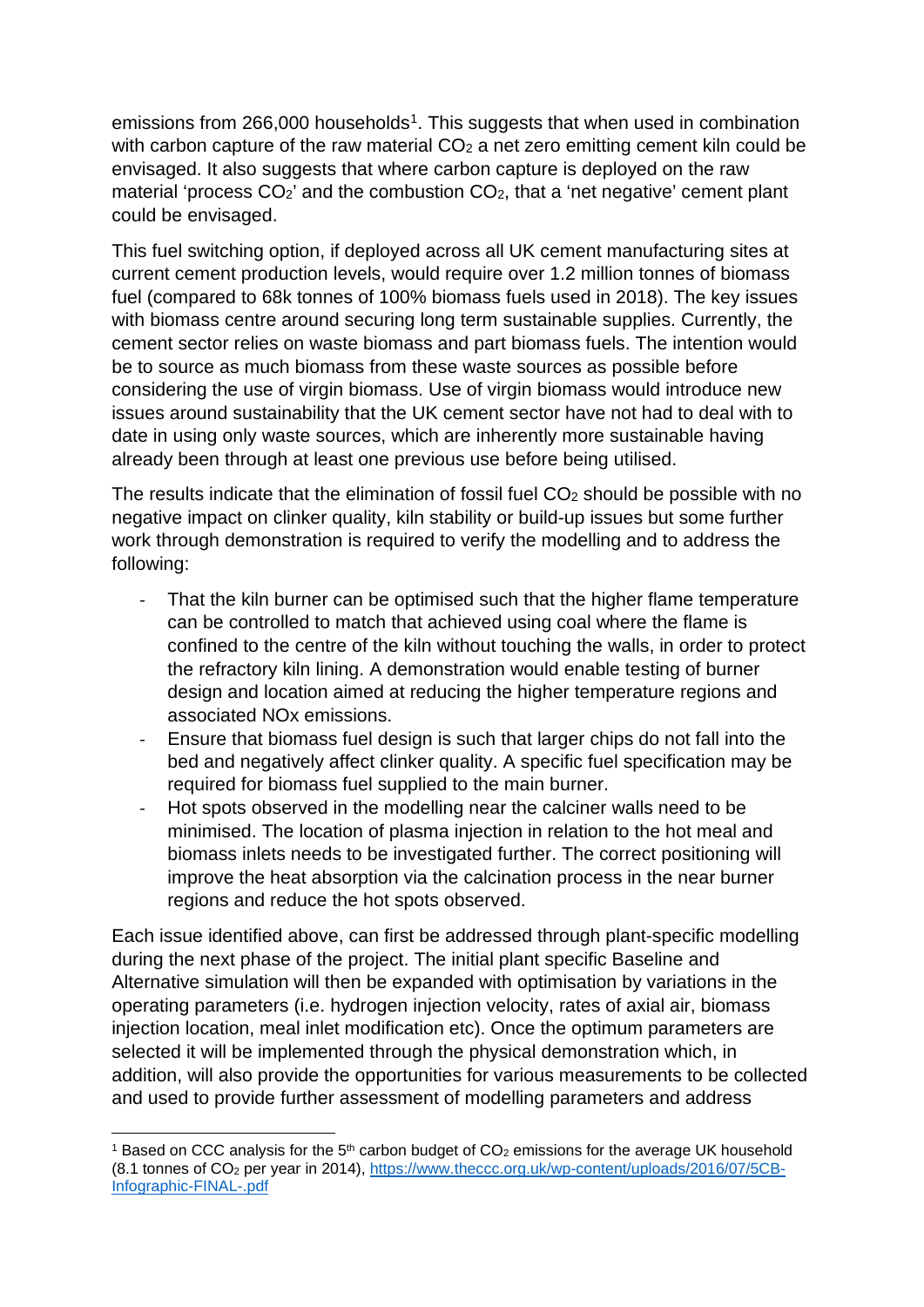emissions from 266,000 households[1]. This suggests that when used in combination with carbon capture of the raw material $CO_2$ a net zero emitting cement kiln could be envisaged. It also suggests that where carbon capture is deployed on the raw material 'process $CO_2$' and the combustion $CO_2$, that a 'net negative' cement plant could be envisaged.

This fuel switching option, if deployed across all UK cement manufacturing sites at current cement production levels, would require over 1.2 million tonnes of biomass fuel (compared to 68k tonnes of 100% biomass fuels used in 2018). The key issues with biomass centre around securing long term sustainable supplies. Currently, the cement sector relies on waste biomass and part biomass fuels. The intention would be to source as much biomass from these waste sources as possible before considering the use of virgin biomass. Use of virgin biomass would introduce new issues around sustainability that the UK cement sector have not had to deal with to date in using only waste sources, which are inherently more sustainable having already been through at least one previous use before being utilised.

The results indicate that the elimination of fossil fuel $CO_2$ should be possible with no negative impact on clinker quality, kiln stability or build-up issues but some further work through demonstration is required to verify the modelling and to address the following:

- That the kiln burner can be optimised such that the higher flame temperature can be controlled to match that achieved using coal where the flame is confined to the centre of the kiln without touching the walls, in order to protect the refractory kiln lining. A demonstration would enable testing of burner design and location aimed at reducing the higher temperature regions and associated NOx emissions.
- Ensure that biomass fuel design is such that larger chips do not fall into the bed and negatively affect clinker quality. A specific fuel specification may be required for biomass fuel supplied to the main burner.
- Hot spots observed in the modelling near the calciner walls need to be minimised. The location of plasma injection in relation to the hot meal and biomass inlets needs to be investigated further. The correct positioning will improve the heat absorption via the calcination process in the near burner regions and reduce the hot spots observed.

Each issue identified above, can first be addressed through plant-specific modelling during the next phase of the project. The initial plant specific Baseline and Alternative simulation will then be expanded with optimisation by variations in the operating parameters (i.e. hydrogen injection velocity, rates of axial air, biomass injection location, meal inlet modification etc). Once the optimum parameters are selected it will be implemented through the physical demonstration which, in addition, will also provide the opportunities for various measurements to be collected and used to provide further assessment of modelling parameters and address

[1] Based on CCC analysis for the 5th carbon budget of $CO_2$ emissions for the average UK household (8.1 tonnes of $CO_2$ per year in 2014), https://www.theccc.org.uk/wp-content/uploads/2016/07/5CB-Infographic-FINAL-.pdf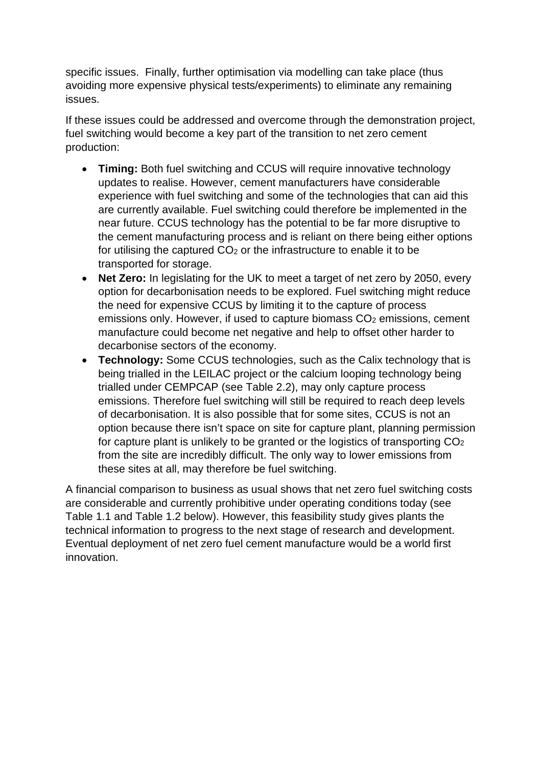specific issues. Finally, further optimisation via modelling can take place (thus avoiding more expensive physical tests/experiments) to eliminate any remaining issues.

If these issues could be addressed and overcome through the demonstration project, fuel switching would become a key part of the transition to net zero cement production:

- **Timing:** Both fuel switching and CCUS will require innovative technology updates to realise. However, cement manufacturers have considerable experience with fuel switching and some of the technologies that can aid this are currently available. Fuel switching could therefore be implemented in the near future. CCUS technology has the potential to be far more disruptive to the cement manufacturing process and is reliant on there being either options for utilising the captured $CO_2$ or the infrastructure to enable it to be transported for storage.
- **Net Zero:** In legislating for the UK to meet a target of net zero by 2050, every option for decarbonisation needs to be explored. Fuel switching might reduce the need for expensive CCUS by limiting it to the capture of process emissions only. However, if used to capture biomass $CO_2$ emissions, cement manufacture could become net negative and help to offset other harder to decarbonise sectors of the economy.
- **Technology:** Some CCUS technologies, such as the Calix technology that is being trialled in the LEILAC project or the calcium looping technology being trialled under CEMPCAP (see Table 2.2), may only capture process emissions. Therefore fuel switching will still be required to reach deep levels of decarbonisation. It is also possible that for some sites, CCUS is not an option because there isn't space on site for capture plant, planning permission for capture plant is unlikely to be granted or the logistics of transporting $CO_2$ from the site are incredibly difficult. The only way to lower emissions from these sites at all, may therefore be fuel switching.

A financial comparison to business as usual shows that net zero fuel switching costs are considerable and currently prohibitive under operating conditions today (see Table 1.1 and Table 1.2 below). However, this feasibility study gives plants the technical information to progress to the next stage of research and development. Eventual deployment of net zero fuel cement manufacture would be a world first innovation.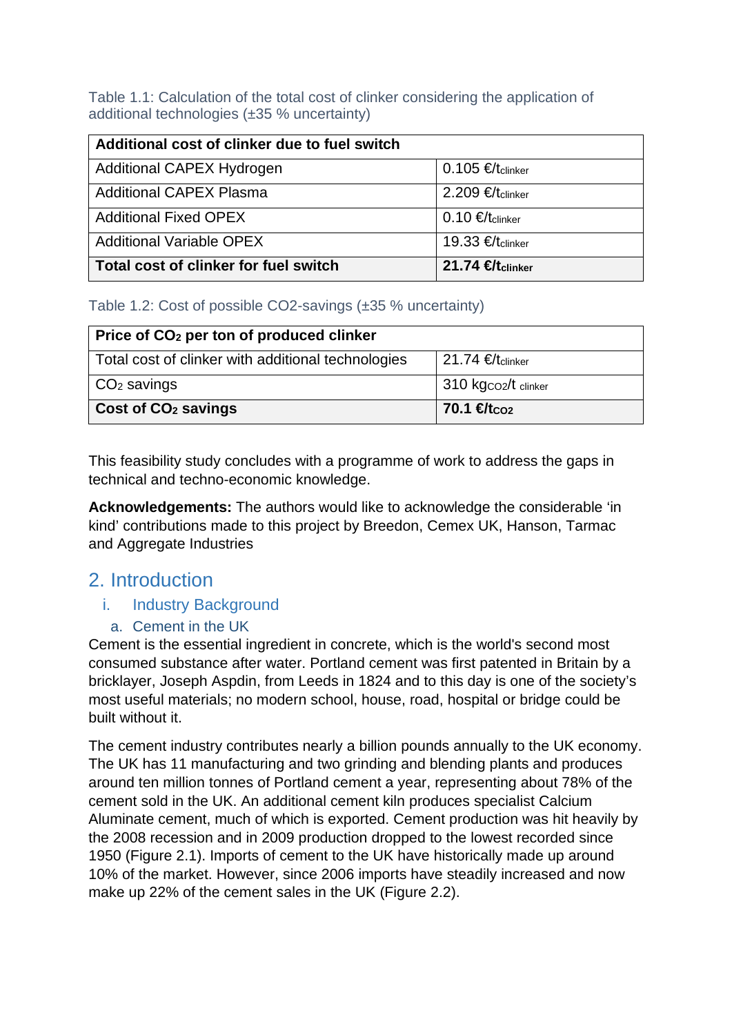Table 1.1: Calculation of the total cost of clinker considering the application of additional technologies (±35 % uncertainty)

| **Additional cost of clinker due to fuel switch** | |
|---|---|
| Additional CAPEX Hydrogen | 0.105 €/$t_{clinker}$ |
| Additional CAPEX Plasma | 2.209 €/$t_{clinker}$ |
| Additional Fixed OPEX | 0.10 €/$t_{clinker}$ |
| Additional Variable OPEX | 19.33 €/$t_{clinker}$ |
| **Total cost of clinker for fuel switch** | **21.74 €/$t_{clinker}$** |

Table 1.2: Cost of possible CO2-savings (±35 % uncertainty)

| **Price of $CO_2$ per ton of produced clinker** | |
|---|---|
| Total cost of clinker with additional technologies | 21.74 €/$t_{clinker}$ |
| $CO_2$ savings | 310 $kg_{CO2}$/t $_{clinker}$ |
| **Cost of $CO_2$ savings** | **70.1 €/$t_{CO2}$** |

This feasibility study concludes with a programme of work to address the gaps in technical and techno-economic knowledge.

**Acknowledgements:** The authors would like to acknowledge the considerable 'in kind' contributions made to this project by Breedon, Cemex UK, Hanson, Tarmac and Aggregate Industries

# 2. Introduction

## i. Industry Background

### a. Cement in the UK

Cement is the essential ingredient in concrete, which is the world's second most consumed substance after water. Portland cement was first patented in Britain by a bricklayer, Joseph Aspdin, from Leeds in 1824 and to this day is one of the society's most useful materials; no modern school, house, road, hospital or bridge could be built without it.

The cement industry contributes nearly a billion pounds annually to the UK economy. The UK has 11 manufacturing and two grinding and blending plants and produces around ten million tonnes of Portland cement a year, representing about 78% of the cement sold in the UK. An additional cement kiln produces specialist Calcium Aluminate cement, much of which is exported. Cement production was hit heavily by the 2008 recession and in 2009 production dropped to the lowest recorded since 1950 (Figure 2.1). Imports of cement to the UK have historically made up around 10% of the market. However, since 2006 imports have steadily increased and now make up 22% of the cement sales in the UK (Figure 2.2).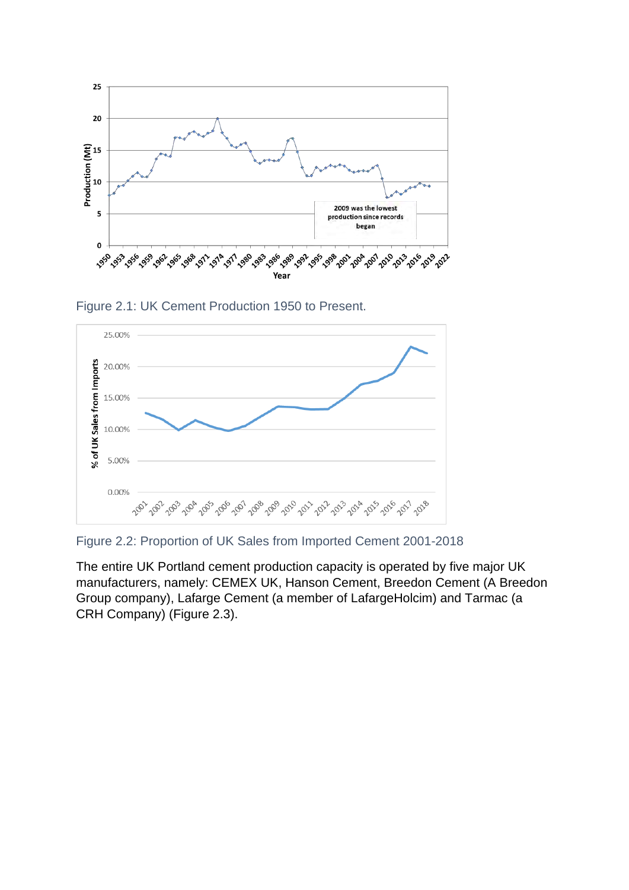Figure 2.1: UK Cement Production 1950 to Present.

Figure 2.2: Proportion of UK Sales from Imported Cement 2001-2018

The entire UK Portland cement production capacity is operated by five major UK manufacturers, namely: CEMEX UK, Hanson Cement, Breedon Cement (A Breedon Group company), Lafarge Cement (a member of LafargeHolcim) and Tarmac (a CRH Company) (Figure 2.3).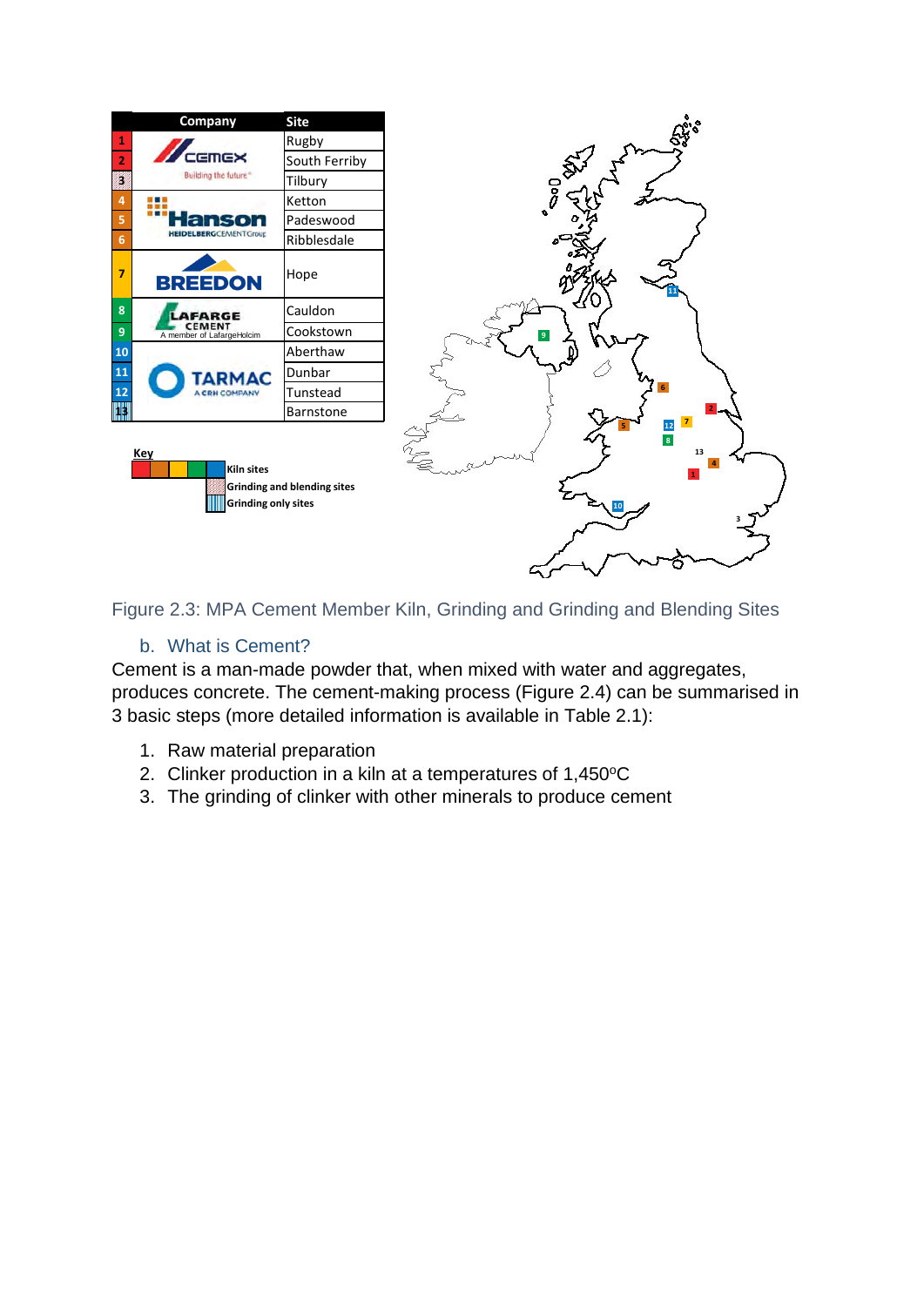| | Company | Site |
|---|---|---|
| 1 | CEMEX Building the future | Rugby |
| 2 | | South Ferriby |
| 3 | | Tilbury |
| 4 | Hanson HEIDELBERGCEMENTGroup | Ketton |
| 5 | | Padeswood |
| 6 | | Ribblesdale |
| 7 | BREEDON | Hope |
| 8 | LAFARGE CEMENT A member of LafargeHolcim | Cauldon |
| 9 | | Cookstown |
| 10 | TARMAC A CRH COMPANY | Aberthaw |
| 11 | | Dunbar |
| 12 | | Tunstead |
| 13 | | Barnstone |

**Key**

- Kiln sites
- Grinding and blending sites
- Grinding only sites

Figure 2.3: MPA Cement Member Kiln, Grinding and Grinding and Blending Sites

## b. What is Cement?

Cement is a man-made powder that, when mixed with water and aggregates, produces concrete. The cement-making process (Figure 2.4) can be summarised in 3 basic steps (more detailed information is available in Table 2.1):

1. Raw material preparation
2. Clinker production in a kiln at a temperatures of 1,450°C
3. The grinding of clinker with other minerals to produce cement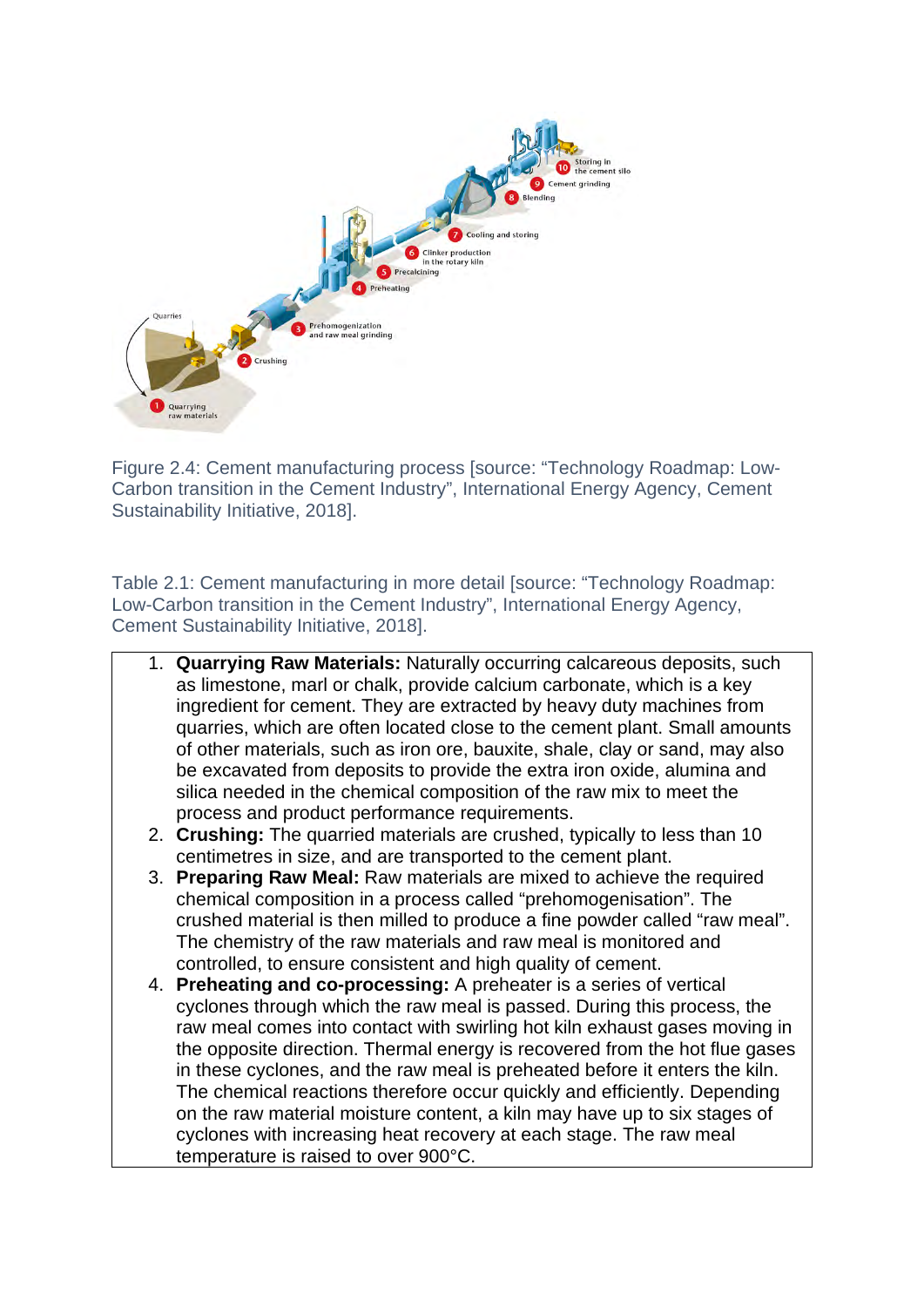Figure 2.4: Cement manufacturing process [source: "Technology Roadmap: Low-Carbon transition in the Cement Industry", International Energy Agency, Cement Sustainability Initiative, 2018].

Table 2.1: Cement manufacturing in more detail [source: "Technology Roadmap: Low-Carbon transition in the Cement Industry", International Energy Agency, Cement Sustainability Initiative, 2018].

1. **Quarrying Raw Materials:** Naturally occurring calcareous deposits, such as limestone, marl or chalk, provide calcium carbonate, which is a key ingredient for cement. They are extracted by heavy duty machines from quarries, which are often located close to the cement plant. Small amounts of other materials, such as iron ore, bauxite, shale, clay or sand, may also be excavated from deposits to provide the extra iron oxide, alumina and silica needed in the chemical composition of the raw mix to meet the process and product performance requirements.
2. **Crushing:** The quarried materials are crushed, typically to less than 10 centimetres in size, and are transported to the cement plant.
3. **Preparing Raw Meal:** Raw materials are mixed to achieve the required chemical composition in a process called "prehomogenisation". The crushed material is then milled to produce a fine powder called "raw meal". The chemistry of the raw materials and raw meal is monitored and controlled, to ensure consistent and high quality of cement.
4. **Preheating and co-processing:** A preheater is a series of vertical cyclones through which the raw meal is passed. During this process, the raw meal comes into contact with swirling hot kiln exhaust gases moving in the opposite direction. Thermal energy is recovered from the hot flue gases in these cyclones, and the raw meal is preheated before it enters the kiln. The chemical reactions therefore occur quickly and efficiently. Depending on the raw material moisture content, a kiln may have up to six stages of cyclones with increasing heat recovery at each stage. The raw meal temperature is raised to over 900°C.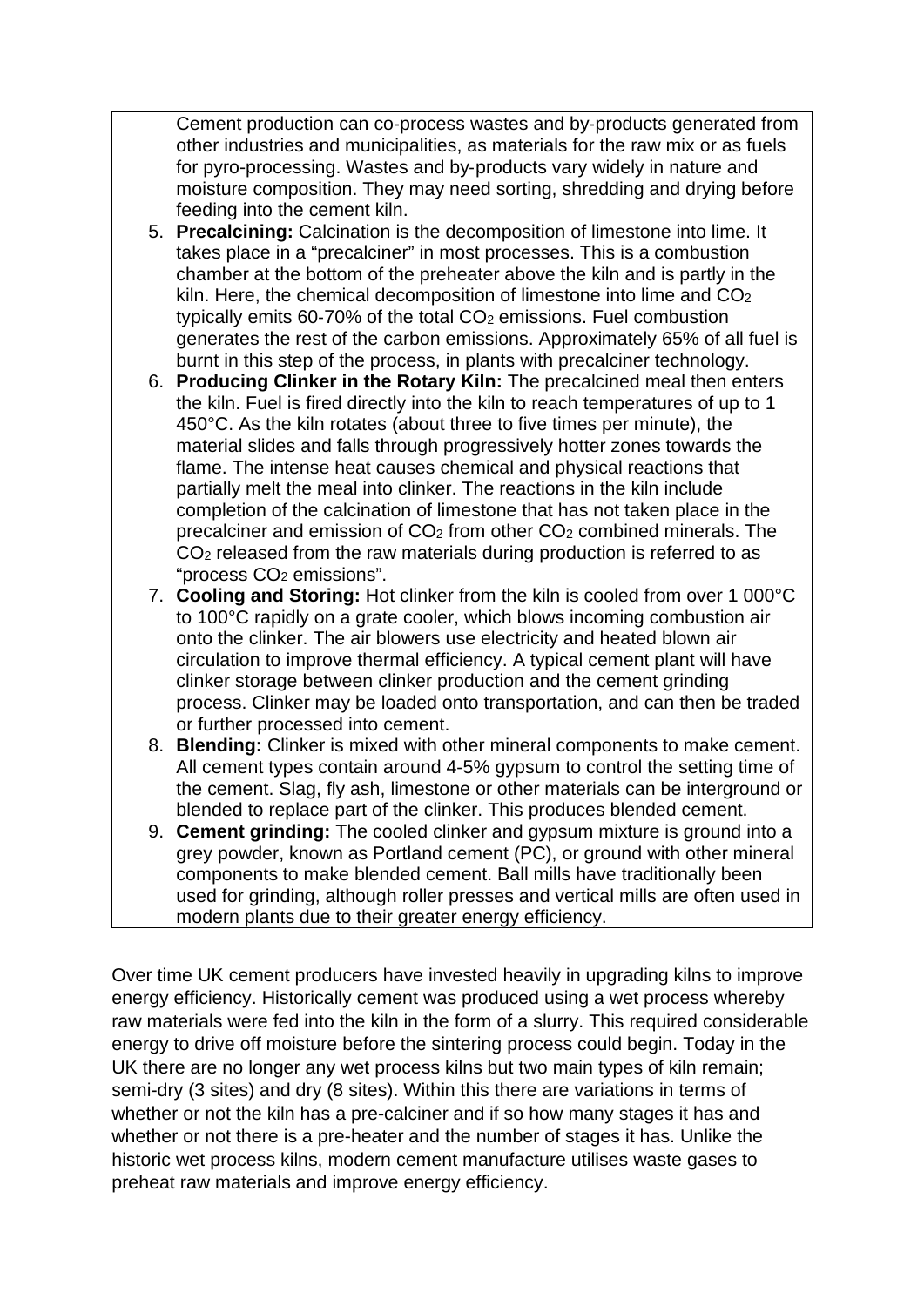Cement production can co-process wastes and by-products generated from other industries and municipalities, as materials for the raw mix or as fuels for pyro-processing. Wastes and by-products vary widely in nature and moisture composition. They may need sorting, shredding and drying before feeding into the cement kiln.

5. **Precalcining:** Calcination is the decomposition of limestone into lime. It takes place in a "precalciner" in most processes. This is a combustion chamber at the bottom of the preheater above the kiln and is partly in the kiln. Here, the chemical decomposition of limestone into lime and $CO_2$ typically emits 60-70% of the total $CO_2$ emissions. Fuel combustion generates the rest of the carbon emissions. Approximately 65% of all fuel is burnt in this step of the process, in plants with precalciner technology.
6. **Producing Clinker in the Rotary Kiln:** The precalcined meal then enters the kiln. Fuel is fired directly into the kiln to reach temperatures of up to 1 450°C. As the kiln rotates (about three to five times per minute), the material slides and falls through progressively hotter zones towards the flame. The intense heat causes chemical and physical reactions that partially melt the meal into clinker. The reactions in the kiln include completion of the calcination of limestone that has not taken place in the precalciner and emission of $CO_2$ from other $CO_2$ combined minerals. The $CO_2$ released from the raw materials during production is referred to as "process $CO_2$ emissions".
7. **Cooling and Storing:** Hot clinker from the kiln is cooled from over 1 000°C to 100°C rapidly on a grate cooler, which blows incoming combustion air onto the clinker. The air blowers use electricity and heated blown air circulation to improve thermal efficiency. A typical cement plant will have clinker storage between clinker production and the cement grinding process. Clinker may be loaded onto transportation, and can then be traded or further processed into cement.
8. **Blending:** Clinker is mixed with other mineral components to make cement. All cement types contain around 4-5% gypsum to control the setting time of the cement. Slag, fly ash, limestone or other materials can be interground or blended to replace part of the clinker. This produces blended cement.
9. **Cement grinding:** The cooled clinker and gypsum mixture is ground into a grey powder, known as Portland cement (PC), or ground with other mineral components to make blended cement. Ball mills have traditionally been used for grinding, although roller presses and vertical mills are often used in modern plants due to their greater energy efficiency.

Over time UK cement producers have invested heavily in upgrading kilns to improve energy efficiency. Historically cement was produced using a wet process whereby raw materials were fed into the kiln in the form of a slurry. This required considerable energy to drive off moisture before the sintering process could begin. Today in the UK there are no longer any wet process kilns but two main types of kiln remain; semi-dry (3 sites) and dry (8 sites). Within this there are variations in terms of whether or not the kiln has a pre-calciner and if so how many stages it has and whether or not there is a pre-heater and the number of stages it has. Unlike the historic wet process kilns, modern cement manufacture utilises waste gases to preheat raw materials and improve energy efficiency.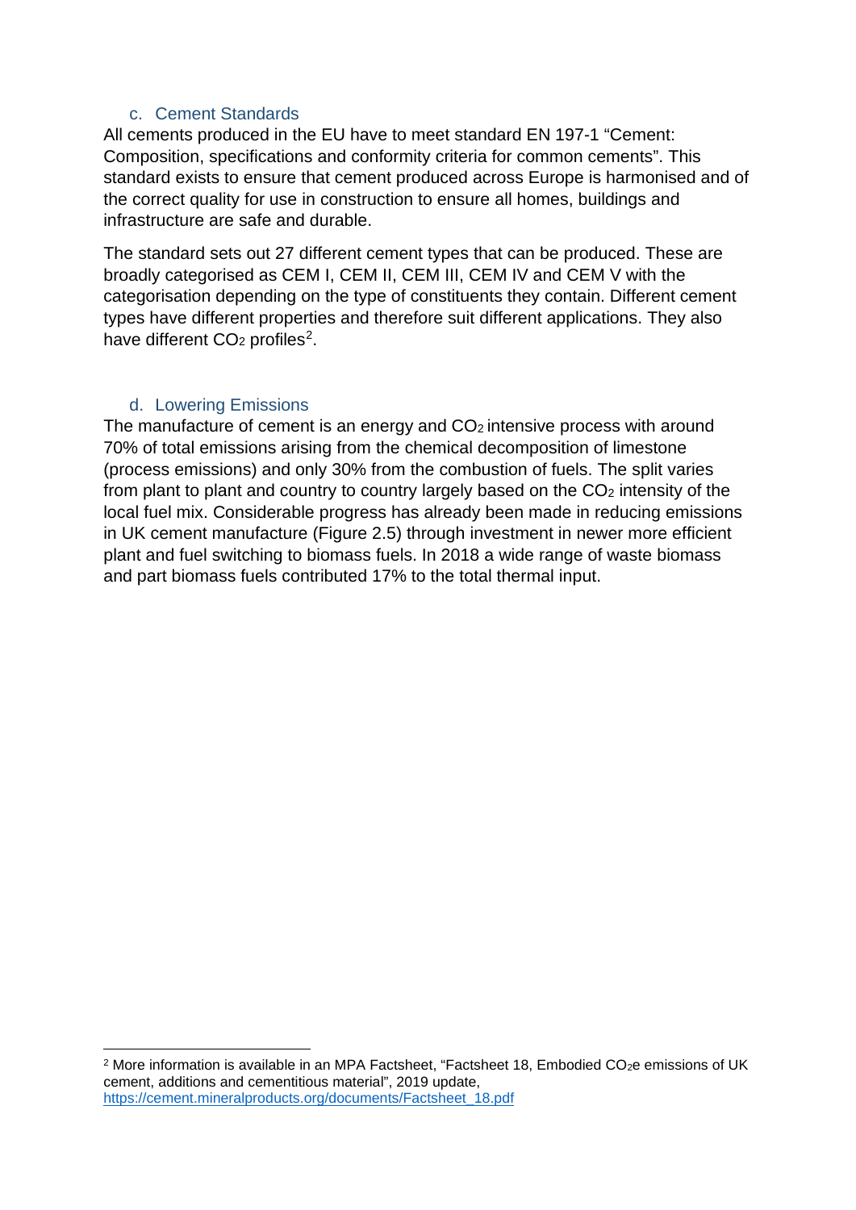### c. Cement Standards

All cements produced in the EU have to meet standard EN 197-1 “Cement: Composition, specifications and conformity criteria for common cements”. This standard exists to ensure that cement produced across Europe is harmonised and of the correct quality for use in construction to ensure all homes, buildings and infrastructure are safe and durable.

The standard sets out 27 different cement types that can be produced. These are broadly categorised as CEM I, CEM II, CEM III, CEM IV and CEM V with the categorisation depending on the type of constituents they contain. Different cement types have different properties and therefore suit different applications. They also have different $CO_2$ profiles[2].

### d. Lowering Emissions

The manufacture of cement is an energy and $CO_2$ intensive process with around 70% of total emissions arising from the chemical decomposition of limestone (process emissions) and only 30% from the combustion of fuels. The split varies from plant to plant and country to country largely based on the $CO_2$ intensity of the local fuel mix. Considerable progress has already been made in reducing emissions in UK cement manufacture (Figure 2.5) through investment in newer more efficient plant and fuel switching to biomass fuels. In 2018 a wide range of waste biomass and part biomass fuels contributed 17% to the total thermal input.

---

[2] More information is available in an MPA Factsheet, “Factsheet 18, Embodied $CO_2e$ emissions of UK cement, additions and cementitious material”, 2019 update, https://cement.mineralproducts.org/documents/Factsheet_18.pdf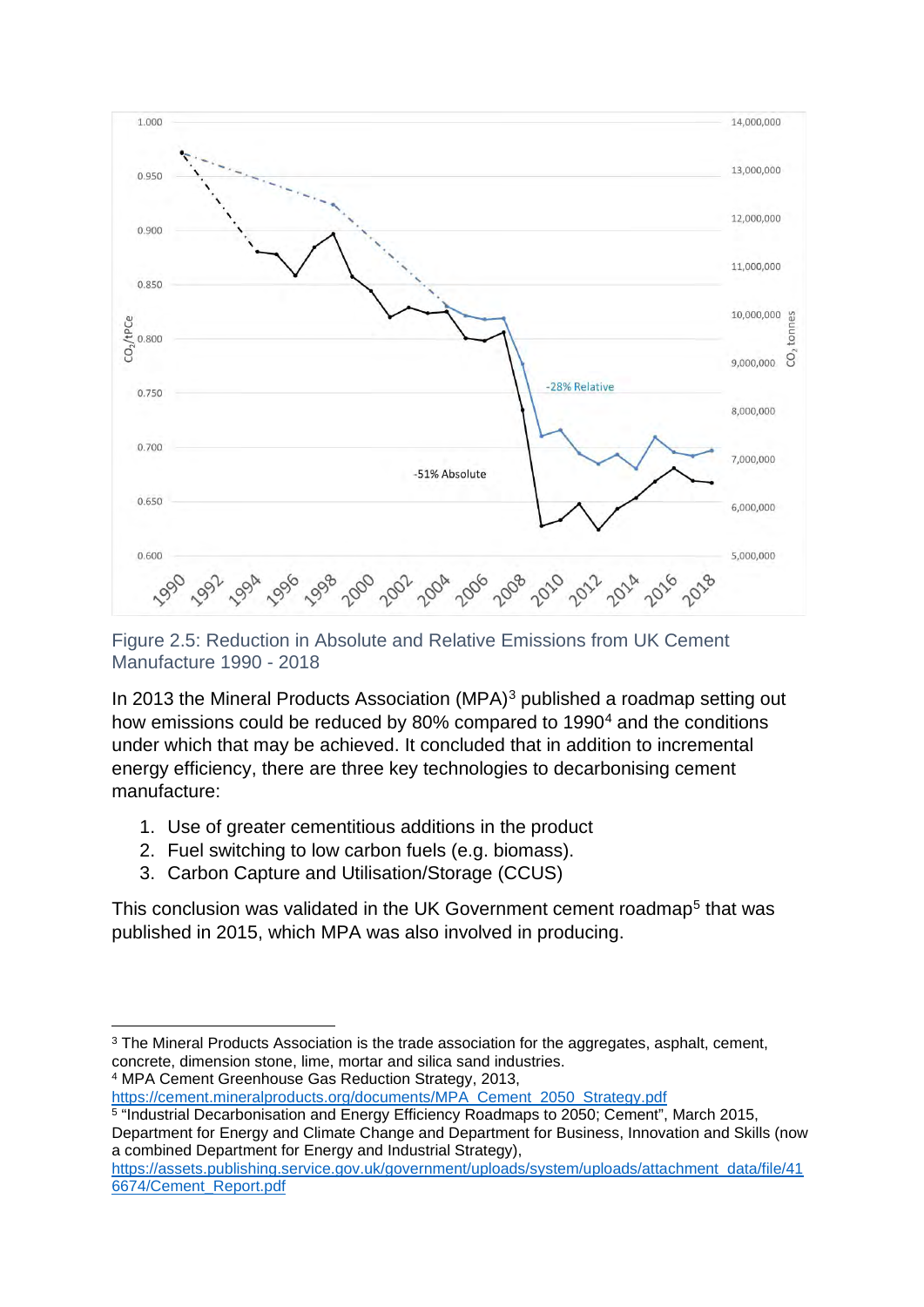Figure 2.5: Reduction in Absolute and Relative Emissions from UK Cement Manufacture 1990 - 2018

In 2013 the Mineral Products Association (MPA)[3] published a roadmap setting out how emissions could be reduced by 80% compared to 1990[4] and the conditions under which that may be achieved. It concluded that in addition to incremental energy efficiency, there are three key technologies to decarbonising cement manufacture:

1. Use of greater cementitious additions in the product
2. Fuel switching to low carbon fuels (e.g. biomass).
3. Carbon Capture and Utilisation/Storage (CCUS)

This conclusion was validated in the UK Government cement roadmap[5] that was published in 2015, which MPA was also involved in producing.

---

[3] The Mineral Products Association is the trade association for the aggregates, asphalt, cement, concrete, dimension stone, lime, mortar and silica sand industries.

[4] MPA Cement Greenhouse Gas Reduction Strategy, 2013, https://cement.mineralproducts.org/documents/MPA_Cement_2050_Strategy.pdf

[5] "Industrial Decarbonisation and Energy Efficiency Roadmaps to 2050; Cement", March 2015, Department for Energy and Climate Change and Department for Business, Innovation and Skills (now a combined Department for Energy and Industrial Strategy), https://assets.publishing.service.gov.uk/government/uploads/system/uploads/attachment_data/file/416674/Cement_Report.pdf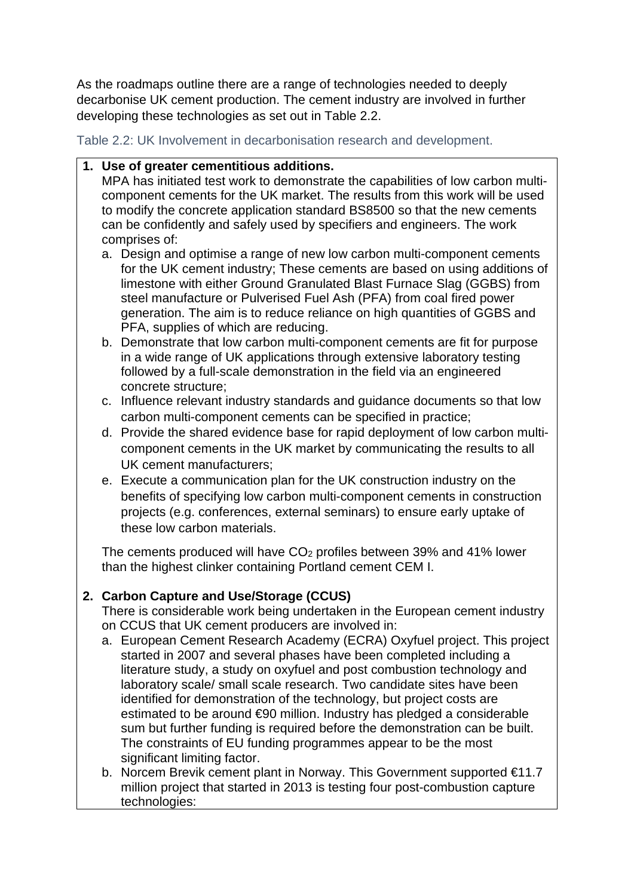As the roadmaps outline there are a range of technologies needed to deeply decarbonise UK cement production. The cement industry are involved in further developing these technologies as set out in Table 2.2.

Table 2.2: UK Involvement in decarbonisation research and development.

1. **Use of greater cementitious additions.**
   MPA has initiated test work to demonstrate the capabilities of low carbon multi-component cements for the UK market. The results from this work will be used to modify the concrete application standard BS8500 so that the new cements can be confidently and safely used by specifiers and engineers. The work comprises of:
   a. Design and optimise a range of new low carbon multi-component cements for the UK cement industry; These cements are based on using additions of limestone with either Ground Granulated Blast Furnace Slag (GGBS) from steel manufacture or Pulverised Fuel Ash (PFA) from coal fired power generation. The aim is to reduce reliance on high quantities of GGBS and PFA, supplies of which are reducing.
   b. Demonstrate that low carbon multi-component cements are fit for purpose in a wide range of UK applications through extensive laboratory testing followed by a full-scale demonstration in the field via an engineered concrete structure;
   c. Influence relevant industry standards and guidance documents so that low carbon multi-component cements can be specified in practice;
   d. Provide the shared evidence base for rapid deployment of low carbon multi-component cements in the UK market by communicating the results to all UK cement manufacturers;
   e. Execute a communication plan for the UK construction industry on the benefits of specifying low carbon multi-component cements in construction projects (e.g. conferences, external seminars) to ensure early uptake of these low carbon materials.

   The cements produced will have $CO_2$ profiles between 39% and 41% lower than the highest clinker containing Portland cement CEM I.

2. **Carbon Capture and Use/Storage (CCUS)**
   There is considerable work being undertaken in the European cement industry on CCUS that UK cement producers are involved in:
   a. European Cement Research Academy (ECRA) Oxyfuel project. This project started in 2007 and several phases have been completed including a literature study, a study on oxyfuel and post combustion technology and laboratory scale/ small scale research. Two candidate sites have been identified for demonstration of the technology, but project costs are estimated to be around €90 million. Industry has pledged a considerable sum but further funding is required before the demonstration can be built. The constraints of EU funding programmes appear to be the most significant limiting factor.
   b. Norcem Brevik cement plant in Norway. This Government supported €11.7 million project that started in 2013 is testing four post-combustion capture technologies: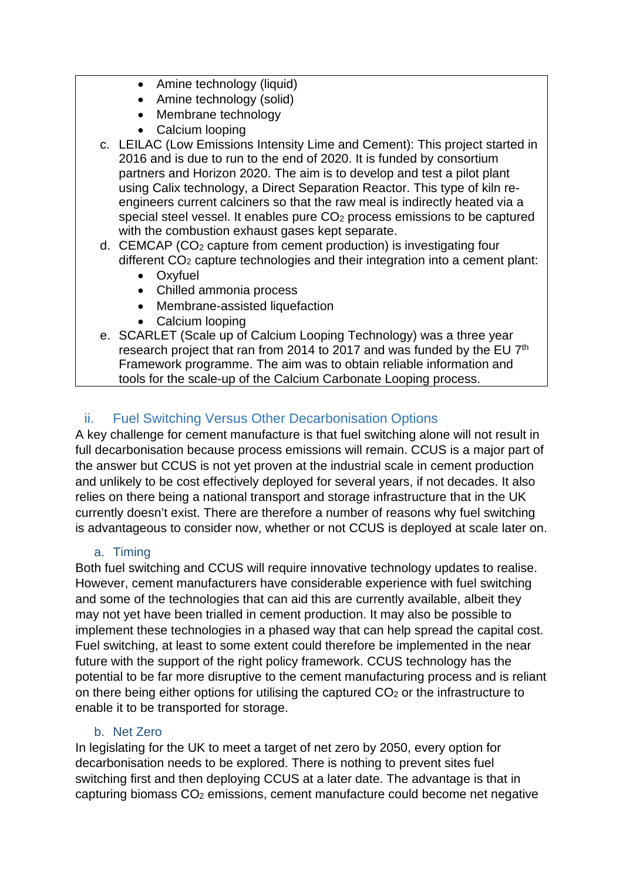- Amine technology (liquid)
- Amine technology (solid)
- Membrane technology
- Calcium looping

c. LEILAC (Low Emissions Intensity Lime and Cement): This project started in 2016 and is due to run to the end of 2020. It is funded by consortium partners and Horizon 2020. The aim is to develop and test a pilot plant using Calix technology, a Direct Separation Reactor. This type of kiln re-engineers current calciners so that the raw meal is indirectly heated via a special steel vessel. It enables pure $CO_2$ process emissions to be captured with the combustion exhaust gases kept separate.

d. CEMCAP ($CO_2$ capture from cement production) is investigating four different $CO_2$ capture technologies and their integration into a cement plant:
   - Oxyfuel
   - Chilled ammonia process
   - Membrane-assisted liquefaction
   - Calcium looping

e. SCARLET (Scale up of Calcium Looping Technology) was a three year research project that ran from 2014 to 2017 and was funded by the EU 7th Framework programme. The aim was to obtain reliable information and tools for the scale-up of the Calcium Carbonate Looping process.

### ii. Fuel Switching Versus Other Decarbonisation Options

A key challenge for cement manufacture is that fuel switching alone will not result in full decarbonisation because process emissions will remain. CCUS is a major part of the answer but CCUS is not yet proven at the industrial scale in cement production and unlikely to be cost effectively deployed for several years, if not decades. It also relies on there being a national transport and storage infrastructure that in the UK currently doesn't exist. There are therefore a number of reasons why fuel switching is advantageous to consider now, whether or not CCUS is deployed at scale later on.

#### a. Timing

Both fuel switching and CCUS will require innovative technology updates to realise. However, cement manufacturers have considerable experience with fuel switching and some of the technologies that can aid this are currently available, albeit they may not yet have been trialled in cement production. It may also be possible to implement these technologies in a phased way that can help spread the capital cost. Fuel switching, at least to some extent could therefore be implemented in the near future with the support of the right policy framework. CCUS technology has the potential to be far more disruptive to the cement manufacturing process and is reliant on there being either options for utilising the captured $CO_2$ or the infrastructure to enable it to be transported for storage.

#### b. Net Zero

In legislating for the UK to meet a target of net zero by 2050, every option for decarbonisation needs to be explored. There is nothing to prevent sites fuel switching first and then deploying CCUS at a later date. The advantage is that in capturing biomass $CO_2$ emissions, cement manufacture could become net negative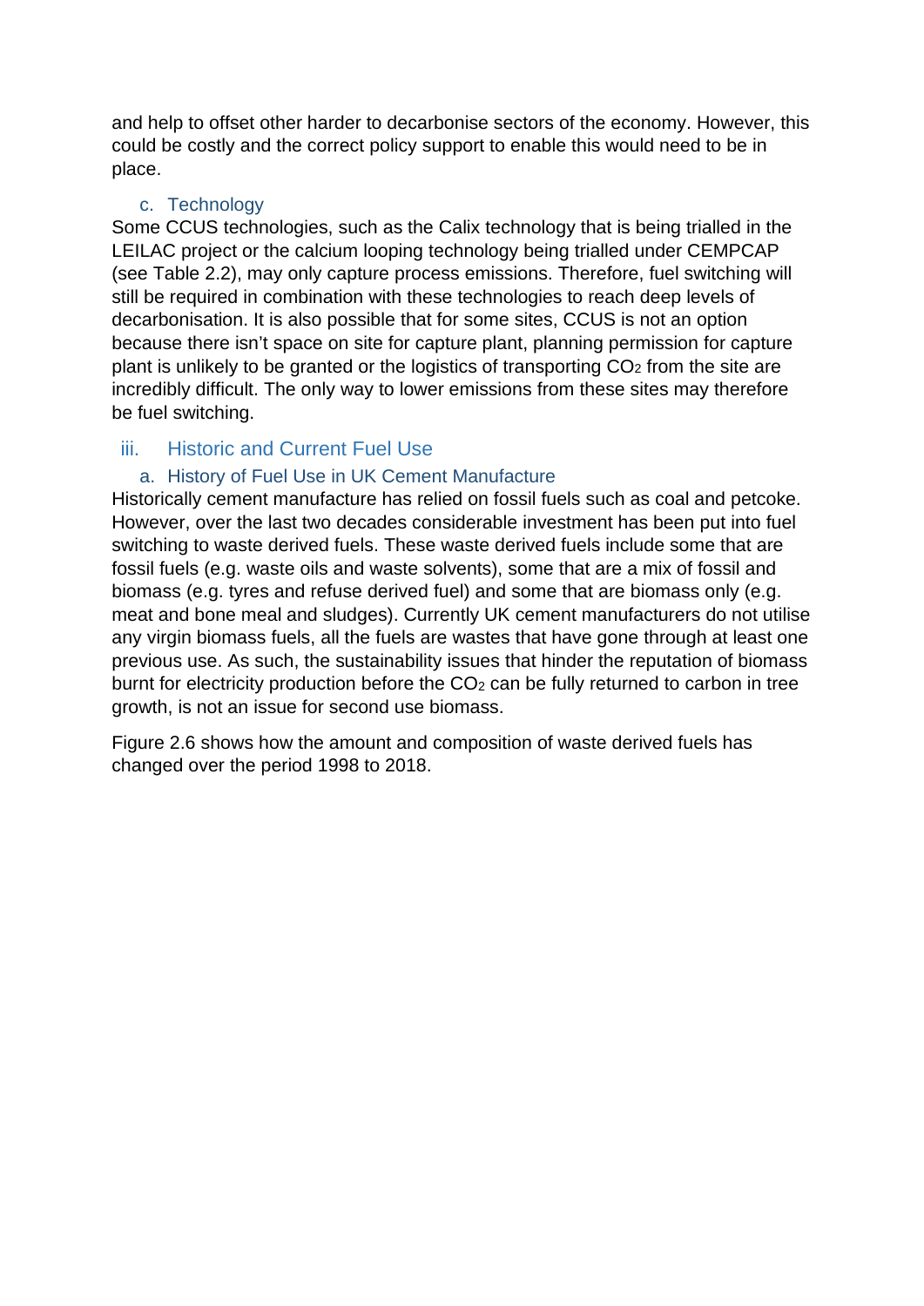and help to offset other harder to decarbonise sectors of the economy. However, this could be costly and the correct policy support to enable this would need to be in place.

### c. Technology

Some CCUS technologies, such as the Calix technology that is being trialled in the LEILAC project or the calcium looping technology being trialled under CEMPCAP (see Table 2.2), may only capture process emissions. Therefore, fuel switching will still be required in combination with these technologies to reach deep levels of decarbonisation. It is also possible that for some sites, CCUS is not an option because there isn't space on site for capture plant, planning permission for capture plant is unlikely to be granted or the logistics of transporting $CO_2$ from the site are incredibly difficult. The only way to lower emissions from these sites may therefore be fuel switching.

## iii. Historic and Current Fuel Use

### a. History of Fuel Use in UK Cement Manufacture

Historically cement manufacture has relied on fossil fuels such as coal and petcoke. However, over the last two decades considerable investment has been put into fuel switching to waste derived fuels. These waste derived fuels include some that are fossil fuels (e.g. waste oils and waste solvents), some that are a mix of fossil and biomass (e.g. tyres and refuse derived fuel) and some that are biomass only (e.g. meat and bone meal and sludges). Currently UK cement manufacturers do not utilise any virgin biomass fuels, all the fuels are wastes that have gone through at least one previous use. As such, the sustainability issues that hinder the reputation of biomass burnt for electricity production before the $CO_2$ can be fully returned to carbon in tree growth, is not an issue for second use biomass.

Figure 2.6 shows how the amount and composition of waste derived fuels has changed over the period 1998 to 2018.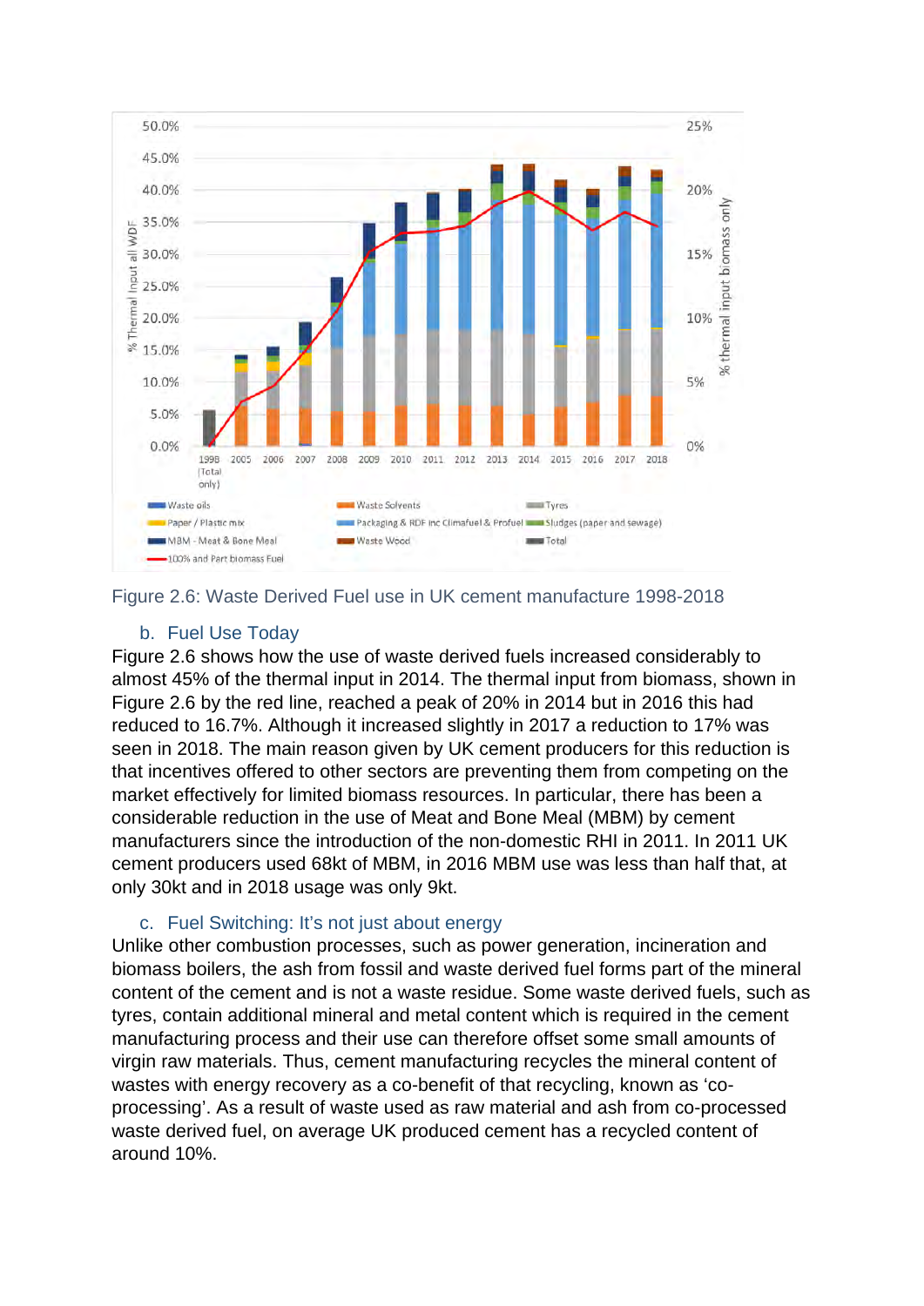Figure 2.6: Waste Derived Fuel use in UK cement manufacture 1998-2018

### b. Fuel Use Today

Figure 2.6 shows how the use of waste derived fuels increased considerably to almost 45% of the thermal input in 2014. The thermal input from biomass, shown in Figure 2.6 by the red line, reached a peak of 20% in 2014 but in 2016 this had reduced to 16.7%. Although it increased slightly in 2017 a reduction to 17% was seen in 2018. The main reason given by UK cement producers for this reduction is that incentives offered to other sectors are preventing them from competing on the market effectively for limited biomass resources. In particular, there has been a considerable reduction in the use of Meat and Bone Meal (MBM) by cement manufacturers since the introduction of the non-domestic RHI in 2011. In 2011 UK cement producers used 68kt of MBM, in 2016 MBM use was less than half that, at only 30kt and in 2018 usage was only 9kt.

### c. Fuel Switching: It's not just about energy

Unlike other combustion processes, such as power generation, incineration and biomass boilers, the ash from fossil and waste derived fuel forms part of the mineral content of the cement and is not a waste residue. Some waste derived fuels, such as tyres, contain additional mineral and metal content which is required in the cement manufacturing process and their use can therefore offset some small amounts of virgin raw materials. Thus, cement manufacturing recycles the mineral content of wastes with energy recovery as a co-benefit of that recycling, known as 'co-processing'. As a result of waste used as raw material and ash from co-processed waste derived fuel, on average UK produced cement has a recycled content of around 10%.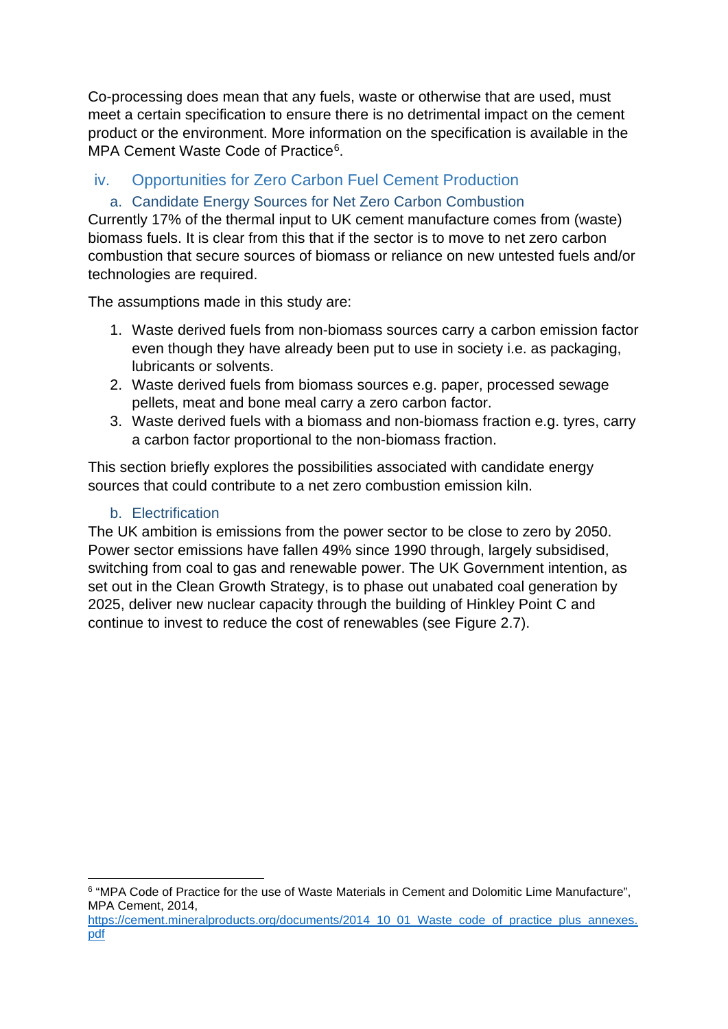Co-processing does mean that any fuels, waste or otherwise that are used, must meet a certain specification to ensure there is no detrimental impact on the cement product or the environment. More information on the specification is available in the MPA Cement Waste Code of Practice[6].

## iv. Opportunities for Zero Carbon Fuel Cement Production

### a. Candidate Energy Sources for Net Zero Carbon Combustion

Currently 17% of the thermal input to UK cement manufacture comes from (waste) biomass fuels. It is clear from this that if the sector is to move to net zero carbon combustion that secure sources of biomass or reliance on new untested fuels and/or technologies are required.

The assumptions made in this study are:

1. Waste derived fuels from non-biomass sources carry a carbon emission factor even though they have already been put to use in society i.e. as packaging, lubricants or solvents.
2. Waste derived fuels from biomass sources e.g. paper, processed sewage pellets, meat and bone meal carry a zero carbon factor.
3. Waste derived fuels with a biomass and non-biomass fraction e.g. tyres, carry a carbon factor proportional to the non-biomass fraction.

This section briefly explores the possibilities associated with candidate energy sources that could contribute to a net zero combustion emission kiln.

### b. Electrification

The UK ambition is emissions from the power sector to be close to zero by 2050. Power sector emissions have fallen 49% since 1990 through, largely subsidised, switching from coal to gas and renewable power. The UK Government intention, as set out in the Clean Growth Strategy, is to phase out unabated coal generation by 2025, deliver new nuclear capacity through the building of Hinkley Point C and continue to invest to reduce the cost of renewables (see Figure 2.7).

---

[6] "MPA Code of Practice for the use of Waste Materials in Cement and Dolomitic Lime Manufacture", MPA Cement, 2014, https://cement.mineralproducts.org/documents/2014_10_01_Waste_code_of_practice_plus_annexes.pdf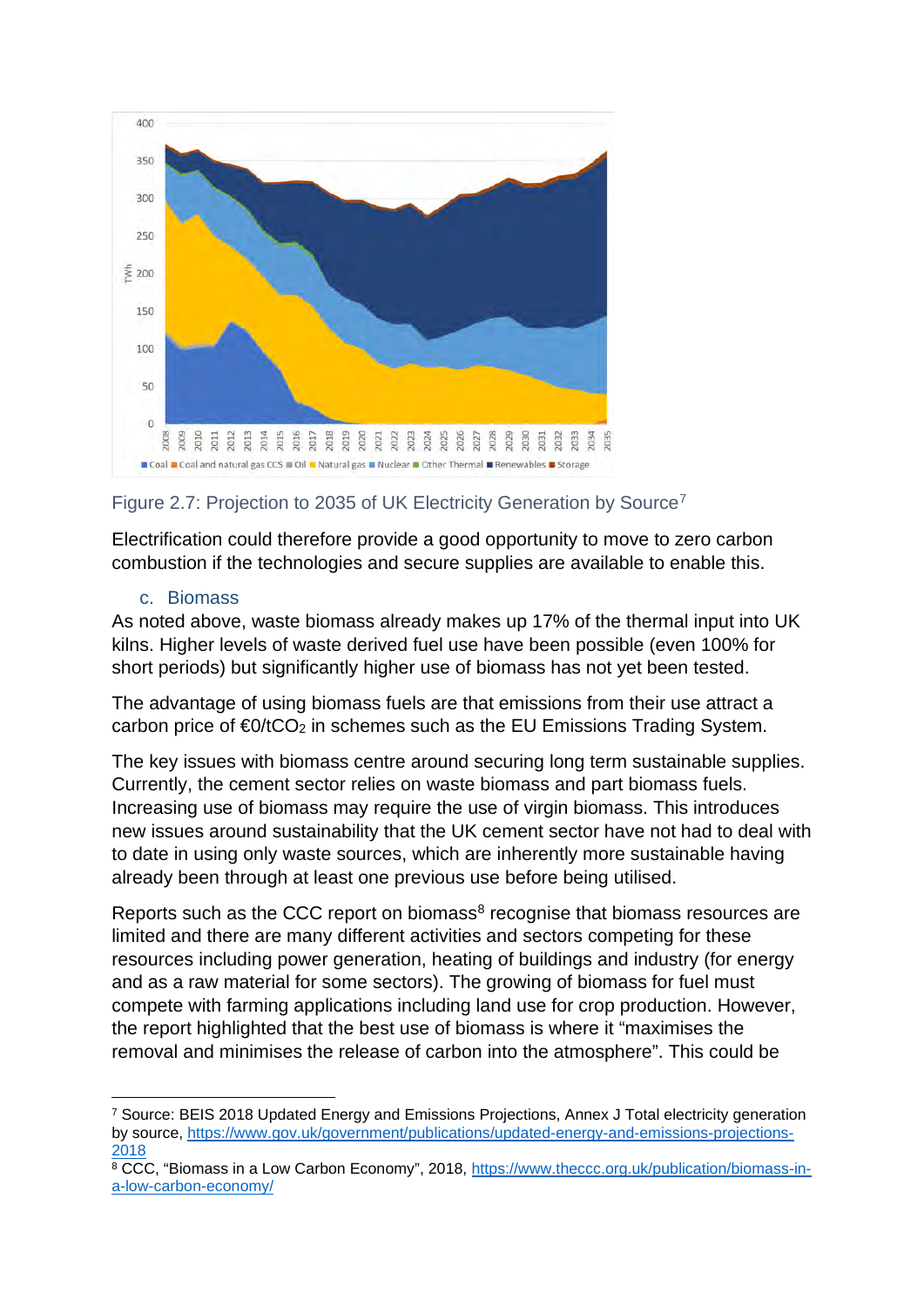Figure 2.7: Projection to 2035 of UK Electricity Generation by Source[7]

Electrification could therefore provide a good opportunity to move to zero carbon combustion if the technologies and secure supplies are available to enable this.

### c. Biomass

As noted above, waste biomass already makes up 17% of the thermal input into UK kilns. Higher levels of waste derived fuel use have been possible (even 100% for short periods) but significantly higher use of biomass has not yet been tested.

The advantage of using biomass fuels are that emissions from their use attract a carbon price of €0/t$CO_2$ in schemes such as the EU Emissions Trading System.

The key issues with biomass centre around securing long term sustainable supplies. Currently, the cement sector relies on waste biomass and part biomass fuels. Increasing use of biomass may require the use of virgin biomass. This introduces new issues around sustainability that the UK cement sector have not had to deal with to date in using only waste sources, which are inherently more sustainable having already been through at least one previous use before being utilised.

Reports such as the CCC report on biomass[8] recognise that biomass resources are limited and there are many different activities and sectors competing for these resources including power generation, heating of buildings and industry (for energy and as a raw material for some sectors). The growing of biomass for fuel must compete with farming applications including land use for crop production. However, the report highlighted that the best use of biomass is where it "maximises the removal and minimises the release of carbon into the atmosphere". This could be

---

[7] Source: BEIS 2018 Updated Energy and Emissions Projections, Annex J Total electricity generation by source, https://www.gov.uk/government/publications/updated-energy-and-emissions-projections-2018

[8] CCC, "Biomass in a Low Carbon Economy", 2018, https://www.theccc.org.uk/publication/biomass-in-a-low-carbon-economy/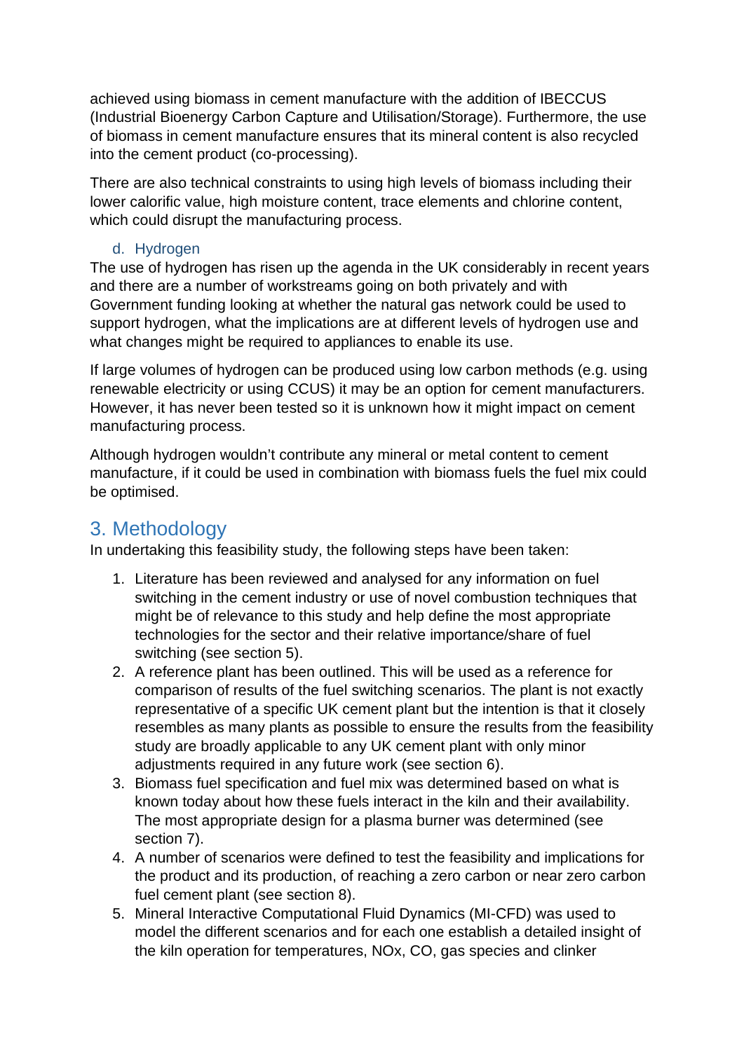achieved using biomass in cement manufacture with the addition of IBECCUS (Industrial Bioenergy Carbon Capture and Utilisation/Storage). Furthermore, the use of biomass in cement manufacture ensures that its mineral content is also recycled into the cement product (co-processing).

There are also technical constraints to using high levels of biomass including their lower calorific value, high moisture content, trace elements and chlorine content, which could disrupt the manufacturing process.

### d. Hydrogen

The use of hydrogen has risen up the agenda in the UK considerably in recent years and there are a number of workstreams going on both privately and with Government funding looking at whether the natural gas network could be used to support hydrogen, what the implications are at different levels of hydrogen use and what changes might be required to appliances to enable its use.

If large volumes of hydrogen can be produced using low carbon methods (e.g. using renewable electricity or using CCUS) it may be an option for cement manufacturers. However, it has never been tested so it is unknown how it might impact on cement manufacturing process.

Although hydrogen wouldn't contribute any mineral or metal content to cement manufacture, if it could be used in combination with biomass fuels the fuel mix could be optimised.

## 3. Methodology

In undertaking this feasibility study, the following steps have been taken:

1. Literature has been reviewed and analysed for any information on fuel switching in the cement industry or use of novel combustion techniques that might be of relevance to this study and help define the most appropriate technologies for the sector and their relative importance/share of fuel switching (see section 5).
2. A reference plant has been outlined. This will be used as a reference for comparison of results of the fuel switching scenarios. The plant is not exactly representative of a specific UK cement plant but the intention is that it closely resembles as many plants as possible to ensure the results from the feasibility study are broadly applicable to any UK cement plant with only minor adjustments required in any future work (see section 6).
3. Biomass fuel specification and fuel mix was determined based on what is known today about how these fuels interact in the kiln and their availability. The most appropriate design for a plasma burner was determined (see section 7).
4. A number of scenarios were defined to test the feasibility and implications for the product and its production, of reaching a zero carbon or near zero carbon fuel cement plant (see section 8).
5. Mineral Interactive Computational Fluid Dynamics (MI-CFD) was used to model the different scenarios and for each one establish a detailed insight of the kiln operation for temperatures, NOx, CO, gas species and clinker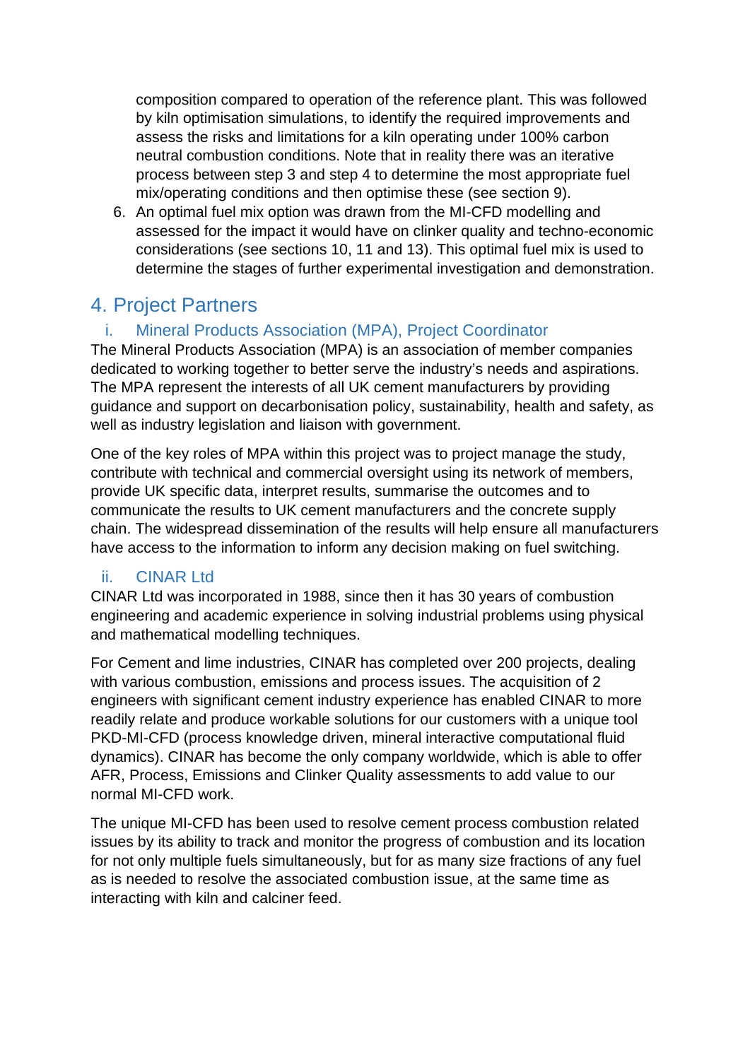composition compared to operation of the reference plant. This was followed by kiln optimisation simulations, to identify the required improvements and assess the risks and limitations for a kiln operating under 100% carbon neutral combustion conditions. Note that in reality there was an iterative process between step 3 and step 4 to determine the most appropriate fuel mix/operating conditions and then optimise these (see section 9).

6. An optimal fuel mix option was drawn from the MI-CFD modelling and assessed for the impact it would have on clinker quality and techno-economic considerations (see sections 10, 11 and 13). This optimal fuel mix is used to determine the stages of further experimental investigation and demonstration.

# 4. Project Partners

## i. Mineral Products Association (MPA), Project Coordinator

The Mineral Products Association (MPA) is an association of member companies dedicated to working together to better serve the industry's needs and aspirations. The MPA represent the interests of all UK cement manufacturers by providing guidance and support on decarbonisation policy, sustainability, health and safety, as well as industry legislation and liaison with government.

One of the key roles of MPA within this project was to project manage the study, contribute with technical and commercial oversight using its network of members, provide UK specific data, interpret results, summarise the outcomes and to communicate the results to UK cement manufacturers and the concrete supply chain. The widespread dissemination of the results will help ensure all manufacturers have access to the information to inform any decision making on fuel switching.

## ii. CINAR Ltd

CINAR Ltd was incorporated in 1988, since then it has 30 years of combustion engineering and academic experience in solving industrial problems using physical and mathematical modelling techniques.

For Cement and lime industries, CINAR has completed over 200 projects, dealing with various combustion, emissions and process issues. The acquisition of 2 engineers with significant cement industry experience has enabled CINAR to more readily relate and produce workable solutions for our customers with a unique tool PKD-MI-CFD (process knowledge driven, mineral interactive computational fluid dynamics). CINAR has become the only company worldwide, which is able to offer AFR, Process, Emissions and Clinker Quality assessments to add value to our normal MI-CFD work.

The unique MI-CFD has been used to resolve cement process combustion related issues by its ability to track and monitor the progress of combustion and its location for not only multiple fuels simultaneously, but for as many size fractions of any fuel as is needed to resolve the associated combustion issue, at the same time as interacting with kiln and calciner feed.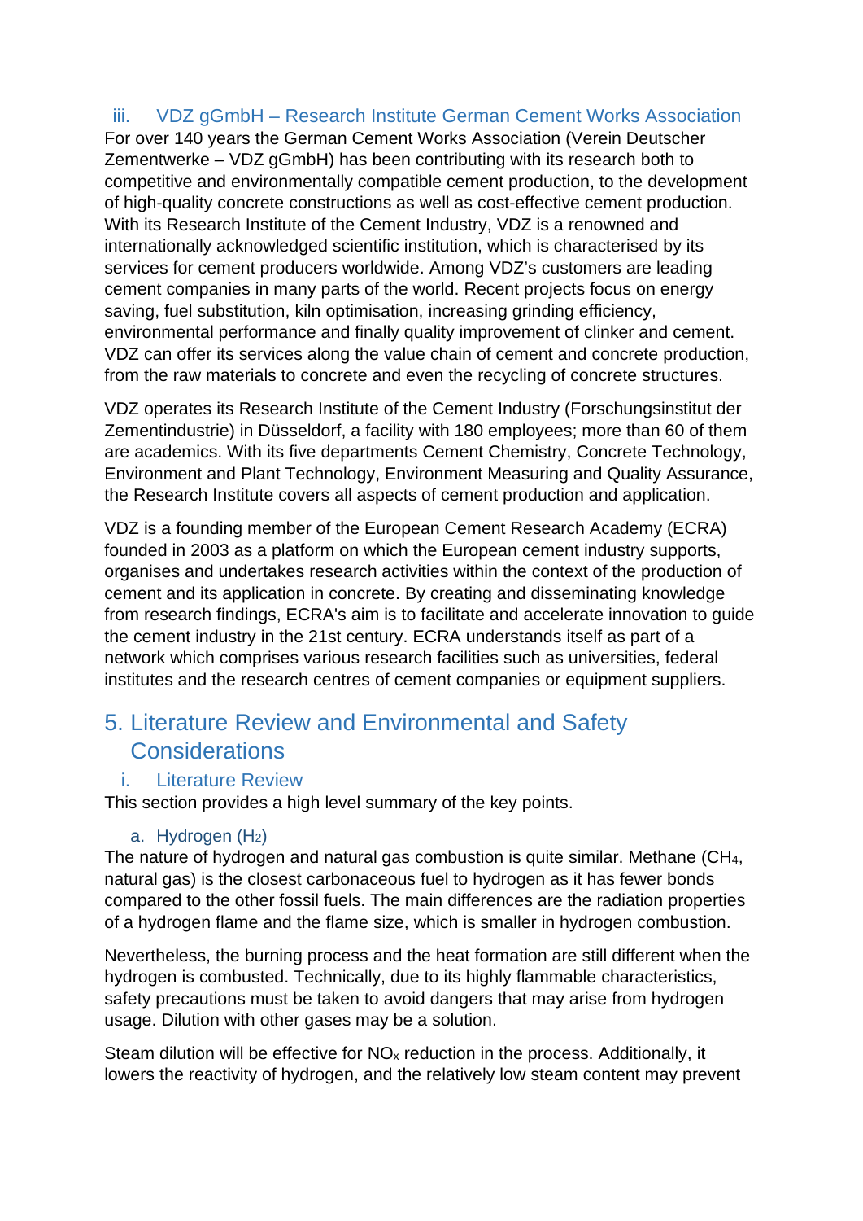### iii. VDZ gGmbH – Research Institute German Cement Works Association

For over 140 years the German Cement Works Association (Verein Deutscher Zementwerke – VDZ gGmbH) has been contributing with its research both to competitive and environmentally compatible cement production, to the development of high-quality concrete constructions as well as cost-effective cement production. With its Research Institute of the Cement Industry, VDZ is a renowned and internationally acknowledged scientific institution, which is characterised by its services for cement producers worldwide. Among VDZ's customers are leading cement companies in many parts of the world. Recent projects focus on energy saving, fuel substitution, kiln optimisation, increasing grinding efficiency, environmental performance and finally quality improvement of clinker and cement. VDZ can offer its services along the value chain of cement and concrete production, from the raw materials to concrete and even the recycling of concrete structures.

VDZ operates its Research Institute of the Cement Industry (Forschungsinstitut der Zementindustrie) in Düsseldorf, a facility with 180 employees; more than 60 of them are academics. With its five departments Cement Chemistry, Concrete Technology, Environment and Plant Technology, Environment Measuring and Quality Assurance, the Research Institute covers all aspects of cement production and application.

VDZ is a founding member of the European Cement Research Academy (ECRA) founded in 2003 as a platform on which the European cement industry supports, organises and undertakes research activities within the context of the production of cement and its application in concrete. By creating and disseminating knowledge from research findings, ECRA's aim is to facilitate and accelerate innovation to guide the cement industry in the 21st century. ECRA understands itself as part of a network which comprises various research facilities such as universities, federal institutes and the research centres of cement companies or equipment suppliers.

## 5. Literature Review and Environmental and Safety Considerations

### i. Literature Review

This section provides a high level summary of the key points.

#### a. Hydrogen ($H_2$)

The nature of hydrogen and natural gas combustion is quite similar. Methane ($CH_4$, natural gas) is the closest carbonaceous fuel to hydrogen as it has fewer bonds compared to the other fossil fuels. The main differences are the radiation properties of a hydrogen flame and the flame size, which is smaller in hydrogen combustion.

Nevertheless, the burning process and the heat formation are still different when the hydrogen is combusted. Technically, due to its highly flammable characteristics, safety precautions must be taken to avoid dangers that may arise from hydrogen usage. Dilution with other gases may be a solution.

Steam dilution will be effective for $NO_x$ reduction in the process. Additionally, it lowers the reactivity of hydrogen, and the relatively low steam content may prevent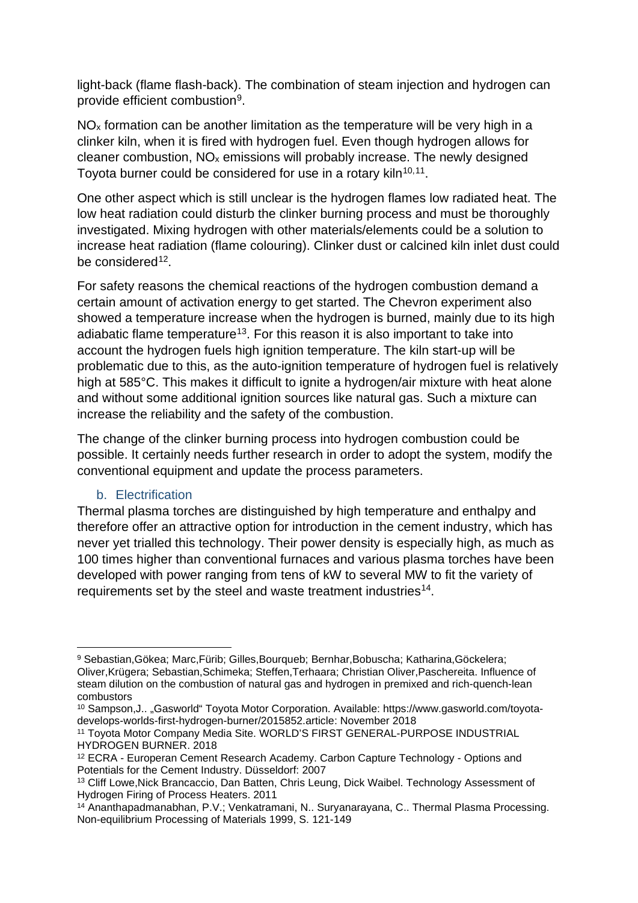light-back (flame flash-back). The combination of steam injection and hydrogen can provide efficient combustion[9].

$NO_x$ formation can be another limitation as the temperature will be very high in a clinker kiln, when it is fired with hydrogen fuel. Even though hydrogen allows for cleaner combustion, $NO_x$ emissions will probably increase. The newly designed Toyota burner could be considered for use in a rotary kiln[10,11].

One other aspect which is still unclear is the hydrogen flames low radiated heat. The low heat radiation could disturb the clinker burning process and must be thoroughly investigated. Mixing hydrogen with other materials/elements could be a solution to increase heat radiation (flame colouring). Clinker dust or calcined kiln inlet dust could be considered[12].

For safety reasons the chemical reactions of the hydrogen combustion demand a certain amount of activation energy to get started. The Chevron experiment also showed a temperature increase when the hydrogen is burned, mainly due to its high adiabatic flame temperature[13]. For this reason it is also important to take into account the hydrogen fuels high ignition temperature. The kiln start-up will be problematic due to this, as the auto-ignition temperature of hydrogen fuel is relatively high at 585°C. This makes it difficult to ignite a hydrogen/air mixture with heat alone and without some additional ignition sources like natural gas. Such a mixture can increase the reliability and the safety of the combustion.

The change of the clinker burning process into hydrogen combustion could be possible. It certainly needs further research in order to adopt the system, modify the conventional equipment and update the process parameters.

### b. Electrification

Thermal plasma torches are distinguished by high temperature and enthalpy and therefore offer an attractive option for introduction in the cement industry, which has never yet trialled this technology. Their power density is especially high, as much as 100 times higher than conventional furnaces and various plasma torches have been developed with power ranging from tens of kW to several MW to fit the variety of requirements set by the steel and waste treatment industries[14].

---

[9] Sebastian,Gökea; Marc,Fürib; Gilles,Bourqueb; Bernhar,Bobuscha; Katharina,Göckelera; Oliver,Krügera; Sebastian,Schimeka; Steffen,Terhaara; Christian Oliver,Paschereita. Influence of steam dilution on the combustion of natural gas and hydrogen in premixed and rich-quench-lean combustors

[10] Sampson,J.. „Gasworld" Toyota Motor Corporation. Available: https://www.gasworld.com/toyota-develops-worlds-first-hydrogen-burner/2015852.article: November 2018

[11] Toyota Motor Company Media Site. WORLD'S FIRST GENERAL-PURPOSE INDUSTRIAL HYDROGEN BURNER. 2018

[12] ECRA - Europeran Cement Research Academy. Carbon Capture Technology - Options and Potentials for the Cement Industry. Düsseldorf: 2007

[13] Cliff Lowe,Nick Brancaccio, Dan Batten, Chris Leung, Dick Waibel. Technology Assessment of Hydrogen Firing of Process Heaters. 2011

[14] Ananthapadmanabhan, P.V.; Venkatramani, N.. Suryanarayana, C.. Thermal Plasma Processing. Non-equilibrium Processing of Materials 1999, S. 121-149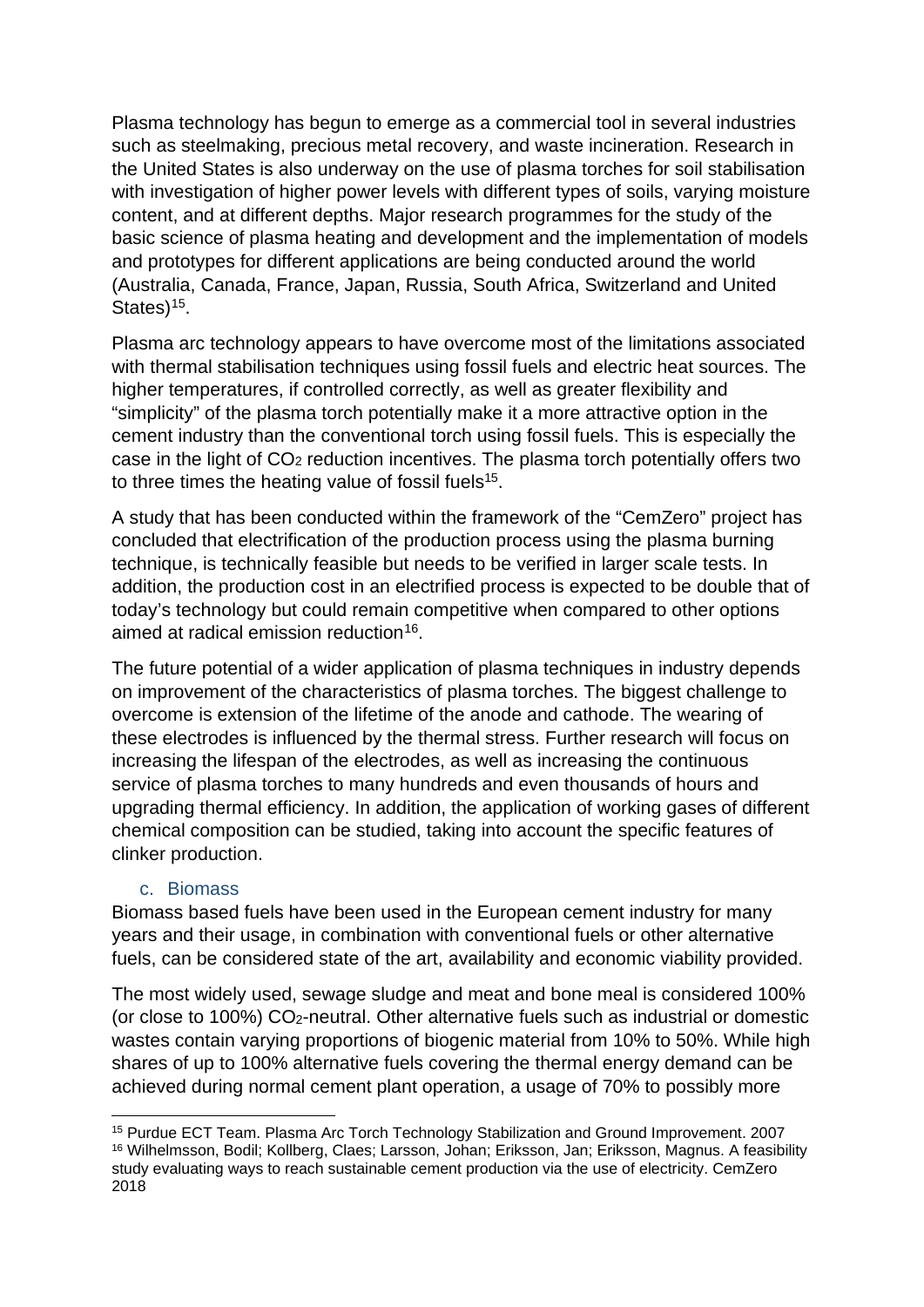Plasma technology has begun to emerge as a commercial tool in several industries such as steelmaking, precious metal recovery, and waste incineration. Research in the United States is also underway on the use of plasma torches for soil stabilisation with investigation of higher power levels with different types of soils, varying moisture content, and at different depths. Major research programmes for the study of the basic science of plasma heating and development and the implementation of models and prototypes for different applications are being conducted around the world (Australia, Canada, France, Japan, Russia, South Africa, Switzerland and United States)[15].

Plasma arc technology appears to have overcome most of the limitations associated with thermal stabilisation techniques using fossil fuels and electric heat sources. The higher temperatures, if controlled correctly, as well as greater flexibility and "simplicity" of the plasma torch potentially make it a more attractive option in the cement industry than the conventional torch using fossil fuels. This is especially the case in the light of $CO_2$ reduction incentives. The plasma torch potentially offers two to three times the heating value of fossil fuels[15].

A study that has been conducted within the framework of the "CemZero" project has concluded that electrification of the production process using the plasma burning technique, is technically feasible but needs to be verified in larger scale tests. In addition, the production cost in an electrified process is expected to be double that of today's technology but could remain competitive when compared to other options aimed at radical emission reduction[16].

The future potential of a wider application of plasma techniques in industry depends on improvement of the characteristics of plasma torches. The biggest challenge to overcome is extension of the lifetime of the anode and cathode. The wearing of these electrodes is influenced by the thermal stress. Further research will focus on increasing the lifespan of the electrodes, as well as increasing the continuous service of plasma torches to many hundreds and even thousands of hours and upgrading thermal efficiency. In addition, the application of working gases of different chemical composition can be studied, taking into account the specific features of clinker production.

### c. Biomass

Biomass based fuels have been used in the European cement industry for many years and their usage, in combination with conventional fuels or other alternative fuels, can be considered state of the art, availability and economic viability provided.

The most widely used, sewage sludge and meat and bone meal is considered 100% (or close to 100%) $CO_2$-neutral. Other alternative fuels such as industrial or domestic wastes contain varying proportions of biogenic material from 10% to 50%. While high shares of up to 100% alternative fuels covering the thermal energy demand can be achieved during normal cement plant operation, a usage of 70% to possibly more

---

[15] Purdue ECT Team. Plasma Arc Torch Technology Stabilization and Ground Improvement. 2007

[16] Wilhelmsson, Bodil; Kollberg, Claes; Larsson, Johan; Eriksson, Jan; Eriksson, Magnus. A feasibility study evaluating ways to reach sustainable cement production via the use of electricity. CemZero 2018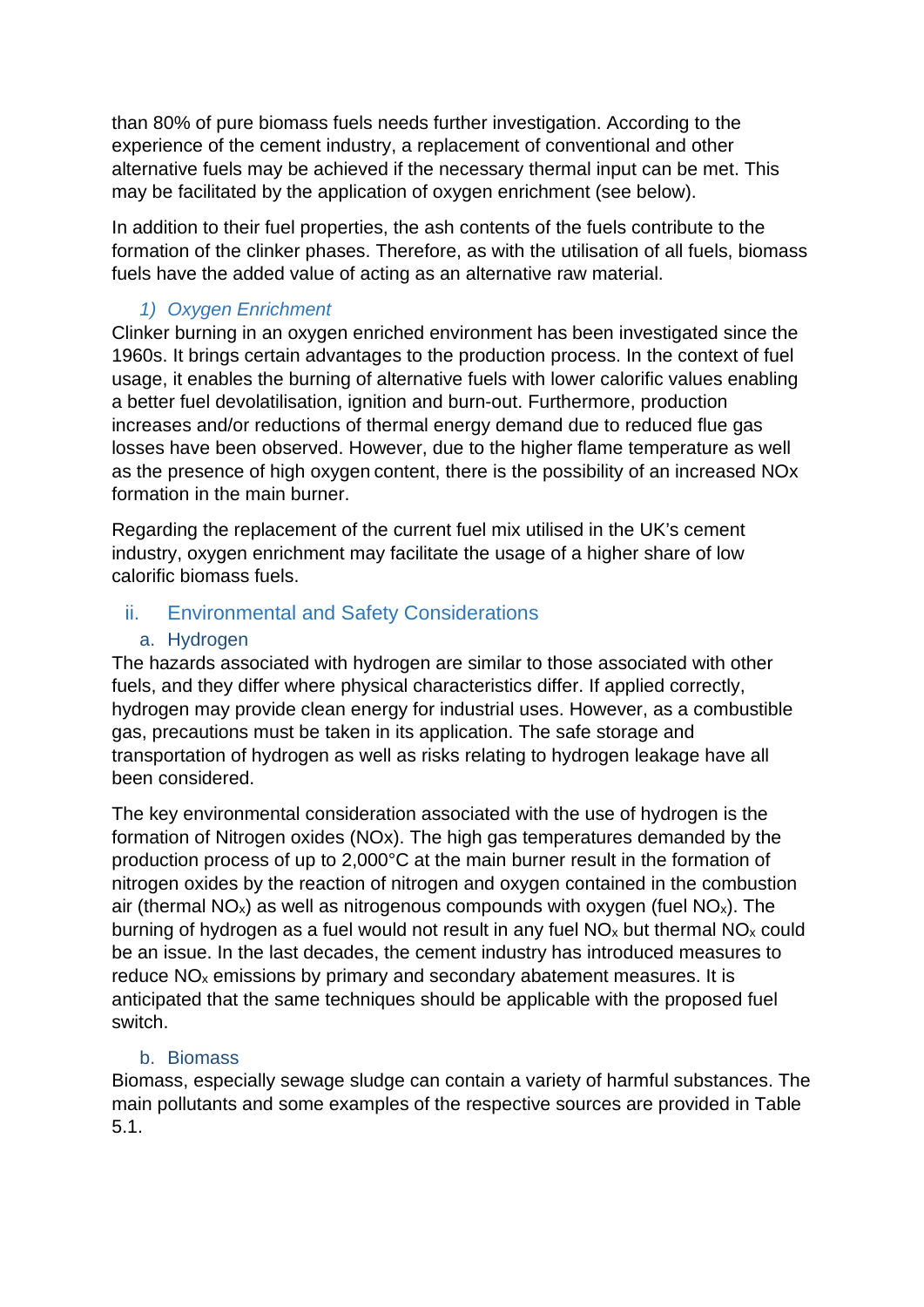than 80% of pure biomass fuels needs further investigation. According to the experience of the cement industry, a replacement of conventional and other alternative fuels may be achieved if the necessary thermal input can be met. This may be facilitated by the application of oxygen enrichment (see below).

In addition to their fuel properties, the ash contents of the fuels contribute to the formation of the clinker phases. Therefore, as with the utilisation of all fuels, biomass fuels have the added value of acting as an alternative raw material.

#### *1) Oxygen Enrichment*

Clinker burning in an oxygen enriched environment has been investigated since the 1960s. It brings certain advantages to the production process. In the context of fuel usage, it enables the burning of alternative fuels with lower calorific values enabling a better fuel devolatilisation, ignition and burn-out. Furthermore, production increases and/or reductions of thermal energy demand due to reduced flue gas losses have been observed. However, due to the higher flame temperature as well as the presence of high oxygen content, there is the possibility of an increased NOx formation in the main burner.

Regarding the replacement of the current fuel mix utilised in the UK's cement industry, oxygen enrichment may facilitate the usage of a higher share of low calorific biomass fuels.

## ii. Environmental and Safety Considerations

### a. Hydrogen

The hazards associated with hydrogen are similar to those associated with other fuels, and they differ where physical characteristics differ. If applied correctly, hydrogen may provide clean energy for industrial uses. However, as a combustible gas, precautions must be taken in its application. The safe storage and transportation of hydrogen as well as risks relating to hydrogen leakage have all been considered.

The key environmental consideration associated with the use of hydrogen is the formation of Nitrogen oxides (NOx). The high gas temperatures demanded by the production process of up to 2,000°C at the main burner result in the formation of nitrogen oxides by the reaction of nitrogen and oxygen contained in the combustion air (thermal $NO_x$) as well as nitrogenous compounds with oxygen (fuel $NO_x$). The burning of hydrogen as a fuel would not result in any fuel $NO_x$ but thermal $NO_x$ could be an issue. In the last decades, the cement industry has introduced measures to reduce $NO_x$ emissions by primary and secondary abatement measures. It is anticipated that the same techniques should be applicable with the proposed fuel switch.

### b. Biomass

Biomass, especially sewage sludge can contain a variety of harmful substances. The main pollutants and some examples of the respective sources are provided in Table 5.1.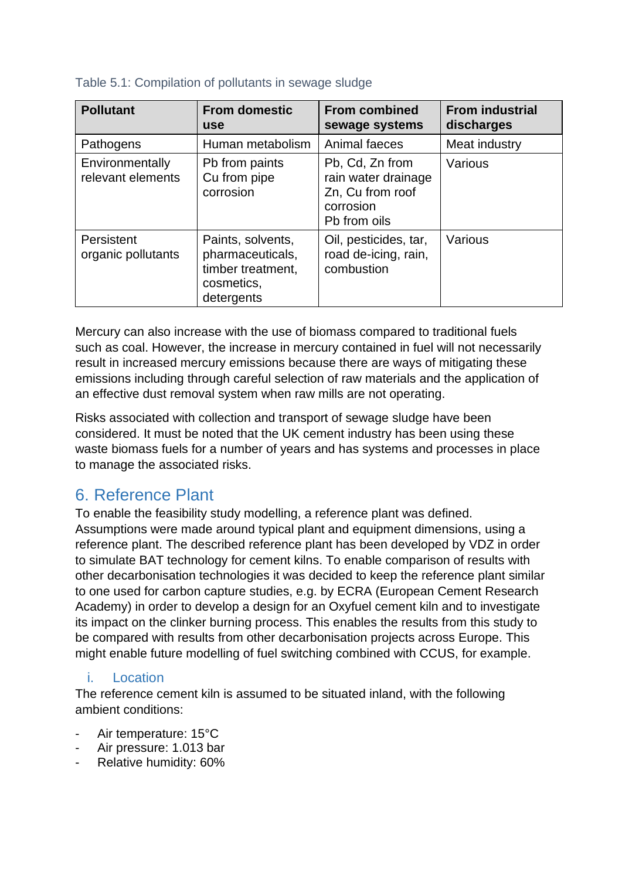Table 5.1: Compilation of pollutants in sewage sludge

| Pollutant | From domestic use | From combined sewage systems | From industrial discharges |
|---|---|---|---|
| Pathogens | Human metabolism | Animal faeces | Meat industry |
| Environmentally relevant elements | Pb from paints<br>Cu from pipe corrosion | Pb, Cd, Zn from rain water drainage<br>Zn, Cu from roof corrosion<br>Pb from oils | Various |
| Persistent organic pollutants | Paints, solvents, pharmaceuticals, timber treatment, cosmetics, detergents | Oil, pesticides, tar, road de-icing, rain, combustion | Various |

Mercury can also increase with the use of biomass compared to traditional fuels such as coal. However, the increase in mercury contained in fuel will not necessarily result in increased mercury emissions because there are ways of mitigating these emissions including through careful selection of raw materials and the application of an effective dust removal system when raw mills are not operating.

Risks associated with collection and transport of sewage sludge have been considered. It must be noted that the UK cement industry has been using these waste biomass fuels for a number of years and has systems and processes in place to manage the associated risks.

# 6. Reference Plant

To enable the feasibility study modelling, a reference plant was defined. Assumptions were made around typical plant and equipment dimensions, using a reference plant. The described reference plant has been developed by VDZ in order to simulate BAT technology for cement kilns. To enable comparison of results with other decarbonisation technologies it was decided to keep the reference plant similar to one used for carbon capture studies, e.g. by ECRA (European Cement Research Academy) in order to develop a design for an Oxyfuel cement kiln and to investigate its impact on the clinker burning process. This enables the results from this study to be compared with results from other decarbonisation projects across Europe. This might enable future modelling of fuel switching combined with CCUS, for example.

## i. Location

The reference cement kiln is assumed to be situated inland, with the following ambient conditions:

- Air temperature: 15°C
- Air pressure: 1.013 bar
- Relative humidity: 60%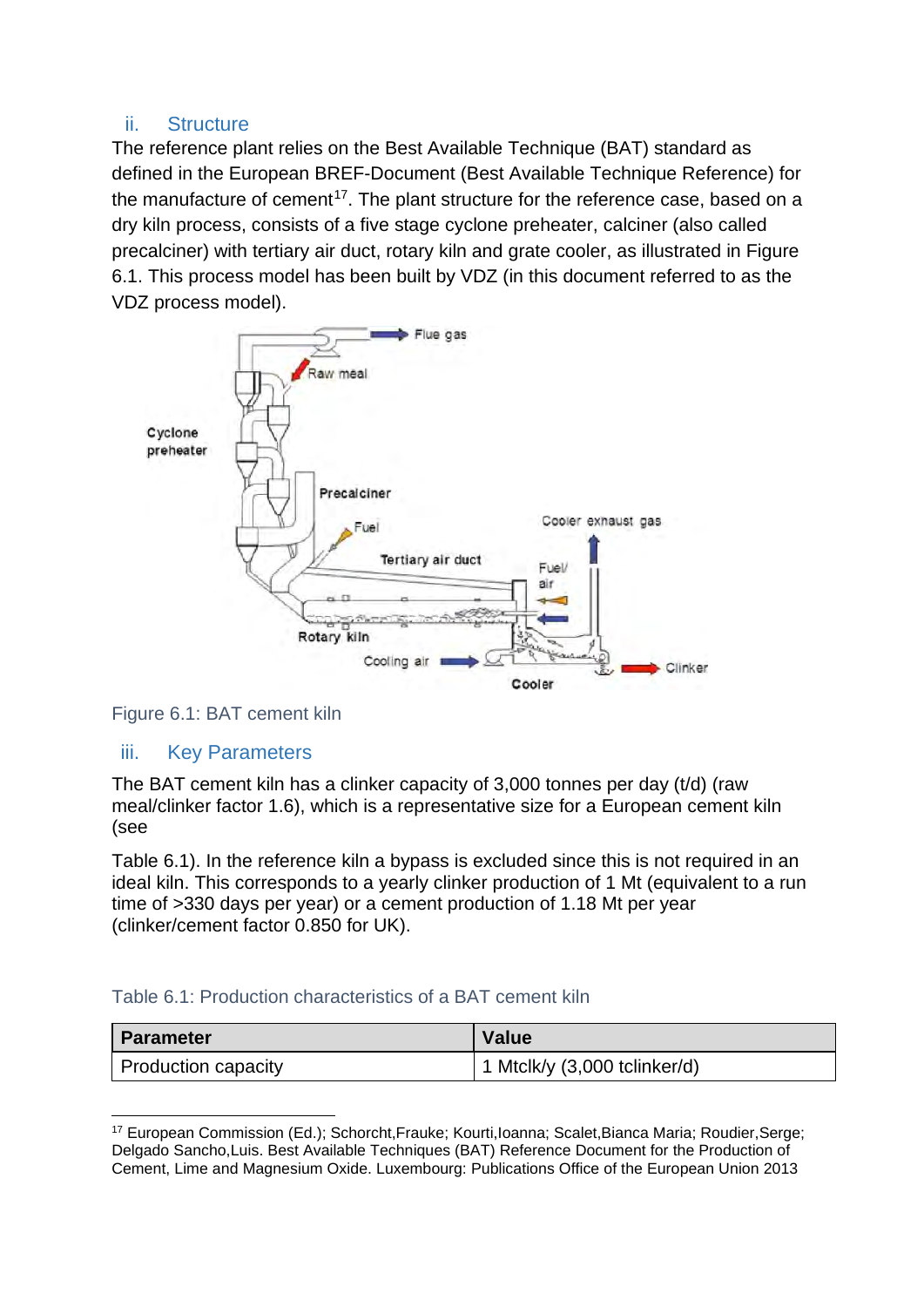### ii. Structure

The reference plant relies on the Best Available Technique (BAT) standard as defined in the European BREF-Document (Best Available Technique Reference) for the manufacture of cement[17]. The plant structure for the reference case, based on a dry kiln process, consists of a five stage cyclone preheater, calciner (also called precalciner) with tertiary air duct, rotary kiln and grate cooler, as illustrated in Figure 6.1. This process model has been built by VDZ (in this document referred to as the VDZ process model).

Figure 6.1: BAT cement kiln

### iii. Key Parameters

The BAT cement kiln has a clinker capacity of 3,000 tonnes per day (t/d) (raw meal/clinker factor 1.6), which is a representative size for a European cement kiln (see

Table 6.1). In the reference kiln a bypass is excluded since this is not required in an ideal kiln. This corresponds to a yearly clinker production of 1 Mt (equivalent to a run time of >330 days per year) or a cement production of 1.18 Mt per year (clinker/cement factor 0.850 for UK).

Table 6.1: Production characteristics of a BAT cement kiln

| Parameter | Value |
|---|---|
| Production capacity | 1 Mtclk/y (3,000 tclinker/d) |

[17] European Commission (Ed.); Schorcht,Frauke; Kourti,Ioanna; Scalet,Bianca Maria; Roudier,Serge; Delgado Sancho,Luis. Best Available Techniques (BAT) Reference Document for the Production of Cement, Lime and Magnesium Oxide. Luxembourg: Publications Office of the European Union 2013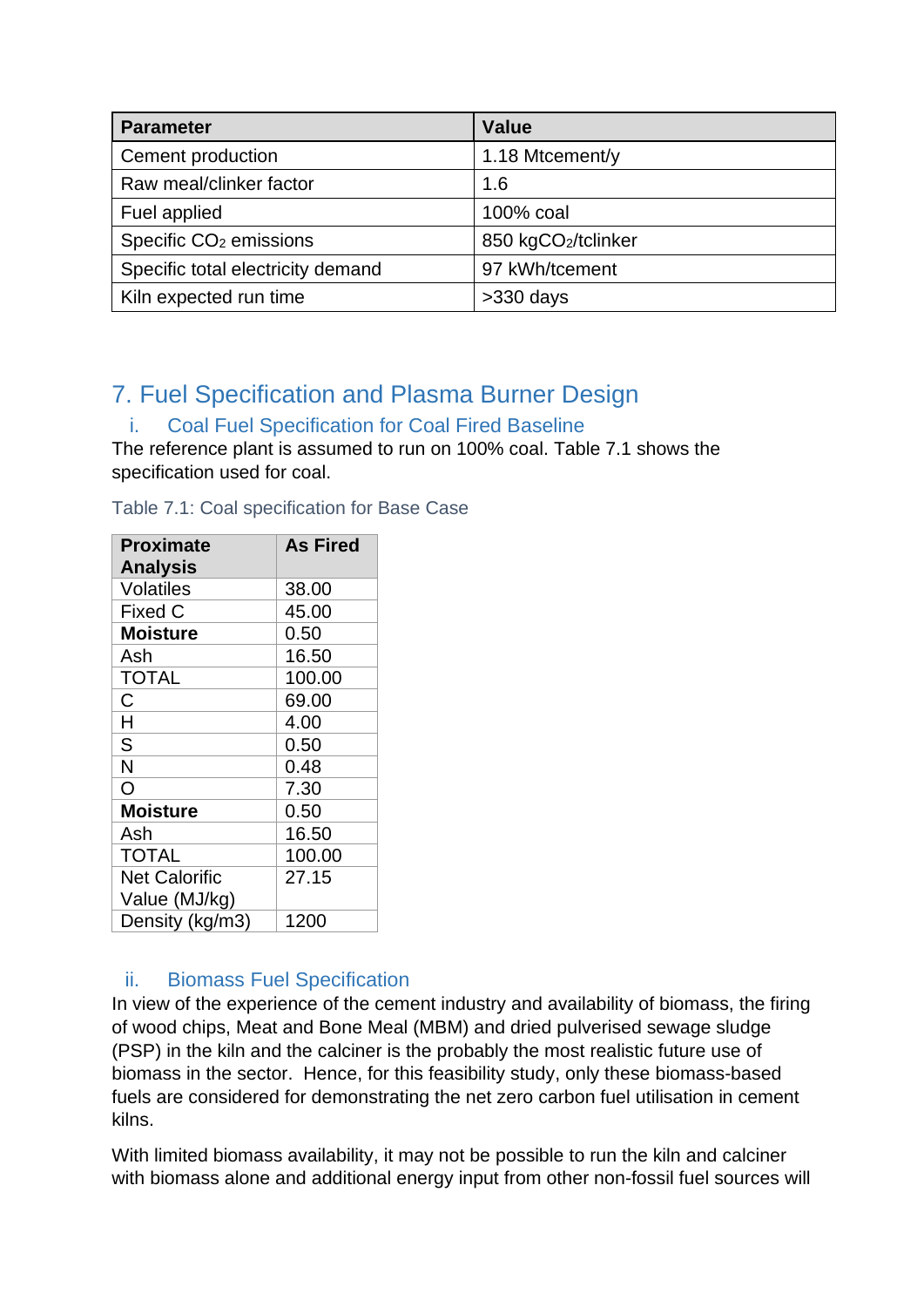| Parameter | Value |
| --- | --- |
| Cement production | 1.18 Mtcement/y |
| Raw meal/clinker factor | 1.6 |
| Fuel applied | 100% coal |
| Specific $CO_2$ emissions | 850 kg$CO_2$/tclinker |
| Specific total electricity demand | 97 kWh/tcement |
| Kiln expected run time | >330 days |

# 7. Fuel Specification and Plasma Burner Design

## i. Coal Fuel Specification for Coal Fired Baseline

The reference plant is assumed to run on 100% coal. Table 7.1 shows the specification used for coal.

Table 7.1: Coal specification for Base Case

| Proximate Analysis | As Fired |
| --- | --- |
| Volatiles | 38.00 |
| Fixed C | 45.00 |
| **Moisture** | 0.50 |
| Ash | 16.50 |
| TOTAL | 100.00 |
| C | 69.00 |
| H | 4.00 |
| S | 0.50 |
| N | 0.48 |
| O | 7.30 |
| **Moisture** | 0.50 |
| Ash | 16.50 |
| TOTAL | 100.00 |
| Net Calorific Value (MJ/kg) | 27.15 |
| Density (kg/m3) | 1200 |

## ii. Biomass Fuel Specification

In view of the experience of the cement industry and availability of biomass, the firing of wood chips, Meat and Bone Meal (MBM) and dried pulverised sewage sludge (PSP) in the kiln and the calciner is the probably the most realistic future use of biomass in the sector. Hence, for this feasibility study, only these biomass-based fuels are considered for demonstrating the net zero carbon fuel utilisation in cement kilns.

With limited biomass availability, it may not be possible to run the kiln and calciner with biomass alone and additional energy input from other non-fossil fuel sources will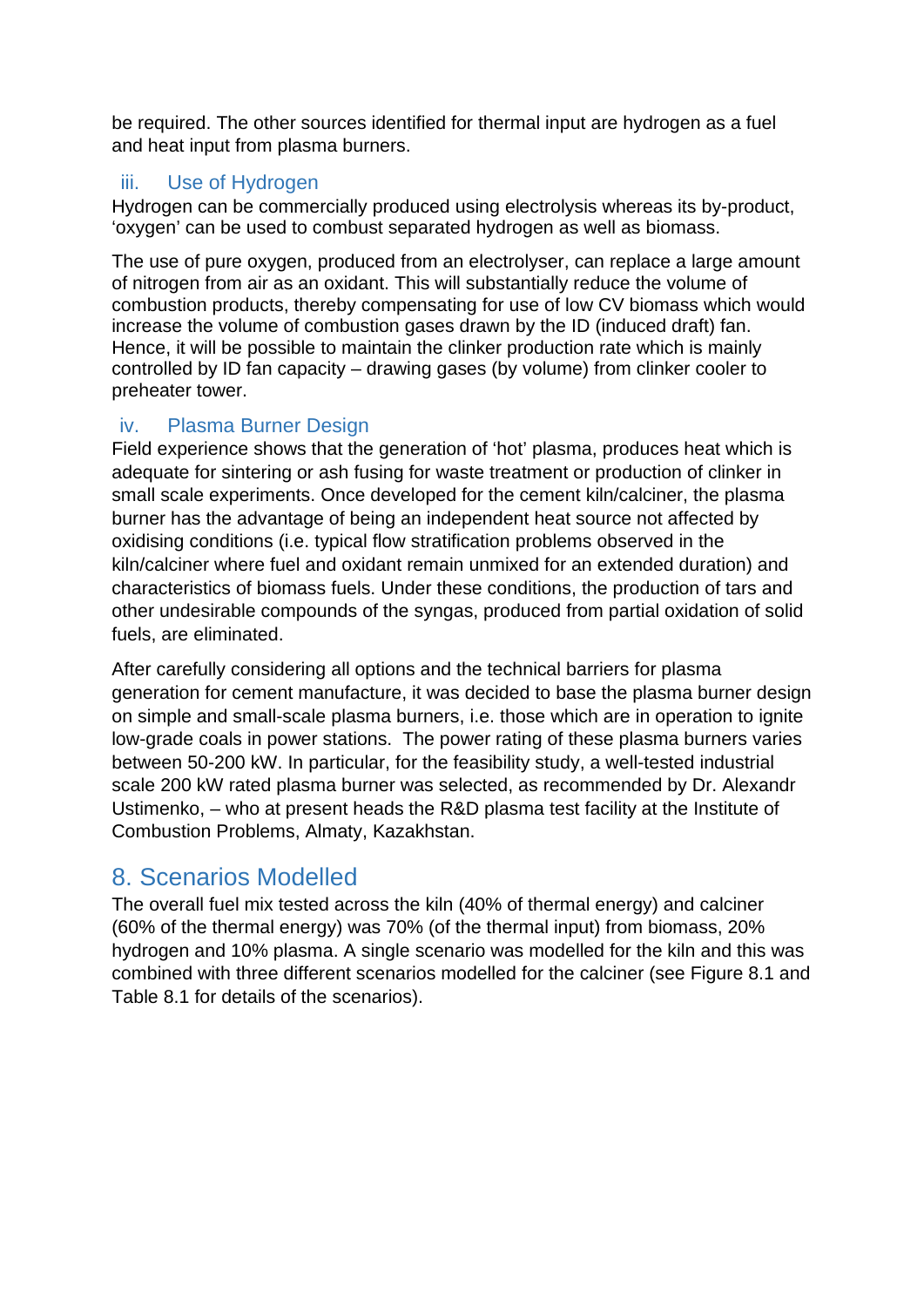be required. The other sources identified for thermal input are hydrogen as a fuel and heat input from plasma burners.

### iii. Use of Hydrogen

Hydrogen can be commercially produced using electrolysis whereas its by-product, 'oxygen' can be used to combust separated hydrogen as well as biomass.

The use of pure oxygen, produced from an electrolyser, can replace a large amount of nitrogen from air as an oxidant. This will substantially reduce the volume of combustion products, thereby compensating for use of low CV biomass which would increase the volume of combustion gases drawn by the ID (induced draft) fan. Hence, it will be possible to maintain the clinker production rate which is mainly controlled by ID fan capacity – drawing gases (by volume) from clinker cooler to preheater tower.

### iv. Plasma Burner Design

Field experience shows that the generation of 'hot' plasma, produces heat which is adequate for sintering or ash fusing for waste treatment or production of clinker in small scale experiments. Once developed for the cement kiln/calciner, the plasma burner has the advantage of being an independent heat source not affected by oxidising conditions (i.e. typical flow stratification problems observed in the kiln/calciner where fuel and oxidant remain unmixed for an extended duration) and characteristics of biomass fuels. Under these conditions, the production of tars and other undesirable compounds of the syngas, produced from partial oxidation of solid fuels, are eliminated.

After carefully considering all options and the technical barriers for plasma generation for cement manufacture, it was decided to base the plasma burner design on simple and small-scale plasma burners, i.e. those which are in operation to ignite low-grade coals in power stations. The power rating of these plasma burners varies between 50-200 kW. In particular, for the feasibility study, a well-tested industrial scale 200 kW rated plasma burner was selected, as recommended by Dr. Alexandr Ustimenko, – who at present heads the R&D plasma test facility at the Institute of Combustion Problems, Almaty, Kazakhstan.

## 8. Scenarios Modelled

The overall fuel mix tested across the kiln (40% of thermal energy) and calciner (60% of the thermal energy) was 70% (of the thermal input) from biomass, 20% hydrogen and 10% plasma. A single scenario was modelled for the kiln and this was combined with three different scenarios modelled for the calciner (see Figure 8.1 and Table 8.1 for details of the scenarios).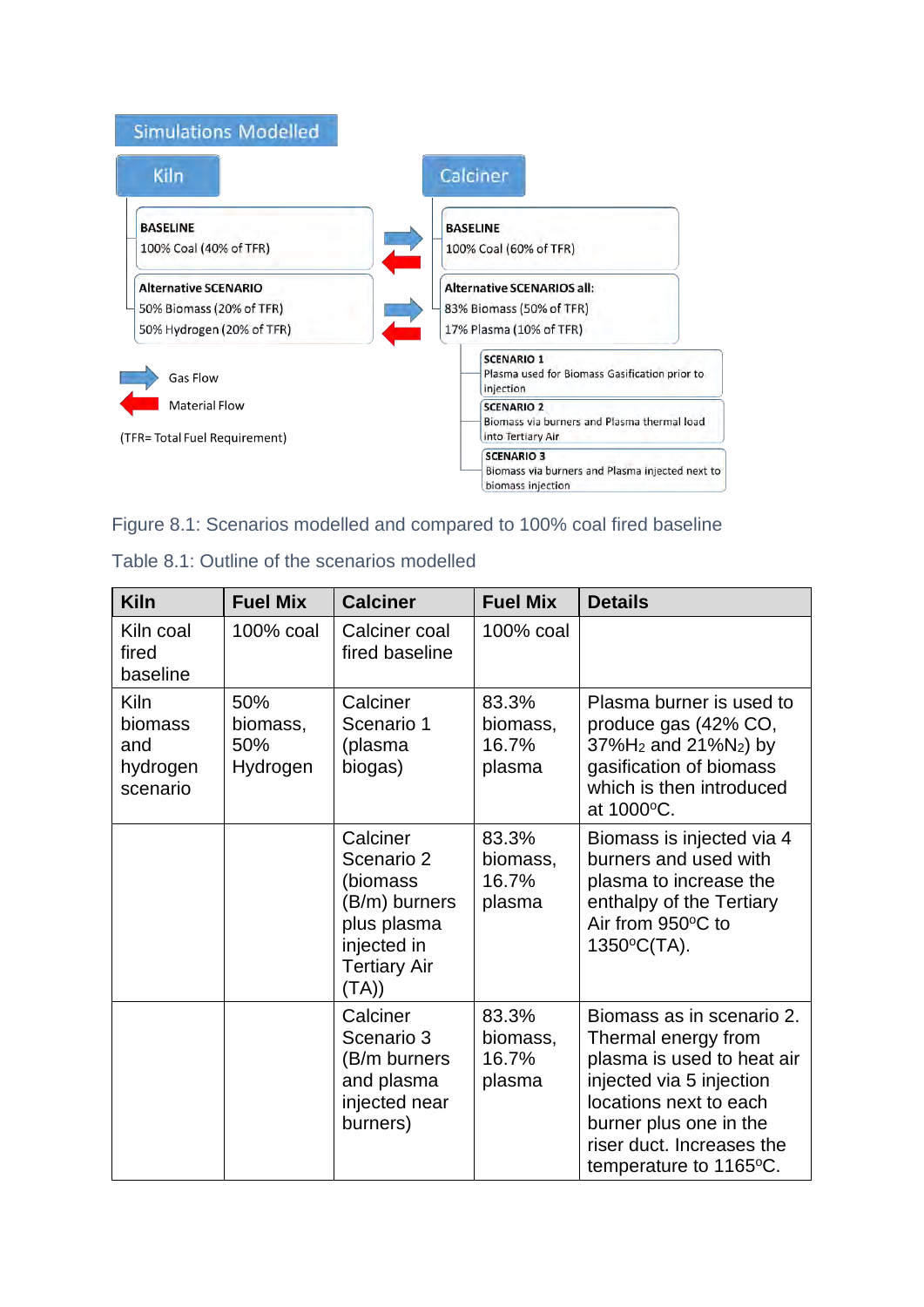Simulations Modelled

**Kiln**

**BASELINE**
100% Coal (40% of TFR)

**Alternative SCENARIO**
50% Biomass (20% of TFR)
50% Hydrogen (20% of TFR)

**Calciner**

**BASELINE**
100% Coal (60% of TFR)

**Alternative SCENARIOS all:**
83% Biomass (50% of TFR)
17% Plasma (10% of TFR)

**SCENARIO 1**
Plasma used for Biomass Gasification prior to injection

**SCENARIO 2**
Biomass via burners and Plasma thermal load into Tertiary Air

**SCENARIO 3**
Biomass via burners and Plasma injected next to biomass injection

Gas Flow

Material Flow

(TFR= Total Fuel Requirement)

Figure 8.1: Scenarios modelled and compared to 100% coal fired baseline

Table 8.1: Outline of the scenarios modelled

| Kiln | Fuel Mix | Calciner | Fuel Mix | Details |
|---|---|---|---|---|
| Kiln coal fired baseline | 100% coal | Calciner coal fired baseline | 100% coal | |
| Kiln biomass and hydrogen scenario | 50% biomass, 50% Hydrogen | Calciner Scenario 1 (plasma biogas) | 83.3% biomass, 16.7% plasma | Plasma burner is used to produce gas (42% CO, 37%$H_2$ and 21%$N_2$) by gasification of biomass which is then introduced at 1000°C. |
| | | Calciner Scenario 2 (biomass (B/m) burners plus plasma injected in Tertiary Air (TA)) | 83.3% biomass, 16.7% plasma | Biomass is injected via 4 burners and used with plasma to increase the enthalpy of the Tertiary Air from 950°C to 1350°C(TA). |
| | | Calciner Scenario 3 (B/m burners and plasma injected near burners) | 83.3% biomass, 16.7% plasma | Biomass as in scenario 2. Thermal energy from plasma is used to heat air injected via 5 injection locations next to each burner plus one in the riser duct. Increases the temperature to 1165°C. |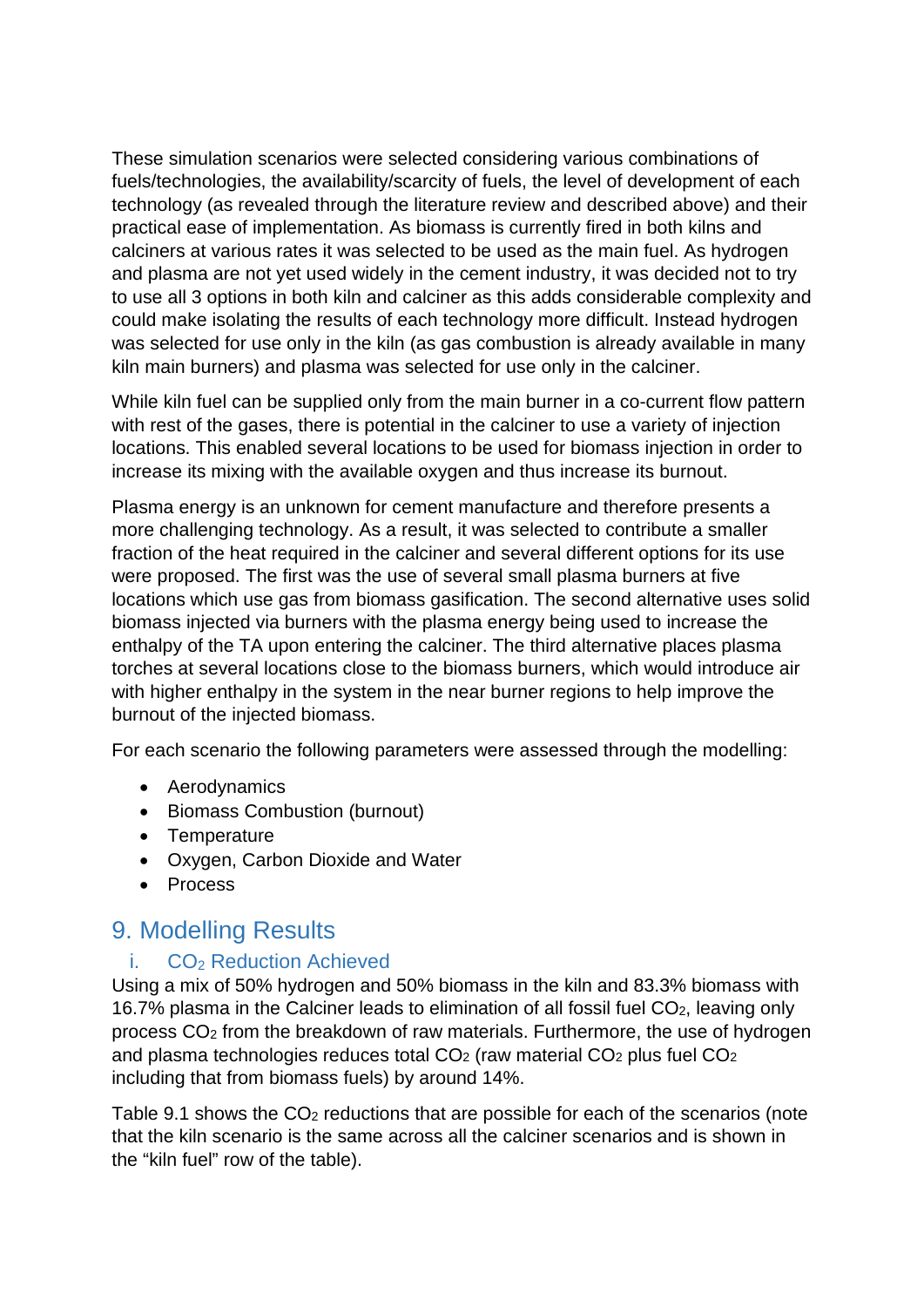These simulation scenarios were selected considering various combinations of fuels/technologies, the availability/scarcity of fuels, the level of development of each technology (as revealed through the literature review and described above) and their practical ease of implementation. As biomass is currently fired in both kilns and calciners at various rates it was selected to be used as the main fuel. As hydrogen and plasma are not yet used widely in the cement industry, it was decided not to try to use all 3 options in both kiln and calciner as this adds considerable complexity and could make isolating the results of each technology more difficult. Instead hydrogen was selected for use only in the kiln (as gas combustion is already available in many kiln main burners) and plasma was selected for use only in the calciner.

While kiln fuel can be supplied only from the main burner in a co-current flow pattern with rest of the gases, there is potential in the calciner to use a variety of injection locations. This enabled several locations to be used for biomass injection in order to increase its mixing with the available oxygen and thus increase its burnout.

Plasma energy is an unknown for cement manufacture and therefore presents a more challenging technology. As a result, it was selected to contribute a smaller fraction of the heat required in the calciner and several different options for its use were proposed. The first was the use of several small plasma burners at five locations which use gas from biomass gasification. The second alternative uses solid biomass injected via burners with the plasma energy being used to increase the enthalpy of the TA upon entering the calciner. The third alternative places plasma torches at several locations close to the biomass burners, which would introduce air with higher enthalpy in the system in the near burner regions to help improve the burnout of the injected biomass.

For each scenario the following parameters were assessed through the modelling:

- Aerodynamics
- Biomass Combustion (burnout)
- Temperature
- Oxygen, Carbon Dioxide and Water
- Process

# 9. Modelling Results

## i. $CO_2$ Reduction Achieved

Using a mix of 50% hydrogen and 50% biomass in the kiln and 83.3% biomass with 16.7% plasma in the Calciner leads to elimination of all fossil fuel $CO_2$, leaving only process $CO_2$ from the breakdown of raw materials. Furthermore, the use of hydrogen and plasma technologies reduces total $CO_2$ (raw material $CO_2$ plus fuel $CO_2$ including that from biomass fuels) by around 14%.

Table 9.1 shows the $CO_2$ reductions that are possible for each of the scenarios (note that the kiln scenario is the same across all the calciner scenarios and is shown in the "kiln fuel" row of the table).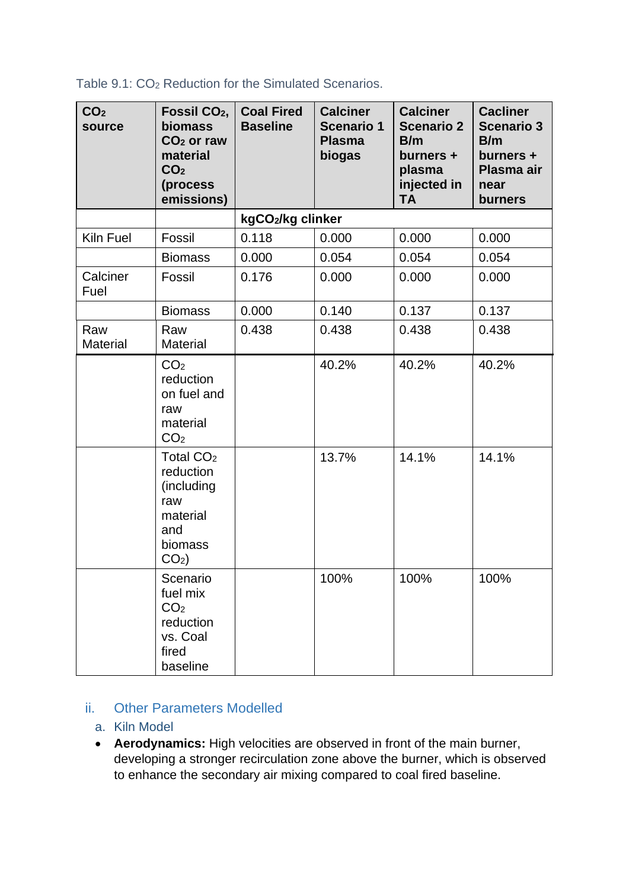Table 9.1: $CO_2$ Reduction for the Simulated Scenarios.

| $CO_2$ source | Fossil $CO_2$, biomass $CO_2$ or raw material $CO_2$ (process emissions) | Coal Fired Baseline | Calciner Scenario 1 Plasma biogas | Calciner Scenario 2 B/m burners + plasma injected in TA | Cacliner Scenario 3 B/m burners + Plasma air near burners |
|---|---|---|---|---|---|
| | | $kgCO_2/kg$ clinker | | | |
| Kiln Fuel | Fossil | 0.118 | 0.000 | 0.000 | 0.000 |
| | Biomass | 0.000 | 0.054 | 0.054 | 0.054 |
| Calciner Fuel | Fossil | 0.176 | 0.000 | 0.000 | 0.000 |
| | Biomass | 0.000 | 0.140 | 0.137 | 0.137 |
| Raw Material | Raw Material | 0.438 | 0.438 | 0.438 | 0.438 |
| | $CO_2$ reduction on fuel and raw material $CO_2$ | | 40.2% | 40.2% | 40.2% |
| | Total $CO_2$ reduction (including raw material and biomass $CO_2$) | | 13.7% | 14.1% | 14.1% |
| | Scenario fuel mix $CO_2$ reduction vs. Coal fired baseline | | 100% | 100% | 100% |

### ii. Other Parameters Modelled

#### a. Kiln Model

- **Aerodynamics:** High velocities are observed in front of the main burner, developing a stronger recirculation zone above the burner, which is observed to enhance the secondary air mixing compared to coal fired baseline.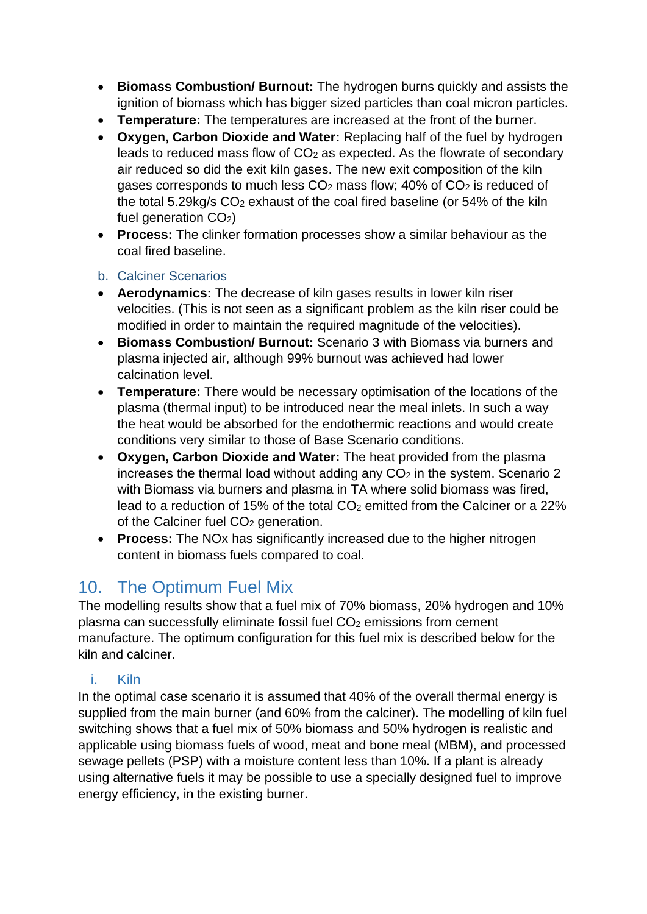- **Biomass Combustion/ Burnout:** The hydrogen burns quickly and assists the ignition of biomass which has bigger sized particles than coal micron particles.
- **Temperature:** The temperatures are increased at the front of the burner.
- **Oxygen, Carbon Dioxide and Water:** Replacing half of the fuel by hydrogen leads to reduced mass flow of $CO_2$ as expected. As the flowrate of secondary air reduced so did the exit kiln gases. The new exit composition of the kiln gases corresponds to much less $CO_2$ mass flow; 40% of $CO_2$ is reduced of the total 5.29kg/s $CO_2$ exhaust of the coal fired baseline (or 54% of the kiln fuel generation $CO_2$)
- **Process:** The clinker formation processes show a similar behaviour as the coal fired baseline.

### b. Calciner Scenarios

- **Aerodynamics:** The decrease of kiln gases results in lower kiln riser velocities. (This is not seen as a significant problem as the kiln riser could be modified in order to maintain the required magnitude of the velocities).
- **Biomass Combustion/ Burnout:** Scenario 3 with Biomass via burners and plasma injected air, although 99% burnout was achieved had lower calcination level.
- **Temperature:** There would be necessary optimisation of the locations of the plasma (thermal input) to be introduced near the meal inlets. In such a way the heat would be absorbed for the endothermic reactions and would create conditions very similar to those of Base Scenario conditions.
- **Oxygen, Carbon Dioxide and Water:** The heat provided from the plasma increases the thermal load without adding any $CO_2$ in the system. Scenario 2 with Biomass via burners and plasma in TA where solid biomass was fired, lead to a reduction of 15% of the total $CO_2$ emitted from the Calciner or a 22% of the Calciner fuel $CO_2$ generation.
- **Process:** The NOx has significantly increased due to the higher nitrogen content in biomass fuels compared to coal.

## 10. The Optimum Fuel Mix

The modelling results show that a fuel mix of 70% biomass, 20% hydrogen and 10% plasma can successfully eliminate fossil fuel $CO_2$ emissions from cement manufacture. The optimum configuration for this fuel mix is described below for the kiln and calciner.

### i. Kiln

In the optimal case scenario it is assumed that 40% of the overall thermal energy is supplied from the main burner (and 60% from the calciner). The modelling of kiln fuel switching shows that a fuel mix of 50% biomass and 50% hydrogen is realistic and applicable using biomass fuels of wood, meat and bone meal (MBM), and processed sewage pellets (PSP) with a moisture content less than 10%. If a plant is already using alternative fuels it may be possible to use a specially designed fuel to improve energy efficiency, in the existing burner.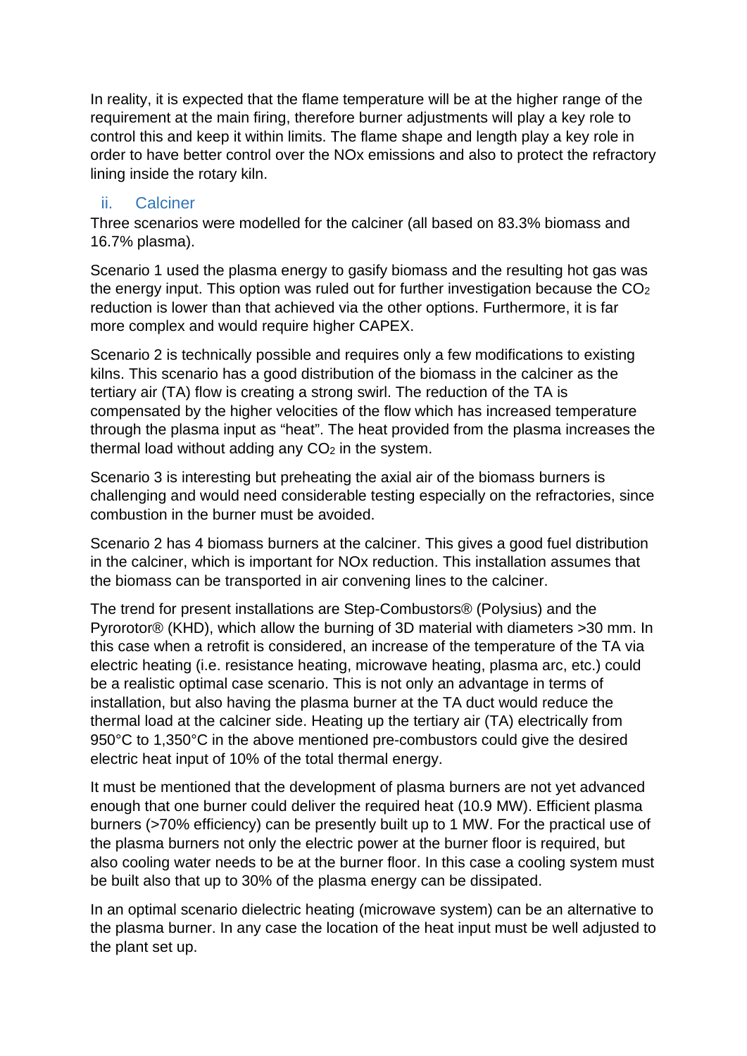In reality, it is expected that the flame temperature will be at the higher range of the requirement at the main firing, therefore burner adjustments will play a key role to control this and keep it within limits. The flame shape and length play a key role in order to have better control over the NOx emissions and also to protect the refractory lining inside the rotary kiln.

### ii. Calciner

Three scenarios were modelled for the calciner (all based on 83.3% biomass and 16.7% plasma).

Scenario 1 used the plasma energy to gasify biomass and the resulting hot gas was the energy input. This option was ruled out for further investigation because the $CO_2$ reduction is lower than that achieved via the other options. Furthermore, it is far more complex and would require higher CAPEX.

Scenario 2 is technically possible and requires only a few modifications to existing kilns. This scenario has a good distribution of the biomass in the calciner as the tertiary air (TA) flow is creating a strong swirl. The reduction of the TA is compensated by the higher velocities of the flow which has increased temperature through the plasma input as "heat". The heat provided from the plasma increases the thermal load without adding any $CO_2$ in the system.

Scenario 3 is interesting but preheating the axial air of the biomass burners is challenging and would need considerable testing especially on the refractories, since combustion in the burner must be avoided.

Scenario 2 has 4 biomass burners at the calciner. This gives a good fuel distribution in the calciner, which is important for NOx reduction. This installation assumes that the biomass can be transported in air convening lines to the calciner.

The trend for present installations are Step-Combustors® (Polysius) and the Pyrorotor® (KHD), which allow the burning of 3D material with diameters >30 mm. In this case when a retrofit is considered, an increase of the temperature of the TA via electric heating (i.e. resistance heating, microwave heating, plasma arc, etc.) could be a realistic optimal case scenario. This is not only an advantage in terms of installation, but also having the plasma burner at the TA duct would reduce the thermal load at the calciner side. Heating up the tertiary air (TA) electrically from 950°C to 1,350°C in the above mentioned pre-combustors could give the desired electric heat input of 10% of the total thermal energy.

It must be mentioned that the development of plasma burners are not yet advanced enough that one burner could deliver the required heat (10.9 MW). Efficient plasma burners (>70% efficiency) can be presently built up to 1 MW. For the practical use of the plasma burners not only the electric power at the burner floor is required, but also cooling water needs to be at the burner floor. In this case a cooling system must be built also that up to 30% of the plasma energy can be dissipated.

In an optimal scenario dielectric heating (microwave system) can be an alternative to the plasma burner. In any case the location of the heat input must be well adjusted to the plant set up.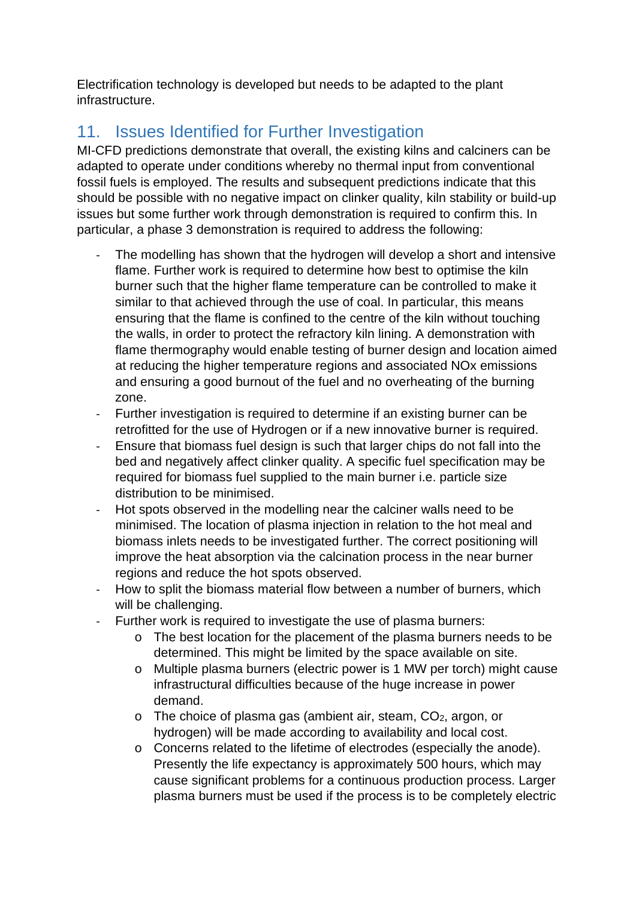Electrification technology is developed but needs to be adapted to the plant infrastructure.

## 11. Issues Identified for Further Investigation

MI-CFD predictions demonstrate that overall, the existing kilns and calciners can be adapted to operate under conditions whereby no thermal input from conventional fossil fuels is employed. The results and subsequent predictions indicate that this should be possible with no negative impact on clinker quality, kiln stability or build-up issues but some further work through demonstration is required to confirm this. In particular, a phase 3 demonstration is required to address the following:

- The modelling has shown that the hydrogen will develop a short and intensive flame. Further work is required to determine how best to optimise the kiln burner such that the higher flame temperature can be controlled to make it similar to that achieved through the use of coal. In particular, this means ensuring that the flame is confined to the centre of the kiln without touching the walls, in order to protect the refractory kiln lining. A demonstration with flame thermography would enable testing of burner design and location aimed at reducing the higher temperature regions and associated NOx emissions and ensuring a good burnout of the fuel and no overheating of the burning zone.
- Further investigation is required to determine if an existing burner can be retrofitted for the use of Hydrogen or if a new innovative burner is required.
- Ensure that biomass fuel design is such that larger chips do not fall into the bed and negatively affect clinker quality. A specific fuel specification may be required for biomass fuel supplied to the main burner i.e. particle size distribution to be minimised.
- Hot spots observed in the modelling near the calciner walls need to be minimised. The location of plasma injection in relation to the hot meal and biomass inlets needs to be investigated further. The correct positioning will improve the heat absorption via the calcination process in the near burner regions and reduce the hot spots observed.
- How to split the biomass material flow between a number of burners, which will be challenging.
- Further work is required to investigate the use of plasma burners:
  - The best location for the placement of the plasma burners needs to be determined. This might be limited by the space available on site.
  - Multiple plasma burners (electric power is 1 MW per torch) might cause infrastructural difficulties because of the huge increase in power demand.
  - The choice of plasma gas (ambient air, steam, $CO_2$, argon, or hydrogen) will be made according to availability and local cost.
  - Concerns related to the lifetime of electrodes (especially the anode). Presently the life expectancy is approximately 500 hours, which may cause significant problems for a continuous production process. Larger plasma burners must be used if the process is to be completely electric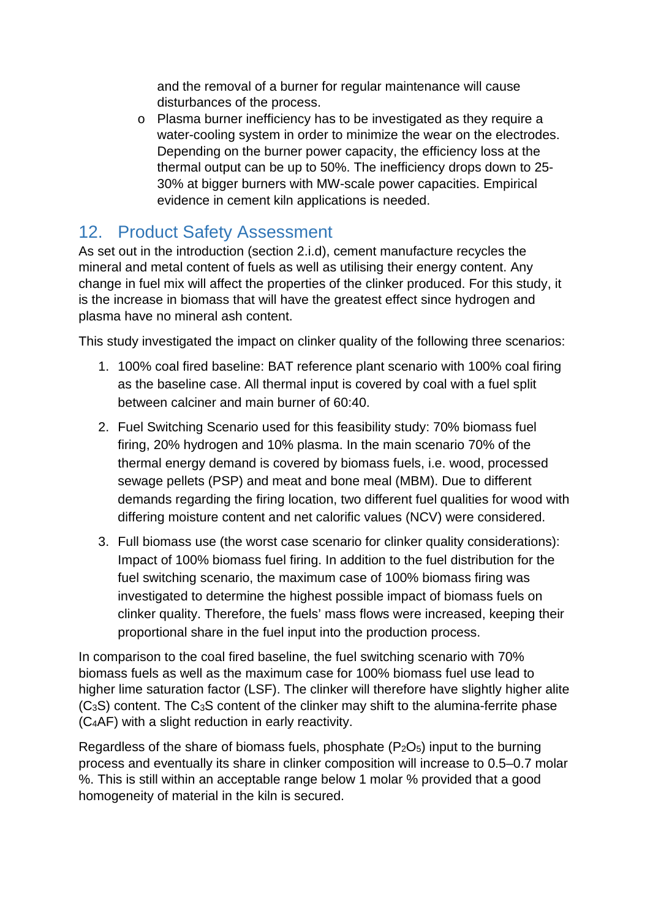and the removal of a burner for regular maintenance will cause disturbances of the process.

- Plasma burner inefficiency has to be investigated as they require a water-cooling system in order to minimize the wear on the electrodes. Depending on the burner power capacity, the efficiency loss at the thermal output can be up to 50%. The inefficiency drops down to 25-30% at bigger burners with MW-scale power capacities. Empirical evidence in cement kiln applications is needed.

## 12. Product Safety Assessment

As set out in the introduction (section 2.i.d), cement manufacture recycles the mineral and metal content of fuels as well as utilising their energy content. Any change in fuel mix will affect the properties of the clinker produced. For this study, it is the increase in biomass that will have the greatest effect since hydrogen and plasma have no mineral ash content.

This study investigated the impact on clinker quality of the following three scenarios:

1. 100% coal fired baseline: BAT reference plant scenario with 100% coal firing as the baseline case. All thermal input is covered by coal with a fuel split between calciner and main burner of 60:40.
2. Fuel Switching Scenario used for this feasibility study: 70% biomass fuel firing, 20% hydrogen and 10% plasma. In the main scenario 70% of the thermal energy demand is covered by biomass fuels, i.e. wood, processed sewage pellets (PSP) and meat and bone meal (MBM). Due to different demands regarding the firing location, two different fuel qualities for wood with differing moisture content and net calorific values (NCV) were considered.
3. Full biomass use (the worst case scenario for clinker quality considerations): Impact of 100% biomass fuel firing. In addition to the fuel distribution for the fuel switching scenario, the maximum case of 100% biomass firing was investigated to determine the highest possible impact of biomass fuels on clinker quality. Therefore, the fuels' mass flows were increased, keeping their proportional share in the fuel input into the production process.

In comparison to the coal fired baseline, the fuel switching scenario with 70% biomass fuels as well as the maximum case for 100% biomass fuel use lead to higher lime saturation factor (LSF). The clinker will therefore have slightly higher alite ($C_3S$) content. The $C_3S$ content of the clinker may shift to the alumina-ferrite phase ($C_4AF$) with a slight reduction in early reactivity.

Regardless of the share of biomass fuels, phosphate ($P_2O_5$) input to the burning process and eventually its share in clinker composition will increase to 0.5–0.7 molar %. This is still within an acceptable range below 1 molar % provided that a good homogeneity of material in the kiln is secured.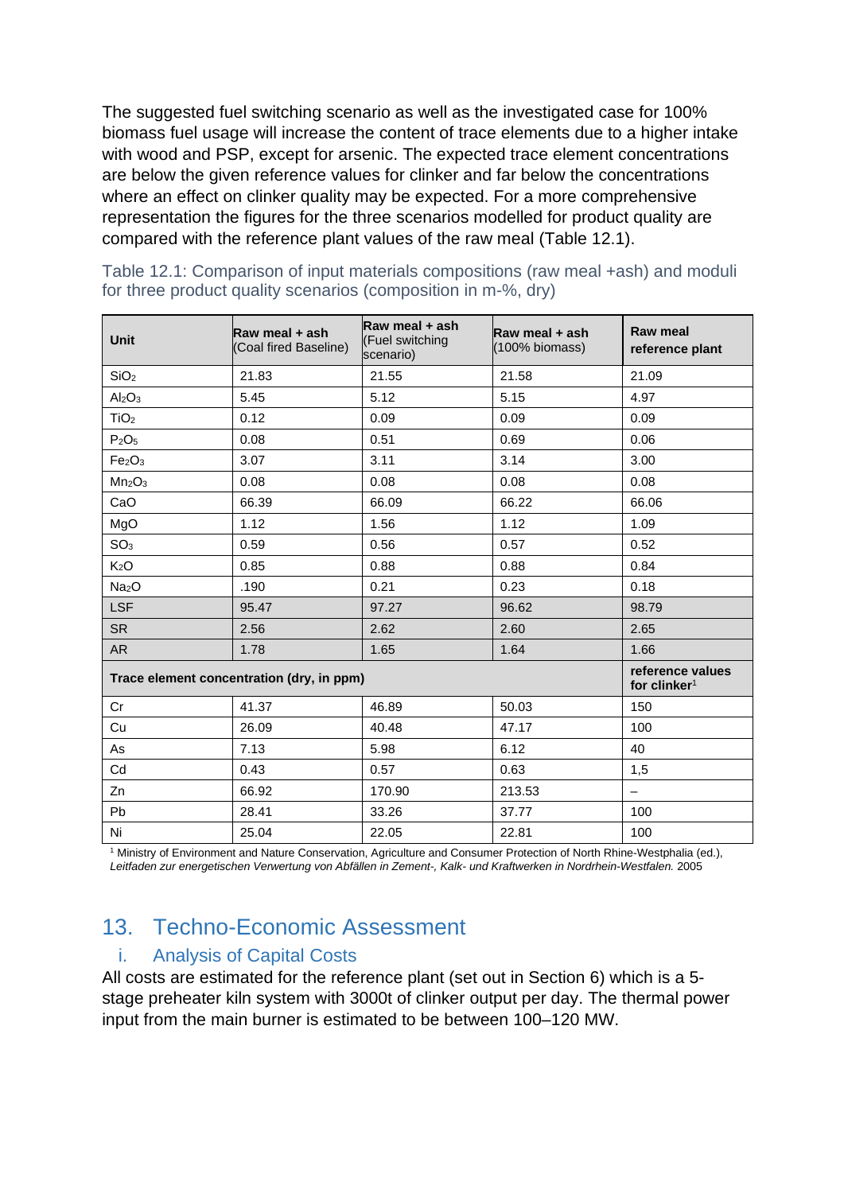The suggested fuel switching scenario as well as the investigated case for 100% biomass fuel usage will increase the content of trace elements due to a higher intake with wood and PSP, except for arsenic. The expected trace element concentrations are below the given reference values for clinker and far below the concentrations where an effect on clinker quality may be expected. For a more comprehensive representation the figures for the three scenarios modelled for product quality are compared with the reference plant values of the raw meal (Table 12.1).

Table 12.1: Comparison of input materials compositions (raw meal +ash) and moduli for three product quality scenarios (composition in m-%, dry)

| Unit | Raw meal + ash (Coal fired Baseline) | Raw meal + ash (Fuel switching scenario) | Raw meal + ash (100% biomass) | Raw meal reference plant |
|---|---|---|---|---|
| $SiO_2$ | 21.83 | 21.55 | 21.58 | 21.09 |
| $Al_2O_3$ | 5.45 | 5.12 | 5.15 | 4.97 |
| $TiO_2$ | 0.12 | 0.09 | 0.09 | 0.09 |
| $P_2O_5$ | 0.08 | 0.51 | 0.69 | 0.06 |
| $Fe_2O_3$ | 3.07 | 3.11 | 3.14 | 3.00 |
| $Mn_2O_3$ | 0.08 | 0.08 | 0.08 | 0.08 |
| CaO | 66.39 | 66.09 | 66.22 | 66.06 |
| MgO | 1.12 | 1.56 | 1.12 | 1.09 |
| $SO_3$ | 0.59 | 0.56 | 0.57 | 0.52 |
| $K_2O$ | 0.85 | 0.88 | 0.88 | 0.84 |
| $Na_2O$ | .190 | 0.21 | 0.23 | 0.18 |
| LSF | 95.47 | 97.27 | 96.62 | 98.79 |
| SR | 2.56 | 2.62 | 2.60 | 2.65 |
| AR | 1.78 | 1.65 | 1.64 | 1.66 |
| **Trace element concentration (dry, in ppm)** | | | | **reference values for clinker**[1] |
| Cr | 41.37 | 46.89 | 50.03 | 150 |
| Cu | 26.09 | 40.48 | 47.17 | 100 |
| As | 7.13 | 5.98 | 6.12 | 40 |
| Cd | 0.43 | 0.57 | 0.63 | 1,5 |
| Zn | 66.92 | 170.90 | 213.53 | – |
| Pb | 28.41 | 33.26 | 37.77 | 100 |
| Ni | 25.04 | 22.05 | 22.81 | 100 |

[1] Ministry of Environment and Nature Conservation, Agriculture and Consumer Protection of North Rhine-Westphalia (ed.), *Leitfaden zur energetischen Verwertung von Abfällen in Zement-, Kalk- und Kraftwerken in Nordrhein-Westfalen.* 2005

# 13. Techno-Economic Assessment

## i. Analysis of Capital Costs

All costs are estimated for the reference plant (set out in Section 6) which is a 5-stage preheater kiln system with 3000t of clinker output per day. The thermal power input from the main burner is estimated to be between 100–120 MW.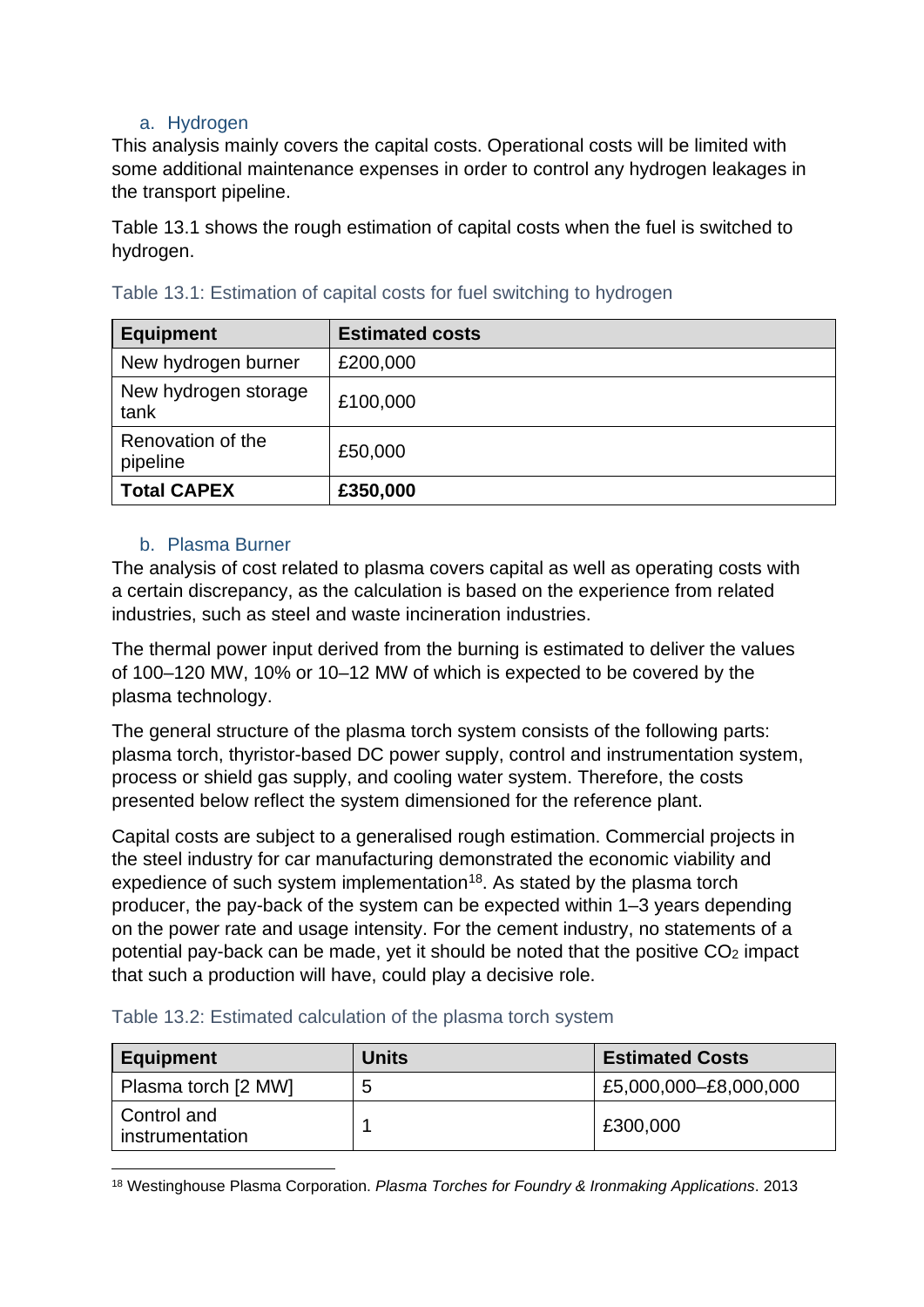### a. Hydrogen

This analysis mainly covers the capital costs. Operational costs will be limited with some additional maintenance expenses in order to control any hydrogen leakages in the transport pipeline.

Table 13.1 shows the rough estimation of capital costs when the fuel is switched to hydrogen.

Table 13.1: Estimation of capital costs for fuel switching to hydrogen

| Equipment | Estimated costs |
|---|---|
| New hydrogen burner | £200,000 |
| New hydrogen storage tank | £100,000 |
| Renovation of the pipeline | £50,000 |
| **Total CAPEX** | **£350,000** |

### b. Plasma Burner

The analysis of cost related to plasma covers capital as well as operating costs with a certain discrepancy, as the calculation is based on the experience from related industries, such as steel and waste incineration industries.

The thermal power input derived from the burning is estimated to deliver the values of 100–120 MW, 10% or 10–12 MW of which is expected to be covered by the plasma technology.

The general structure of the plasma torch system consists of the following parts: plasma torch, thyristor-based DC power supply, control and instrumentation system, process or shield gas supply, and cooling water system. Therefore, the costs presented below reflect the system dimensioned for the reference plant.

Capital costs are subject to a generalised rough estimation. Commercial projects in the steel industry for car manufacturing demonstrated the economic viability and expedience of such system implementation[18]. As stated by the plasma torch producer, the pay-back of the system can be expected within 1–3 years depending on the power rate and usage intensity. For the cement industry, no statements of a potential pay-back can be made, yet it should be noted that the positive $CO_2$ impact that such a production will have, could play a decisive role.

Table 13.2: Estimated calculation of the plasma torch system

| Equipment | Units | Estimated Costs |
|---|---|---|
| Plasma torch [2 MW] | 5 | £5,000,000–£8,000,000 |
| Control and instrumentation | 1 | £300,000 |

[18] Westinghouse Plasma Corporation. *Plasma Torches for Foundry & Ironmaking Applications*. 2013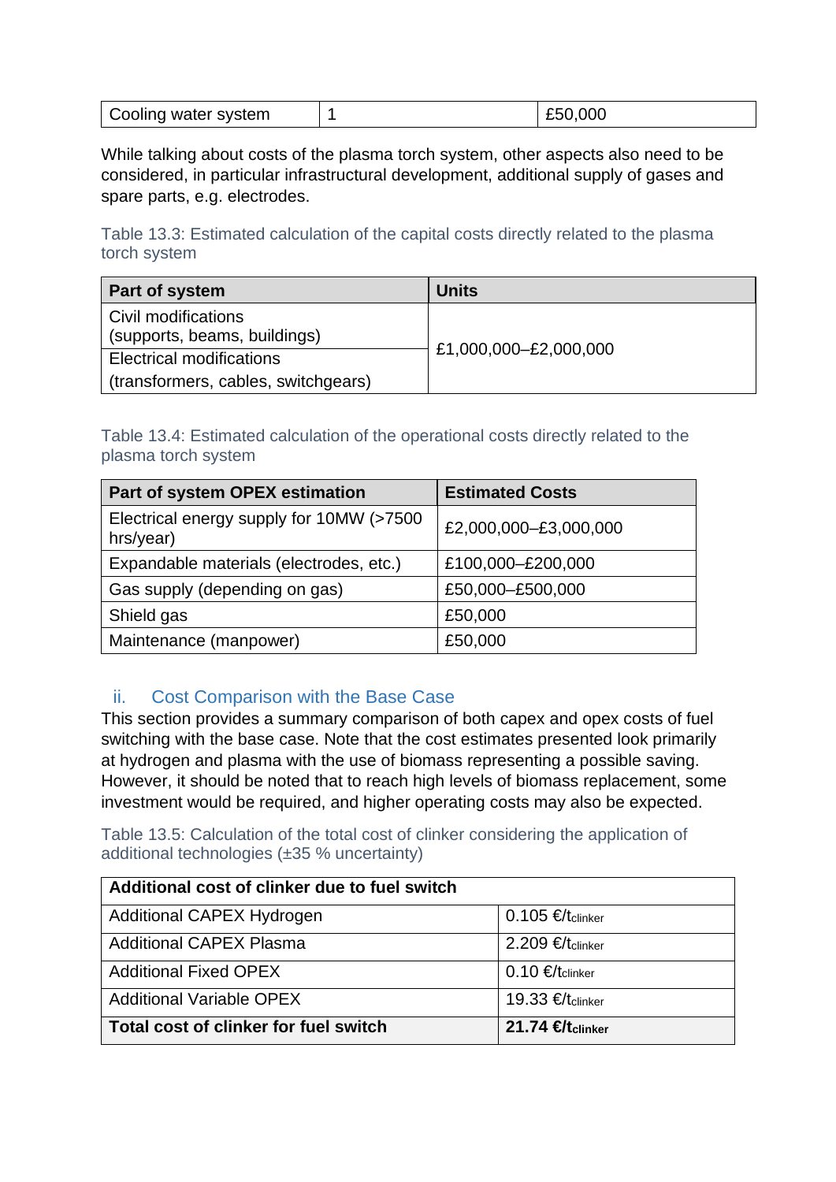| Cooling water system | 1 | £50,000 |
|---|---|---|

While talking about costs of the plasma torch system, other aspects also need to be considered, in particular infrastructural development, additional supply of gases and spare parts, e.g. electrodes.

Table 13.3: Estimated calculation of the capital costs directly related to the plasma torch system

| Part of system | Units |
|---|---|
| Civil modifications (supports, beams, buildings) | £1,000,000–£2,000,000 |
| Electrical modifications (transformers, cables, switchgears) | |

Table 13.4: Estimated calculation of the operational costs directly related to the plasma torch system

| Part of system OPEX estimation | Estimated Costs |
|---|---|
| Electrical energy supply for 10MW (>7500 hrs/year) | £2,000,000–£3,000,000 |
| Expandable materials (electrodes, etc.) | £100,000–£200,000 |
| Gas supply (depending on gas) | £50,000–£500,000 |
| Shield gas | £50,000 |
| Maintenance (manpower) | £50,000 |

### ii. Cost Comparison with the Base Case

This section provides a summary comparison of both capex and opex costs of fuel switching with the base case. Note that the cost estimates presented look primarily at hydrogen and plasma with the use of biomass representing a possible saving. However, it should be noted that to reach high levels of biomass replacement, some investment would be required, and higher operating costs may also be expected.

Table 13.5: Calculation of the total cost of clinker considering the application of additional technologies (±35 % uncertainty)

| **Additional cost of clinker due to fuel switch** | |
|---|---|
| Additional CAPEX Hydrogen | 0.105 €/$t_{clinker}$ |
| Additional CAPEX Plasma | 2.209 €/$t_{clinker}$ |
| Additional Fixed OPEX | 0.10 €/$t_{clinker}$ |
| Additional Variable OPEX | 19.33 €/$t_{clinker}$ |
| **Total cost of clinker for fuel switch** | **21.74 €/$t_{clinker}$** |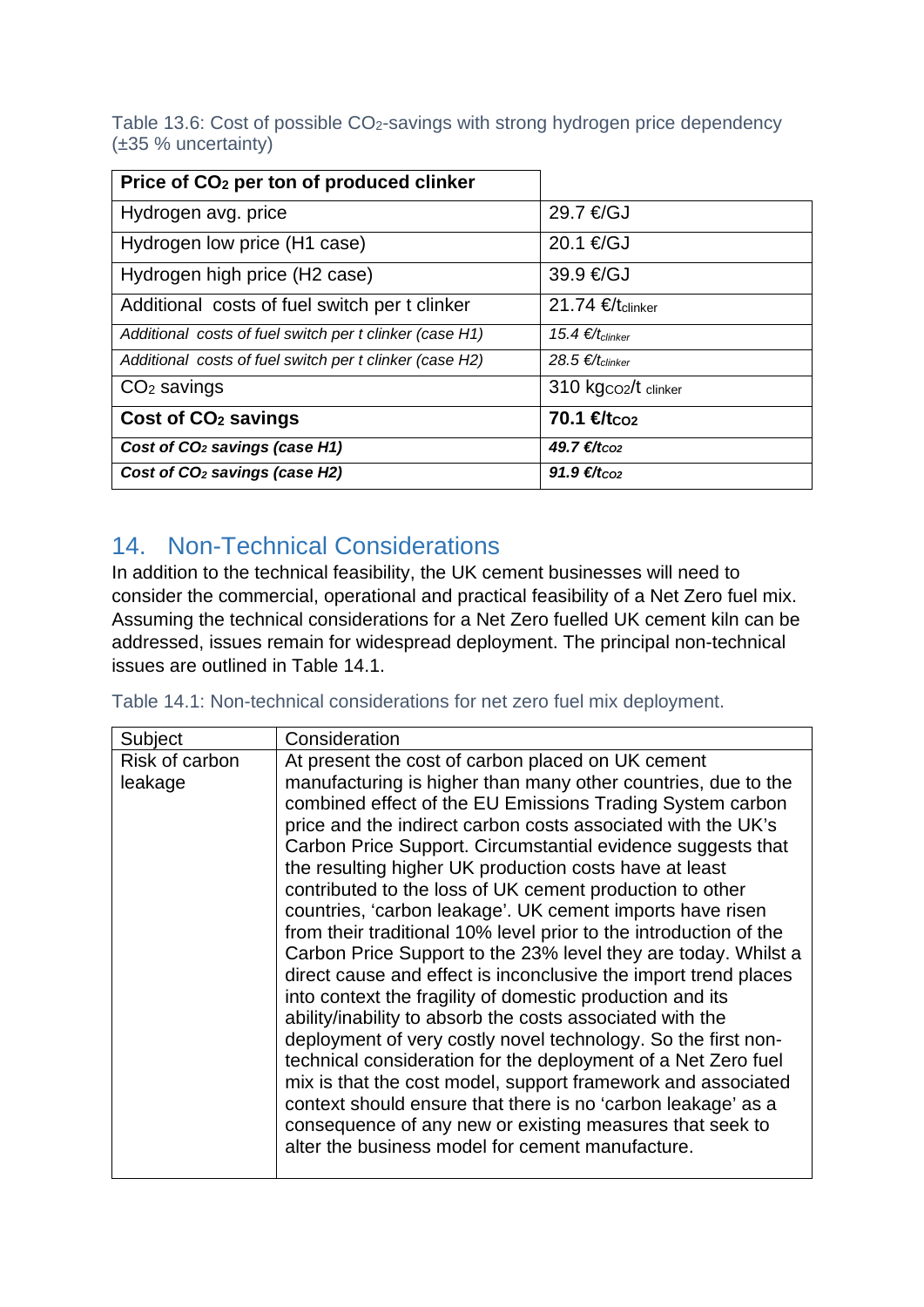Table 13.6: Cost of possible $CO_2$-savings with strong hydrogen price dependency (±35 % uncertainty)

| **Price of $CO_2$ per ton of produced clinker** | |
|---|---|
| Hydrogen avg. price | 29.7 €/GJ |
| Hydrogen low price (H1 case) | 20.1 €/GJ |
| Hydrogen high price (H2 case) | 39.9 €/GJ |
| Additional costs of fuel switch per t clinker | 21.74 €/$t_{clinker}$ |
| *Additional costs of fuel switch per t clinker (case H1)* | *15.4 €/$t_{clinker}$* |
| *Additional costs of fuel switch per t clinker (case H2)* | *28.5 €/$t_{clinker}$* |
| $CO_2$ savings | 310 $kg_{CO2}$/t $_{clinker}$ |
| **Cost of $CO_2$ savings** | **70.1 €/$t_{CO2}$** |
| ***Cost of $CO_2$ savings (case H1)*** | ***49.7 €/$t_{CO2}$*** |
| ***Cost of $CO_2$ savings (case H2)*** | ***91.9 €/$t_{CO2}$*** |

# 14. Non-Technical Considerations

In addition to the technical feasibility, the UK cement businesses will need to consider the commercial, operational and practical feasibility of a Net Zero fuel mix. Assuming the technical considerations for a Net Zero fuelled UK cement kiln can be addressed, issues remain for widespread deployment. The principal non-technical issues are outlined in Table 14.1.

Table 14.1: Non-technical considerations for net zero fuel mix deployment.

| Subject | Consideration |
|---|---|
| Risk of carbon leakage | At present the cost of carbon placed on UK cement manufacturing is higher than many other countries, due to the combined effect of the EU Emissions Trading System carbon price and the indirect carbon costs associated with the UK's Carbon Price Support. Circumstantial evidence suggests that the resulting higher UK production costs have at least contributed to the loss of UK cement production to other countries, 'carbon leakage'. UK cement imports have risen from their traditional 10% level prior to the introduction of the Carbon Price Support to the 23% level they are today. Whilst a direct cause and effect is inconclusive the import trend places into context the fragility of domestic production and its ability/inability to absorb the costs associated with the deployment of very costly novel technology. So the first non-technical consideration for the deployment of a Net Zero fuel mix is that the cost model, support framework and associated context should ensure that there is no 'carbon leakage' as a consequence of any new or existing measures that seek to alter the business model for cement manufacture. |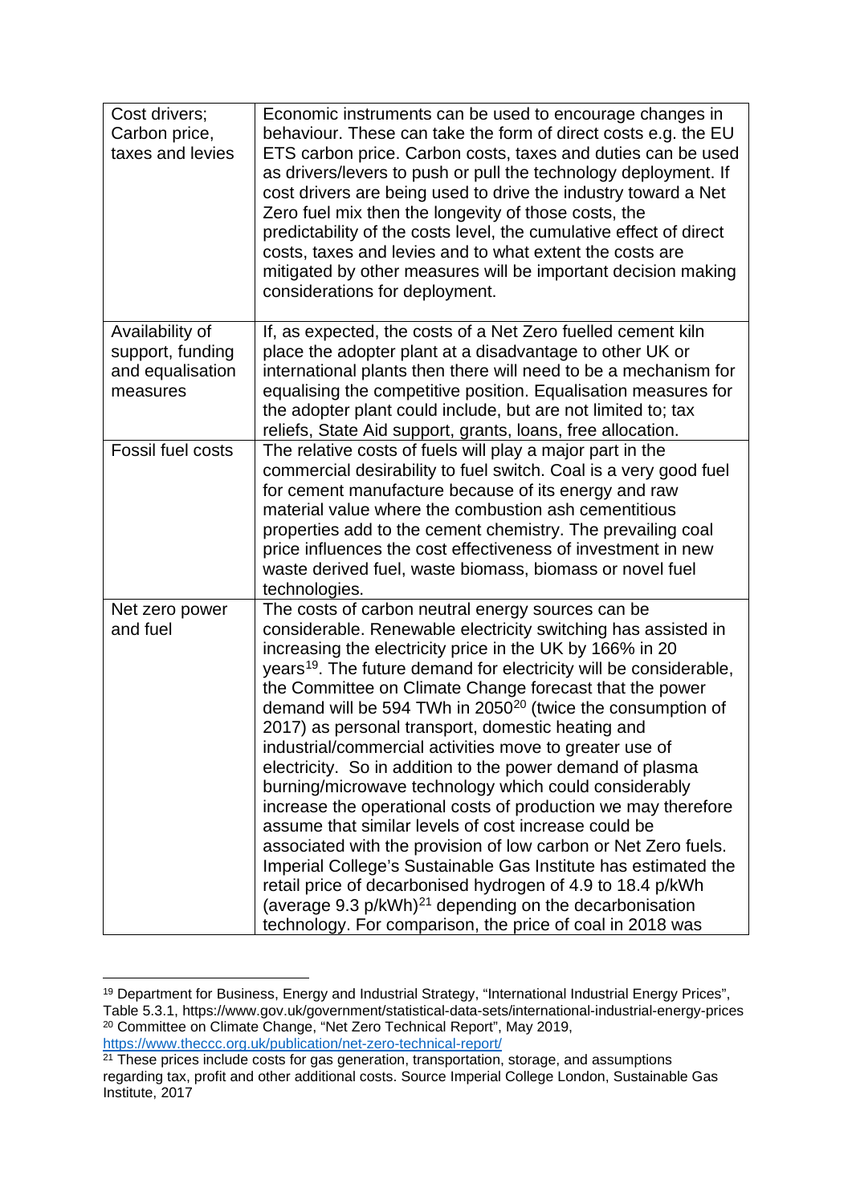| | |
|---|---|
| Cost drivers; Carbon price, taxes and levies | Economic instruments can be used to encourage changes in behaviour. These can take the form of direct costs e.g. the EU ETS carbon price. Carbon costs, taxes and duties can be used as drivers/levers to push or pull the technology deployment. If cost drivers are being used to drive the industry toward a Net Zero fuel mix then the longevity of those costs, the predictability of the costs level, the cumulative effect of direct costs, taxes and levies and to what extent the costs are mitigated by other measures will be important decision making considerations for deployment. |
| Availability of support, funding and equalisation measures | If, as expected, the costs of a Net Zero fuelled cement kiln place the adopter plant at a disadvantage to other UK or international plants then there will need to be a mechanism for equalising the competitive position. Equalisation measures for the adopter plant could include, but are not limited to; tax reliefs, State Aid support, grants, loans, free allocation. |
| Fossil fuel costs | The relative costs of fuels will play a major part in the commercial desirability to fuel switch. Coal is a very good fuel for cement manufacture because of its energy and raw material value where the combustion ash cementitious properties add to the cement chemistry. The prevailing coal price influences the cost effectiveness of investment in new waste derived fuel, waste biomass, biomass or novel fuel technologies. |
| Net zero power and fuel | The costs of carbon neutral energy sources can be considerable. Renewable electricity switching has assisted in increasing the electricity price in the UK by 166% in 20 years[19]. The future demand for electricity will be considerable, the Committee on Climate Change forecast that the power demand will be 594 TWh in 2050[20] (twice the consumption of 2017) as personal transport, domestic heating and industrial/commercial activities move to greater use of electricity. So in addition to the power demand of plasma burning/microwave technology which could considerably increase the operational costs of production we may therefore assume that similar levels of cost increase could be associated with the provision of low carbon or Net Zero fuels. Imperial College's Sustainable Gas Institute has estimated the retail price of decarbonised hydrogen of 4.9 to 18.4 p/kWh (average 9.3 p/kWh)[21] depending on the decarbonisation technology. For comparison, the price of coal in 2018 was |

[19] Department for Business, Energy and Industrial Strategy, "International Industrial Energy Prices", Table 5.3.1, https://www.gov.uk/government/statistical-data-sets/international-industrial-energy-prices

[20] Committee on Climate Change, "Net Zero Technical Report", May 2019, https://www.theccc.org.uk/publication/net-zero-technical-report/

[21] These prices include costs for gas generation, transportation, storage, and assumptions regarding tax, profit and other additional costs. Source Imperial College London, Sustainable Gas Institute, 2017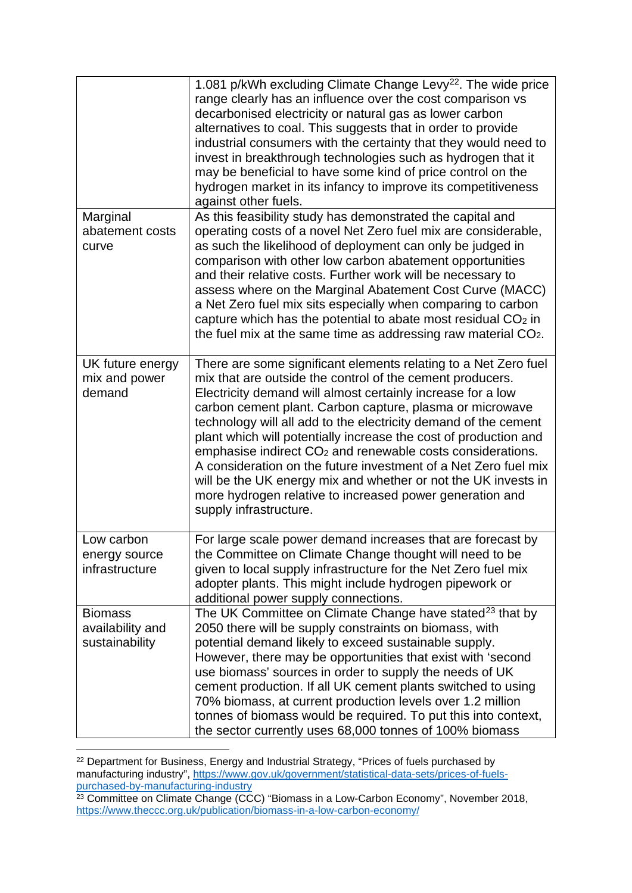| | |
|---|---|
| | 1.081 p/kWh excluding Climate Change Levy[22]. The wide price range clearly has an influence over the cost comparison vs decarbonised electricity or natural gas as lower carbon alternatives to coal. This suggests that in order to provide industrial consumers with the certainty that they would need to invest in breakthrough technologies such as hydrogen that it may be beneficial to have some kind of price control on the hydrogen market in its infancy to improve its competitiveness against other fuels. |
| Marginal abatement costs curve | As this feasibility study has demonstrated the capital and operating costs of a novel Net Zero fuel mix are considerable, as such the likelihood of deployment can only be judged in comparison with other low carbon abatement opportunities and their relative costs. Further work will be necessary to assess where on the Marginal Abatement Cost Curve (MACC) a Net Zero fuel mix sits especially when comparing to carbon capture which has the potential to abate most residual $CO_2$ in the fuel mix at the same time as addressing raw material $CO_2$. |
| UK future energy mix and power demand | There are some significant elements relating to a Net Zero fuel mix that are outside the control of the cement producers. Electricity demand will almost certainly increase for a low carbon cement plant. Carbon capture, plasma or microwave technology will all add to the electricity demand of the cement plant which will potentially increase the cost of production and emphasise indirect $CO_2$ and renewable costs considerations. A consideration on the future investment of a Net Zero fuel mix will be the UK energy mix and whether or not the UK invests in more hydrogen relative to increased power generation and supply infrastructure. |
| Low carbon energy source infrastructure | For large scale power demand increases that are forecast by the Committee on Climate Change thought will need to be given to local supply infrastructure for the Net Zero fuel mix adopter plants. This might include hydrogen pipework or additional power supply connections. |
| Biomass availability and sustainability | The UK Committee on Climate Change have stated[23] that by 2050 there will be supply constraints on biomass, with potential demand likely to exceed sustainable supply. However, there may be opportunities that exist with 'second use biomass' sources in order to supply the needs of UK cement production. If all UK cement plants switched to using 70% biomass, at current production levels over 1.2 million tonnes of biomass would be required. To put this into context, the sector currently uses 68,000 tonnes of 100% biomass |

[22] Department for Business, Energy and Industrial Strategy, "Prices of fuels purchased by manufacturing industry", https://www.gov.uk/government/statistical-data-sets/prices-of-fuels-purchased-by-manufacturing-industry

[23] Committee on Climate Change (CCC) "Biomass in a Low-Carbon Economy", November 2018, https://www.theccc.org.uk/publication/biomass-in-a-low-carbon-economy/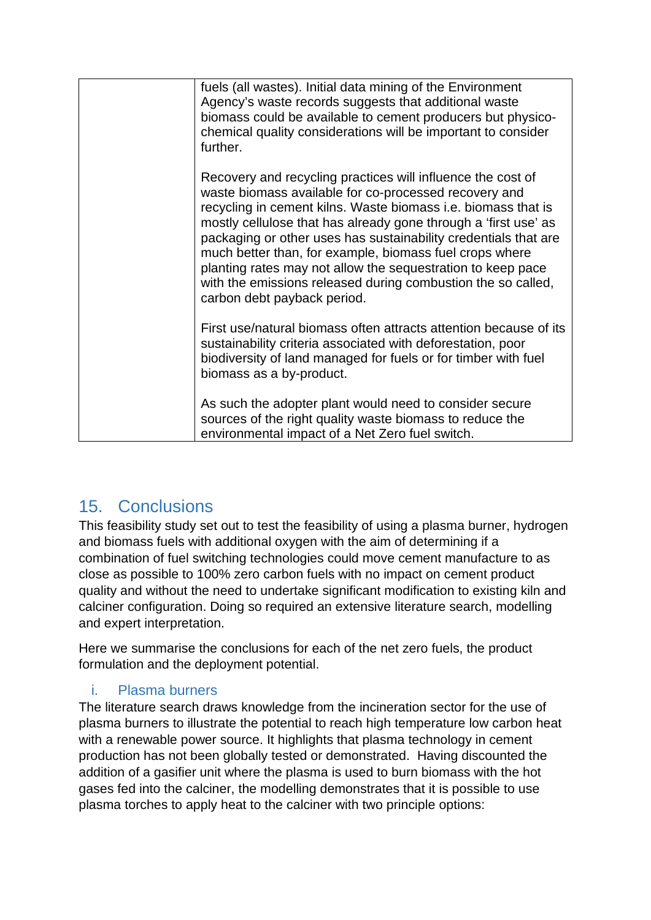|  | fuels (all wastes). Initial data mining of the Environment Agency's waste records suggests that additional waste biomass could be available to cement producers but physico-chemical quality considerations will be important to consider further.<br><br>Recovery and recycling practices will influence the cost of waste biomass available for co-processed recovery and recycling in cement kilns. Waste biomass i.e. biomass that is mostly cellulose that has already gone through a 'first use' as packaging or other uses has sustainability credentials that are much better than, for example, biomass fuel crops where planting rates may not allow the sequestration to keep pace with the emissions released during combustion the so called, carbon debt payback period.<br><br>First use/natural biomass often attracts attention because of its sustainability criteria associated with deforestation, poor biodiversity of land managed for fuels or for timber with fuel biomass as a by-product.<br><br>As such the adopter plant would need to consider secure sources of the right quality waste biomass to reduce the environmental impact of a Net Zero fuel switch. |
|---|---|

## 15. Conclusions

This feasibility study set out to test the feasibility of using a plasma burner, hydrogen and biomass fuels with additional oxygen with the aim of determining if a combination of fuel switching technologies could move cement manufacture to as close as possible to 100% zero carbon fuels with no impact on cement product quality and without the need to undertake significant modification to existing kiln and calciner configuration. Doing so required an extensive literature search, modelling and expert interpretation.

Here we summarise the conclusions for each of the net zero fuels, the product formulation and the deployment potential.

### i. Plasma burners

The literature search draws knowledge from the incineration sector for the use of plasma burners to illustrate the potential to reach high temperature low carbon heat with a renewable power source. It highlights that plasma technology in cement production has not been globally tested or demonstrated. Having discounted the addition of a gasifier unit where the plasma is used to burn biomass with the hot gases fed into the calciner, the modelling demonstrates that it is possible to use plasma torches to apply heat to the calciner with two principle options: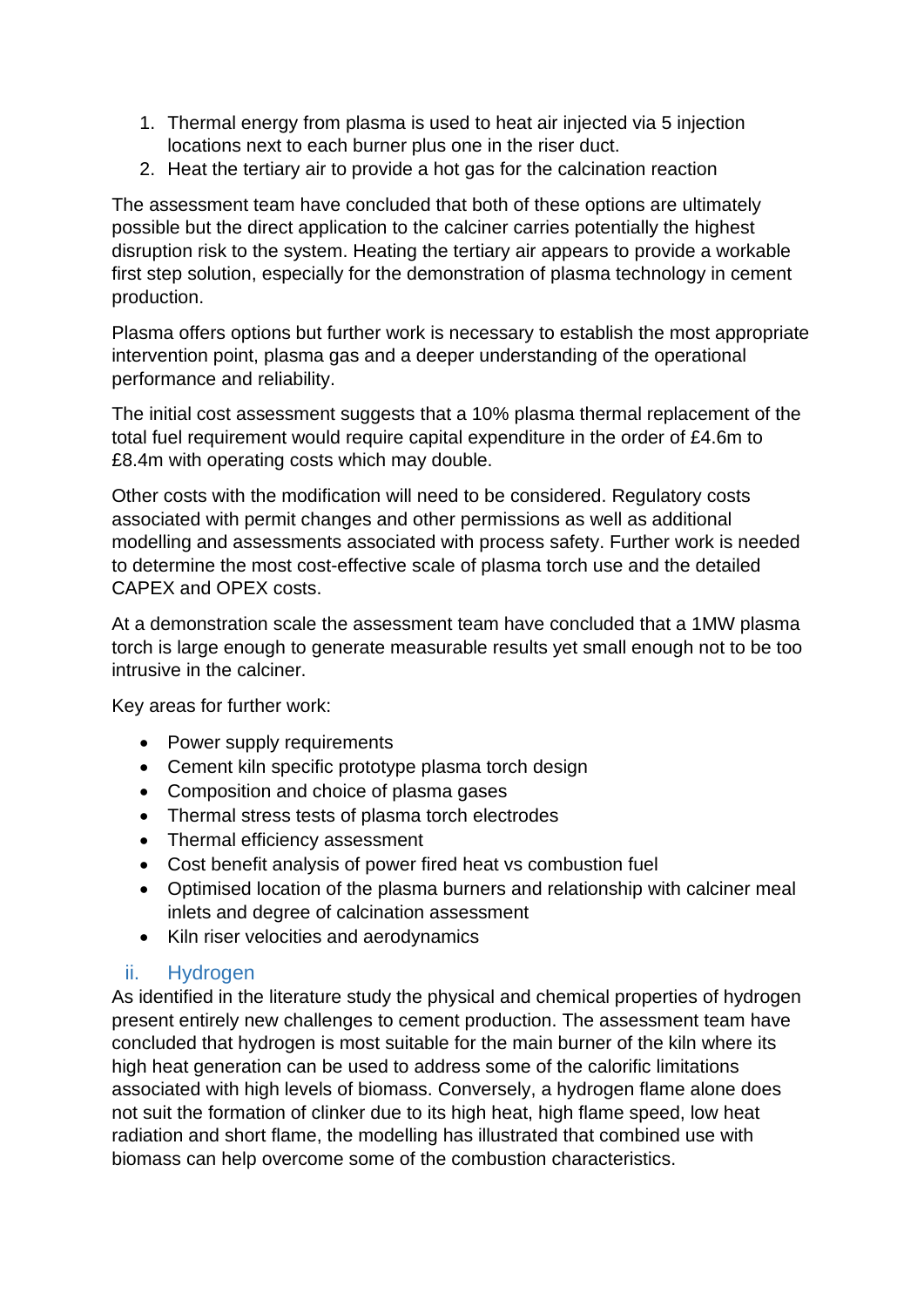1. Thermal energy from plasma is used to heat air injected via 5 injection locations next to each burner plus one in the riser duct.
2. Heat the tertiary air to provide a hot gas for the calcination reaction

The assessment team have concluded that both of these options are ultimately possible but the direct application to the calciner carries potentially the highest disruption risk to the system. Heating the tertiary air appears to provide a workable first step solution, especially for the demonstration of plasma technology in cement production.

Plasma offers options but further work is necessary to establish the most appropriate intervention point, plasma gas and a deeper understanding of the operational performance and reliability.

The initial cost assessment suggests that a 10% plasma thermal replacement of the total fuel requirement would require capital expenditure in the order of £4.6m to £8.4m with operating costs which may double.

Other costs with the modification will need to be considered. Regulatory costs associated with permit changes and other permissions as well as additional modelling and assessments associated with process safety. Further work is needed to determine the most cost-effective scale of plasma torch use and the detailed CAPEX and OPEX costs.

At a demonstration scale the assessment team have concluded that a 1MW plasma torch is large enough to generate measurable results yet small enough not to be too intrusive in the calciner.

Key areas for further work:

- Power supply requirements
- Cement kiln specific prototype plasma torch design
- Composition and choice of plasma gases
- Thermal stress tests of plasma torch electrodes
- Thermal efficiency assessment
- Cost benefit analysis of power fired heat vs combustion fuel
- Optimised location of the plasma burners and relationship with calciner meal inlets and degree of calcination assessment
- Kiln riser velocities and aerodynamics

### ii. Hydrogen

As identified in the literature study the physical and chemical properties of hydrogen present entirely new challenges to cement production. The assessment team have concluded that hydrogen is most suitable for the main burner of the kiln where its high heat generation can be used to address some of the calorific limitations associated with high levels of biomass. Conversely, a hydrogen flame alone does not suit the formation of clinker due to its high heat, high flame speed, low heat radiation and short flame, the modelling has illustrated that combined use with biomass can help overcome some of the combustion characteristics.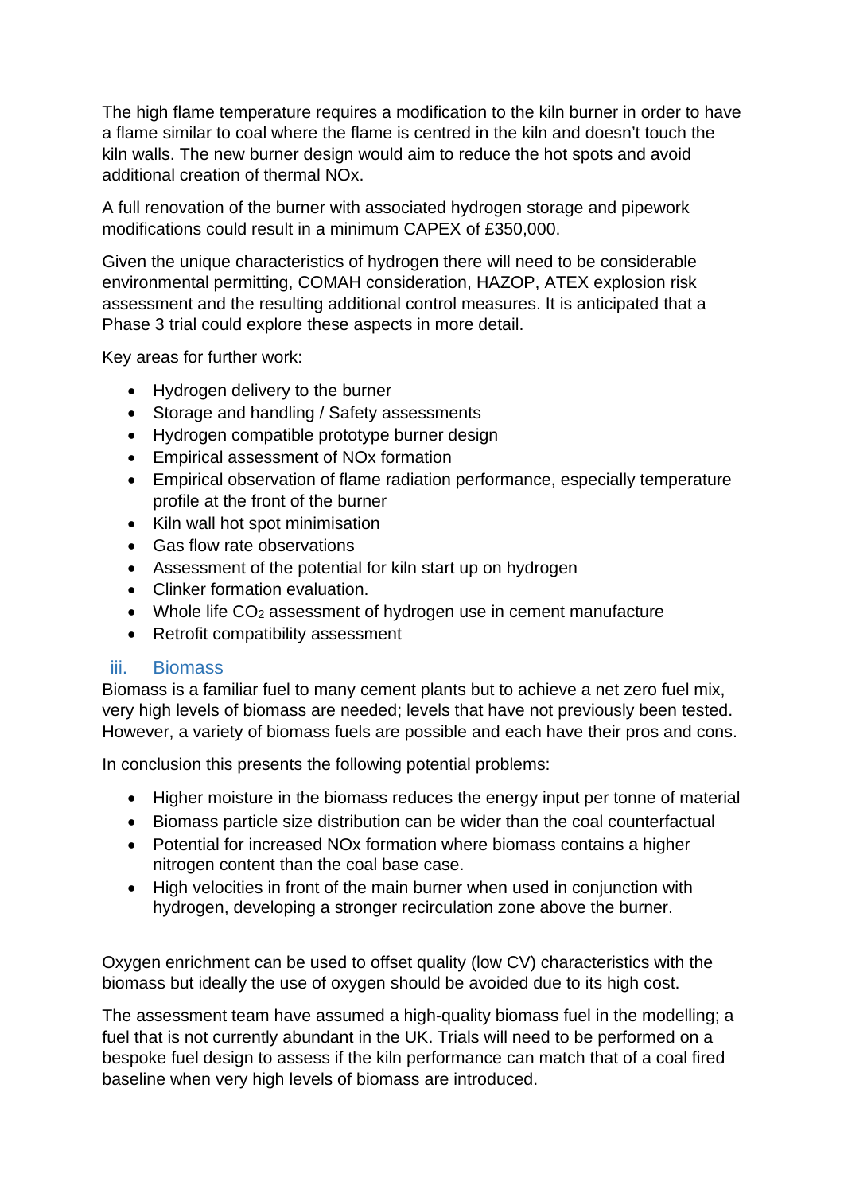The high flame temperature requires a modification to the kiln burner in order to have a flame similar to coal where the flame is centred in the kiln and doesn't touch the kiln walls. The new burner design would aim to reduce the hot spots and avoid additional creation of thermal NOx.

A full renovation of the burner with associated hydrogen storage and pipework modifications could result in a minimum CAPEX of £350,000.

Given the unique characteristics of hydrogen there will need to be considerable environmental permitting, COMAH consideration, HAZOP, ATEX explosion risk assessment and the resulting additional control measures. It is anticipated that a Phase 3 trial could explore these aspects in more detail.

Key areas for further work:

- Hydrogen delivery to the burner
- Storage and handling / Safety assessments
- Hydrogen compatible prototype burner design
- Empirical assessment of NOx formation
- Empirical observation of flame radiation performance, especially temperature profile at the front of the burner
- Kiln wall hot spot minimisation
- Gas flow rate observations
- Assessment of the potential for kiln start up on hydrogen
- Clinker formation evaluation.
- Whole life $CO_2$ assessment of hydrogen use in cement manufacture
- Retrofit compatibility assessment

### iii. Biomass

Biomass is a familiar fuel to many cement plants but to achieve a net zero fuel mix, very high levels of biomass are needed; levels that have not previously been tested. However, a variety of biomass fuels are possible and each have their pros and cons.

In conclusion this presents the following potential problems:

- Higher moisture in the biomass reduces the energy input per tonne of material
- Biomass particle size distribution can be wider than the coal counterfactual
- Potential for increased NOx formation where biomass contains a higher nitrogen content than the coal base case.
- High velocities in front of the main burner when used in conjunction with hydrogen, developing a stronger recirculation zone above the burner.

Oxygen enrichment can be used to offset quality (low CV) characteristics with the biomass but ideally the use of oxygen should be avoided due to its high cost.

The assessment team have assumed a high-quality biomass fuel in the modelling; a fuel that is not currently abundant in the UK. Trials will need to be performed on a bespoke fuel design to assess if the kiln performance can match that of a coal fired baseline when very high levels of biomass are introduced.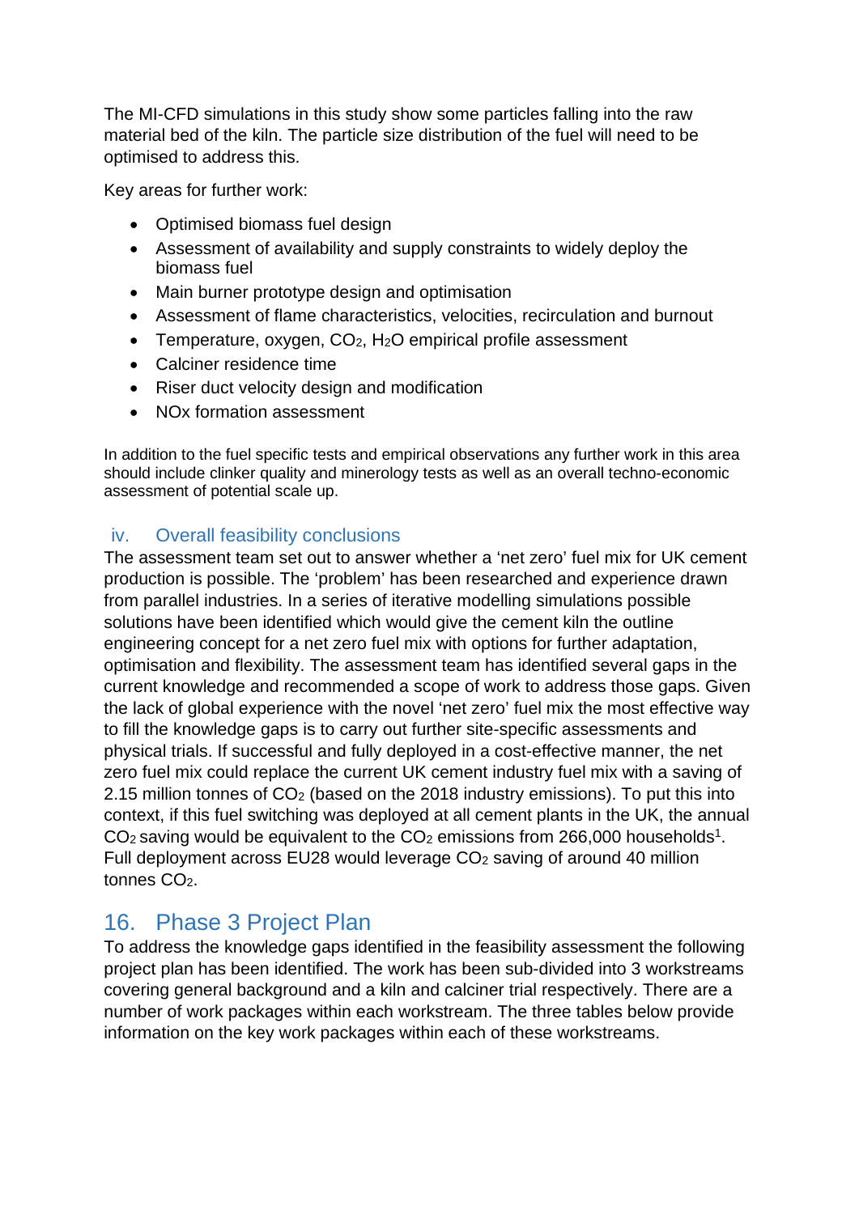The MI-CFD simulations in this study show some particles falling into the raw material bed of the kiln. The particle size distribution of the fuel will need to be optimised to address this.

Key areas for further work:

- Optimised biomass fuel design
- Assessment of availability and supply constraints to widely deploy the biomass fuel
- Main burner prototype design and optimisation
- Assessment of flame characteristics, velocities, recirculation and burnout
- Temperature, oxygen, $CO_2$, $H_2O$ empirical profile assessment
- Calciner residence time
- Riser duct velocity design and modification
- NOx formation assessment

In addition to the fuel specific tests and empirical observations any further work in this area should include clinker quality and minerology tests as well as an overall techno-economic assessment of potential scale up.

### iv. Overall feasibility conclusions

The assessment team set out to answer whether a 'net zero' fuel mix for UK cement production is possible. The 'problem' has been researched and experience drawn from parallel industries. In a series of iterative modelling simulations possible solutions have been identified which would give the cement kiln the outline engineering concept for a net zero fuel mix with options for further adaptation, optimisation and flexibility. The assessment team has identified several gaps in the current knowledge and recommended a scope of work to address those gaps. Given the lack of global experience with the novel 'net zero' fuel mix the most effective way to fill the knowledge gaps is to carry out further site-specific assessments and physical trials. If successful and fully deployed in a cost-effective manner, the net zero fuel mix could replace the current UK cement industry fuel mix with a saving of 2.15 million tonnes of $CO_2$ (based on the 2018 industry emissions). To put this into context, if this fuel switching was deployed at all cement plants in the UK, the annual $CO_2$ saving would be equivalent to the $CO_2$ emissions from 266,000 households[1]. Full deployment across EU28 would leverage $CO_2$ saving of around 40 million tonnes $CO_2$.

## 16. Phase 3 Project Plan

To address the knowledge gaps identified in the feasibility assessment the following project plan has been identified. The work has been sub-divided into 3 workstreams covering general background and a kiln and calciner trial respectively. There are a number of work packages within each workstream. The three tables below provide information on the key work packages within each of these workstreams.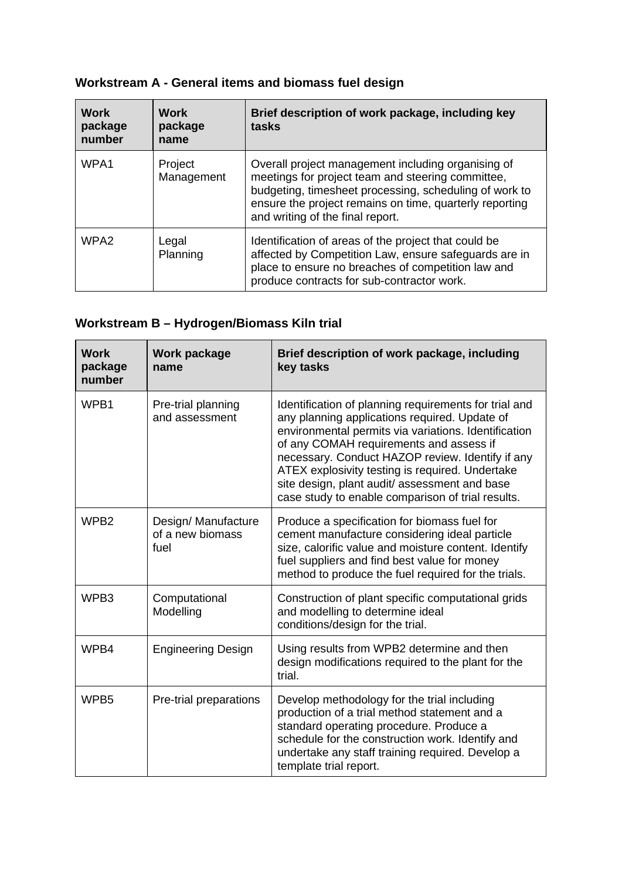### Workstream A - General items and biomass fuel design

| Work package number | Work package name | Brief description of work package, including key tasks |
|---|---|---|
| WPA1 | Project Management | Overall project management including organising of meetings for project team and steering committee, budgeting, timesheet processing, scheduling of work to ensure the project remains on time, quarterly reporting and writing of the final report. |
| WPA2 | Legal Planning | Identification of areas of the project that could be affected by Competition Law, ensure safeguards are in place to ensure no breaches of competition law and produce contracts for sub-contractor work. |

### Workstream B – Hydrogen/Biomass Kiln trial

| Work package number | Work package name | Brief description of work package, including key tasks |
|---|---|---|
| WPB1 | Pre-trial planning and assessment | Identification of planning requirements for trial and any planning applications required. Update of environmental permits via variations. Identification of any COMAH requirements and assess if necessary. Conduct HAZOP review. Identify if any ATEX explosivity testing is required. Undertake site design, plant audit/ assessment and base case study to enable comparison of trial results. |
| WPB2 | Design/ Manufacture of a new biomass fuel | Produce a specification for biomass fuel for cement manufacture considering ideal particle size, calorific value and moisture content. Identify fuel suppliers and find best value for money method to produce the fuel required for the trials. |
| WPB3 | Computational Modelling | Construction of plant specific computational grids and modelling to determine ideal conditions/design for the trial. |
| WPB4 | Engineering Design | Using results from WPB2 determine and then design modifications required to the plant for the trial. |
| WPB5 | Pre-trial preparations | Develop methodology for the trial including production of a trial method statement and a standard operating procedure. Produce a schedule for the construction work. Identify and undertake any staff training required. Develop a template trial report. |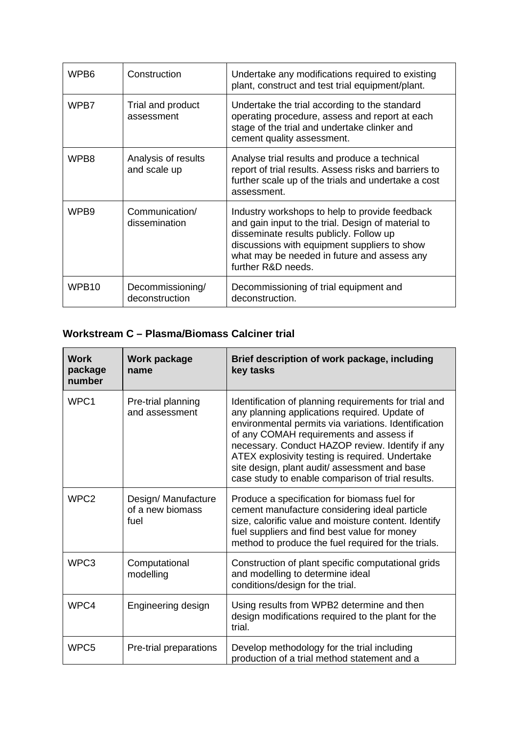| | | |
|---|---|---|
| WPB6 | Construction | Undertake any modifications required to existing plant, construct and test trial equipment/plant. |
| WPB7 | Trial and product assessment | Undertake the trial according to the standard operating procedure, assess and report at each stage of the trial and undertake clinker and cement quality assessment. |
| WPB8 | Analysis of results and scale up | Analyse trial results and produce a technical report of trial results. Assess risks and barriers to further scale up of the trials and undertake a cost assessment. |
| WPB9 | Communication/ dissemination | Industry workshops to help to provide feedback and gain input to the trial. Design of material to disseminate results publicly. Follow up discussions with equipment suppliers to show what may be needed in future and assess any further R&D needs. |
| WPB10 | Decommissioning/ deconstruction | Decommissioning of trial equipment and deconstruction. |

### Workstream C – Plasma/Biomass Calciner trial

| Work package number | Work package name | Brief description of work package, including key tasks |
|---|---|---|
| WPC1 | Pre-trial planning and assessment | Identification of planning requirements for trial and any planning applications required. Update of environmental permits via variations. Identification of any COMAH requirements and assess if necessary. Conduct HAZOP review. Identify if any ATEX explosivity testing is required. Undertake site design, plant audit/ assessment and base case study to enable comparison of trial results. |
| WPC2 | Design/ Manufacture of a new biomass fuel | Produce a specification for biomass fuel for cement manufacture considering ideal particle size, calorific value and moisture content. Identify fuel suppliers and find best value for money method to produce the fuel required for the trials. |
| WPC3 | Computational modelling | Construction of plant specific computational grids and modelling to determine ideal conditions/design for the trial. |
| WPC4 | Engineering design | Using results from WPB2 determine and then design modifications required to the plant for the trial. |
| WPC5 | Pre-trial preparations | Develop methodology for the trial including production of a trial method statement and a |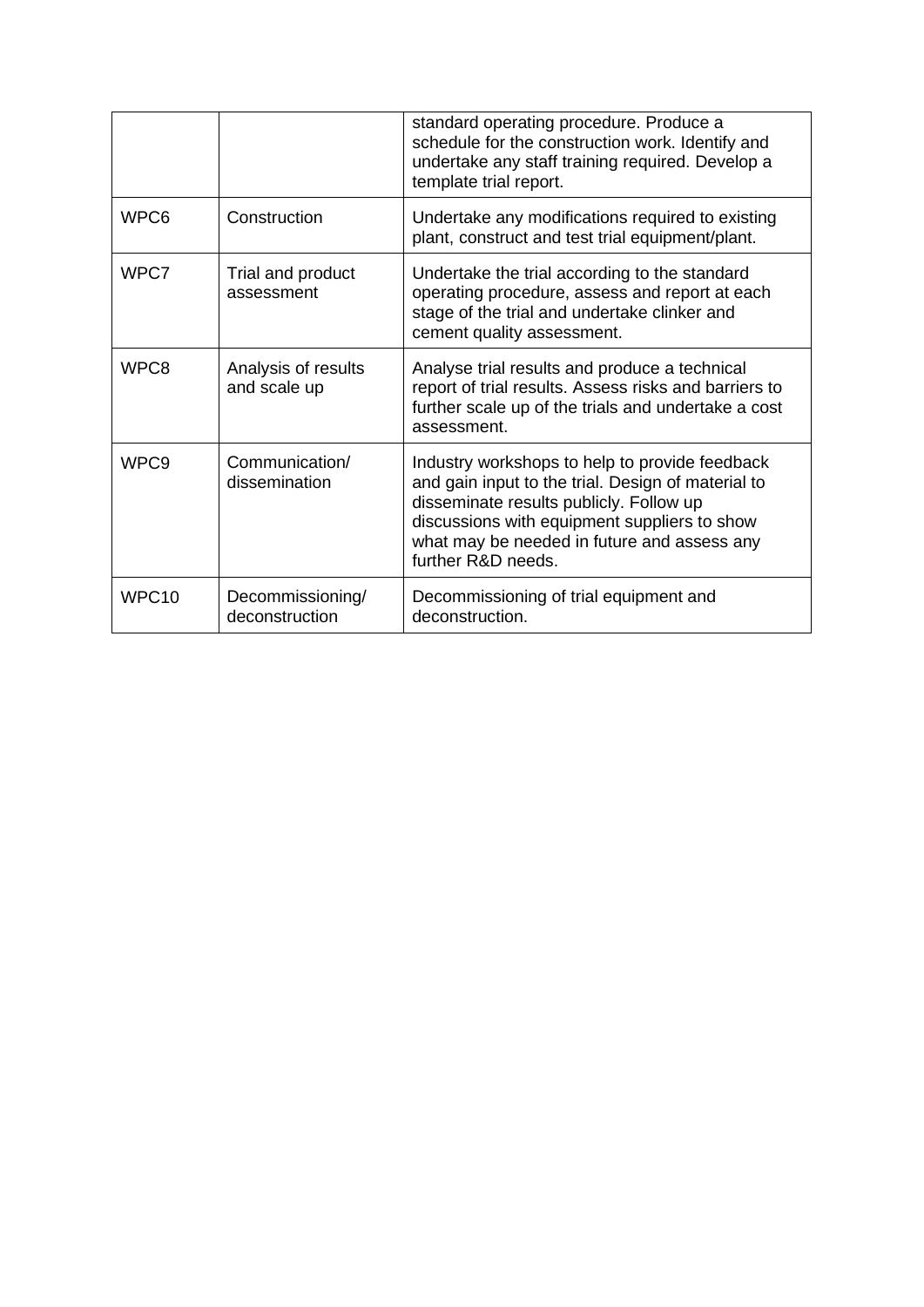| | | |
|---|---|---|
| | | standard operating procedure. Produce a schedule for the construction work. Identify and undertake any staff training required. Develop a template trial report. |
| WPC6 | Construction | Undertake any modifications required to existing plant, construct and test trial equipment/plant. |
| WPC7 | Trial and product assessment | Undertake the trial according to the standard operating procedure, assess and report at each stage of the trial and undertake clinker and cement quality assessment. |
| WPC8 | Analysis of results and scale up | Analyse trial results and produce a technical report of trial results. Assess risks and barriers to further scale up of the trials and undertake a cost assessment. |
| WPC9 | Communication/ dissemination | Industry workshops to help to provide feedback and gain input to the trial. Design of material to disseminate results publicly. Follow up discussions with equipment suppliers to show what may be needed in future and assess any further R&D needs. |
| WPC10 | Decommissioning/ deconstruction | Decommissioning of trial equipment and deconstruction. |